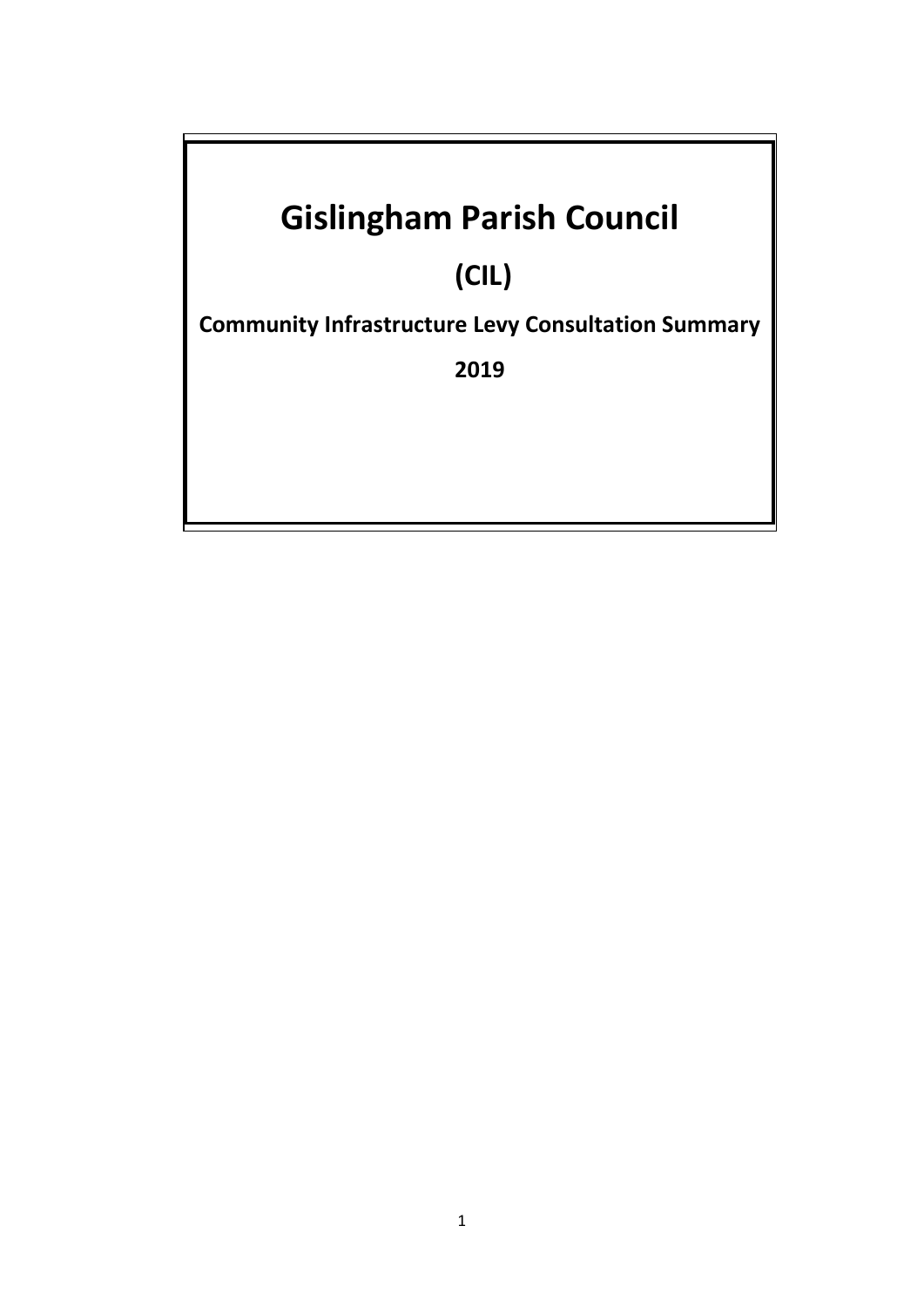# Gislingham Parish Council

## (CIL)

**Community Infrastructure Levy Consultation Summary**

**2019**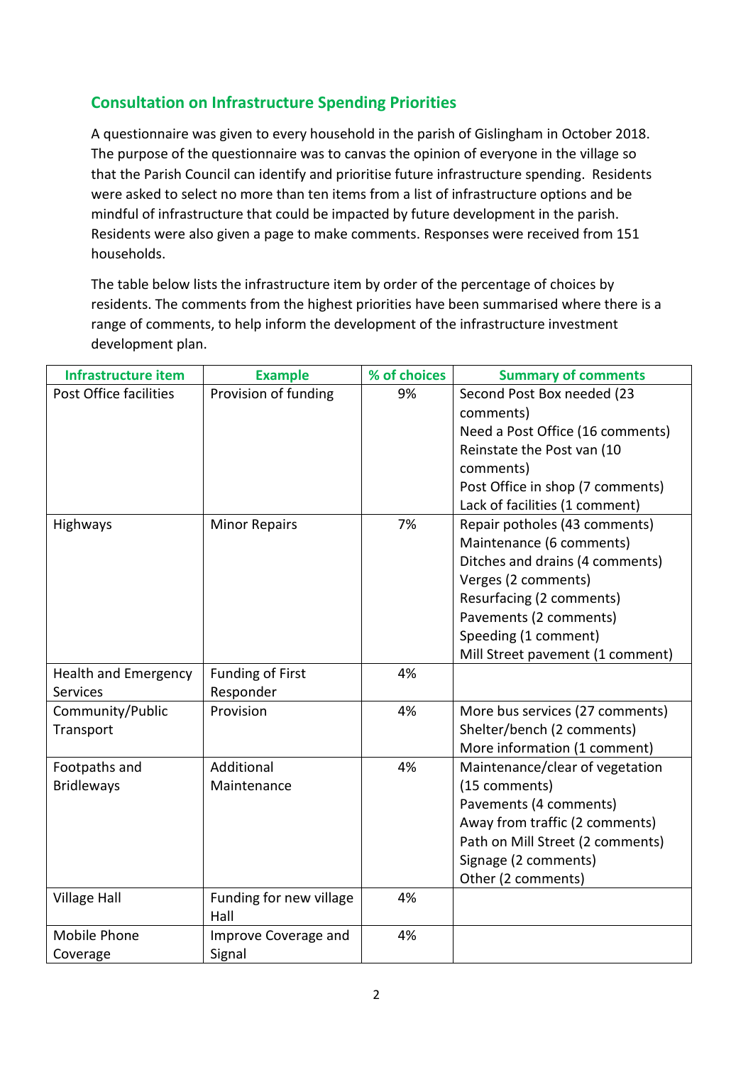## Consultation on Infrastructure Spending Priorities

A questionnaire was given to every household in the parish of Gislingham in October 2018. The purpose of the questionnaire was to canvas the opinion of everyone in the village so that the Parish Council can identify and prioritise future infrastructure spending. Residents were asked to select no more than ten items from a list of infrastructure options and be mindful of infrastructure that could be impacted by future development in the parish. Residents were also given a page to make comments. Responses were received from 151 households.

The table below lists the infrastructure item by order of the percentage of choices by residents. The comments from the highest priorities have been summarised where there is a range of comments, to help inform the development of the infrastructure investment development plan.

| Infrastructure item | Example | % of choices | Summary of comments |
|---|---|---|---|
| Post Office facilities | Provision of funding | 9% | Second Post Box needed (23 comments)<br>Need a Post Office (16 comments)<br>Reinstate the Post van (10 comments)<br>Post Office in shop (7 comments)<br>Lack of facilities (1 comment) |
| Highways | Minor Repairs | 7% | Repair potholes (43 comments)<br>Maintenance (6 comments)<br>Ditches and drains (4 comments)<br>Verges (2 comments)<br>Resurfacing (2 comments)<br>Pavements (2 comments)<br>Speeding (1 comment)<br>Mill Street pavement (1 comment) |
| Health and Emergency Services | Funding of First Responder | 4% | |
| Community/Public Transport | Provision | 4% | More bus services (27 comments)<br>Shelter/bench (2 comments)<br>More information (1 comment) |
| Footpaths and Bridleways | Additional Maintenance | 4% | Maintenance/clear of vegetation (15 comments)<br>Pavements (4 comments)<br>Away from traffic (2 comments)<br>Path on Mill Street (2 comments)<br>Signage (2 comments)<br>Other (2 comments) |
| Village Hall | Funding for new village Hall | 4% | |
| Mobile Phone Coverage | Improve Coverage and Signal | 4% | |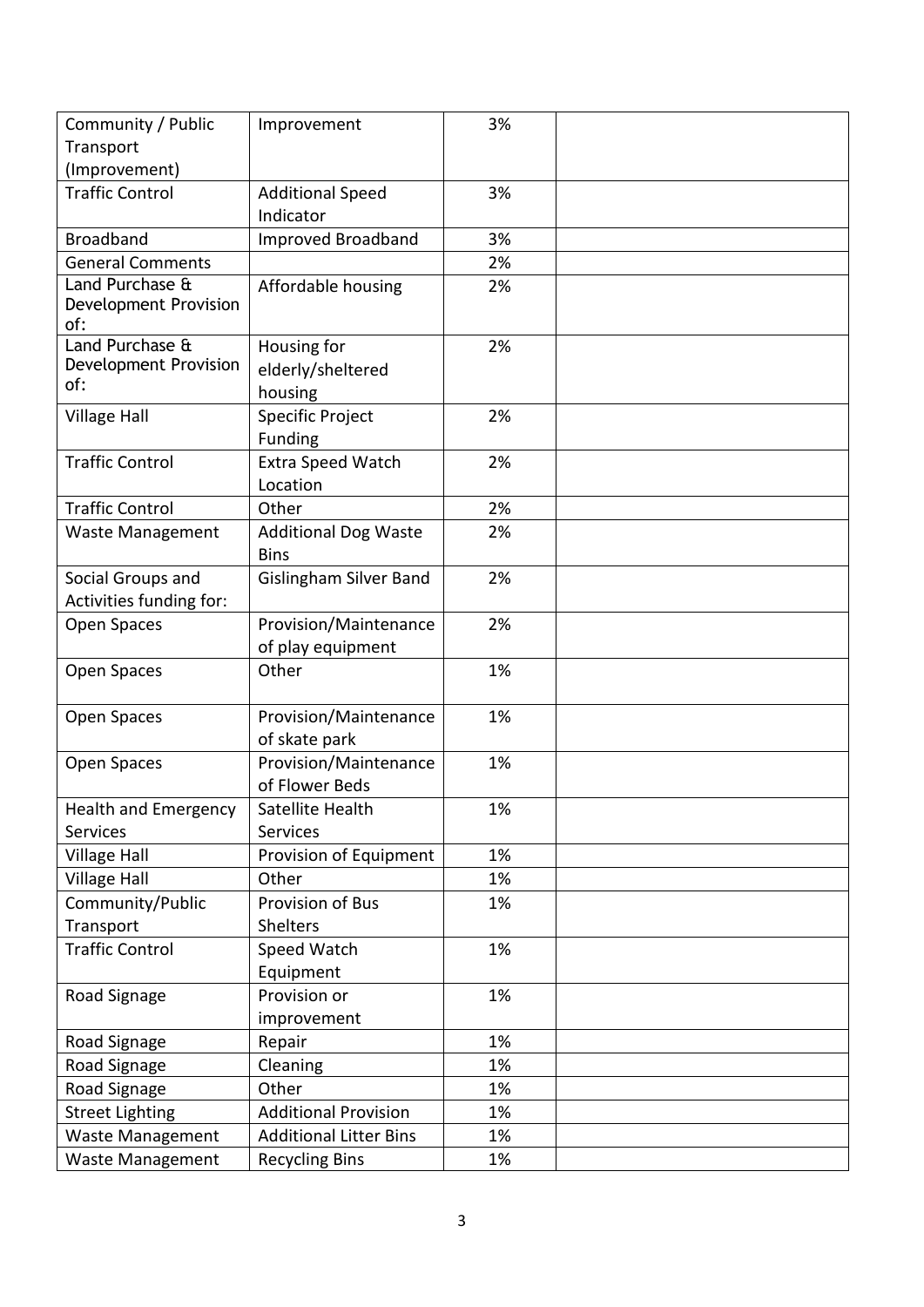| Community / Public Transport (Improvement) | Improvement | 3% | |
|---|---|---|---|
| Traffic Control | Additional Speed Indicator | 3% | |
| Broadband | Improved Broadband | 3% | |
| General Comments | | 2% | |
| Land Purchase & Development Provision of: | Affordable housing | 2% | |
| Land Purchase & Development Provision of: | Housing for elderly/sheltered housing | 2% | |
| Village Hall | Specific Project Funding | 2% | |
| Traffic Control | Extra Speed Watch Location | 2% | |
| Traffic Control | Other | 2% | |
| Waste Management | Additional Dog Waste Bins | 2% | |
| Social Groups and Activities funding for: | Gislingham Silver Band | 2% | |
| Open Spaces | Provision/Maintenance of play equipment | 2% | |
| Open Spaces | Other | 1% | |
| Open Spaces | Provision/Maintenance of skate park | 1% | |
| Open Spaces | Provision/Maintenance of Flower Beds | 1% | |
| Health and Emergency Services | Satellite Health Services | 1% | |
| Village Hall | Provision of Equipment | 1% | |
| Village Hall | Other | 1% | |
| Community/Public Transport | Provision of Bus Shelters | 1% | |
| Traffic Control | Speed Watch Equipment | 1% | |
| Road Signage | Provision or improvement | 1% | |
| Road Signage | Repair | 1% | |
| Road Signage | Cleaning | 1% | |
| Road Signage | Other | 1% | |
| Street Lighting | Additional Provision | 1% | |
| Waste Management | Additional Litter Bins | 1% | |
| Waste Management | Recycling Bins | 1% | |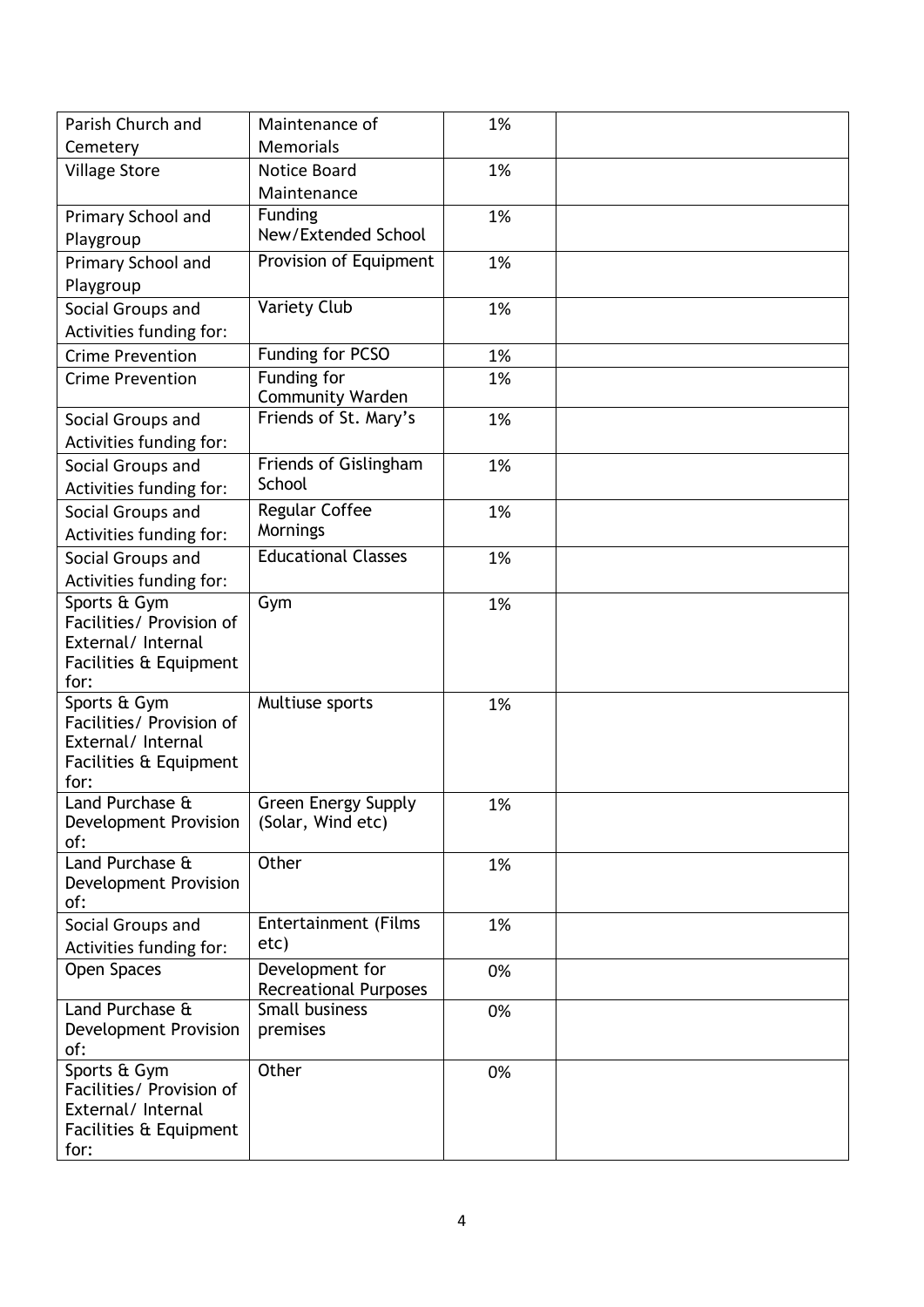| Parish Church and Cemetery | Maintenance of Memorials | 1% | |
|---|---|---|---|
| Village Store | Notice Board Maintenance | 1% | |
| Primary School and Playgroup | Funding New/Extended School | 1% | |
| Primary School and Playgroup | Provision of Equipment | 1% | |
| Social Groups and Activities funding for: | Variety Club | 1% | |
| Crime Prevention | Funding for PCSO | 1% | |
| Crime Prevention | Funding for Community Warden | 1% | |
| Social Groups and Activities funding for: | Friends of St. Mary's | 1% | |
| Social Groups and Activities funding for: | Friends of Gislingham School | 1% | |
| Social Groups and Activities funding for: | Regular Coffee Mornings | 1% | |
| Social Groups and Activities funding for: | Educational Classes | 1% | |
| Sports & Gym Facilities/ Provision of External/ Internal Facilities & Equipment for: | Gym | 1% | |
| Sports & Gym Facilities/ Provision of External/ Internal Facilities & Equipment for: | Multiuse sports | 1% | |
| Land Purchase & Development Provision of: | Green Energy Supply (Solar, Wind etc) | 1% | |
| Land Purchase & Development Provision of: | Other | 1% | |
| Social Groups and Activities funding for: | Entertainment (Films etc) | 1% | |
| Open Spaces | Development for Recreational Purposes | 0% | |
| Land Purchase & Development Provision of: | Small business premises | 0% | |
| Sports & Gym Facilities/ Provision of External/ Internal Facilities & Equipment for: | Other | 0% | |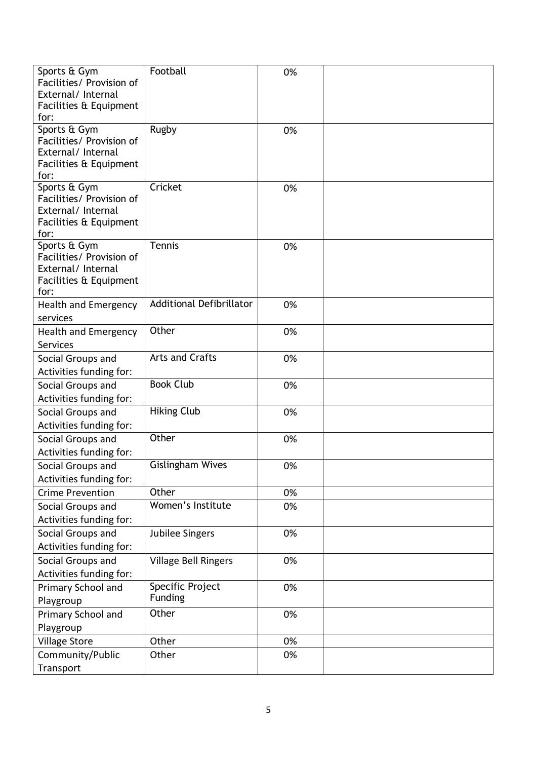| | | | |
|---|---|---|---|
| Sports & Gym Facilities/ Provision of External/ Internal Facilities & Equipment for: | Football | 0% | |
| Sports & Gym Facilities/ Provision of External/ Internal Facilities & Equipment for: | Rugby | 0% | |
| Sports & Gym Facilities/ Provision of External/ Internal Facilities & Equipment for: | Cricket | 0% | |
| Sports & Gym Facilities/ Provision of External/ Internal Facilities & Equipment for: | Tennis | 0% | |
| Health and Emergency services | Additional Defibrillator | 0% | |
| Health and Emergency Services | Other | 0% | |
| Social Groups and Activities funding for: | Arts and Crafts | 0% | |
| Social Groups and Activities funding for: | Book Club | 0% | |
| Social Groups and Activities funding for: | Hiking Club | 0% | |
| Social Groups and Activities funding for: | Other | 0% | |
| Social Groups and Activities funding for: | Gislingham Wives | 0% | |
| Crime Prevention | Other | 0% | |
| Social Groups and Activities funding for: | Women's Institute | 0% | |
| Social Groups and Activities funding for: | Jubilee Singers | 0% | |
| Social Groups and Activities funding for: | Village Bell Ringers | 0% | |
| Primary School and Playgroup | Specific Project Funding | 0% | |
| Primary School and Playgroup | Other | 0% | |
| Village Store | Other | 0% | |
| Community/Public Transport | Other | 0% | |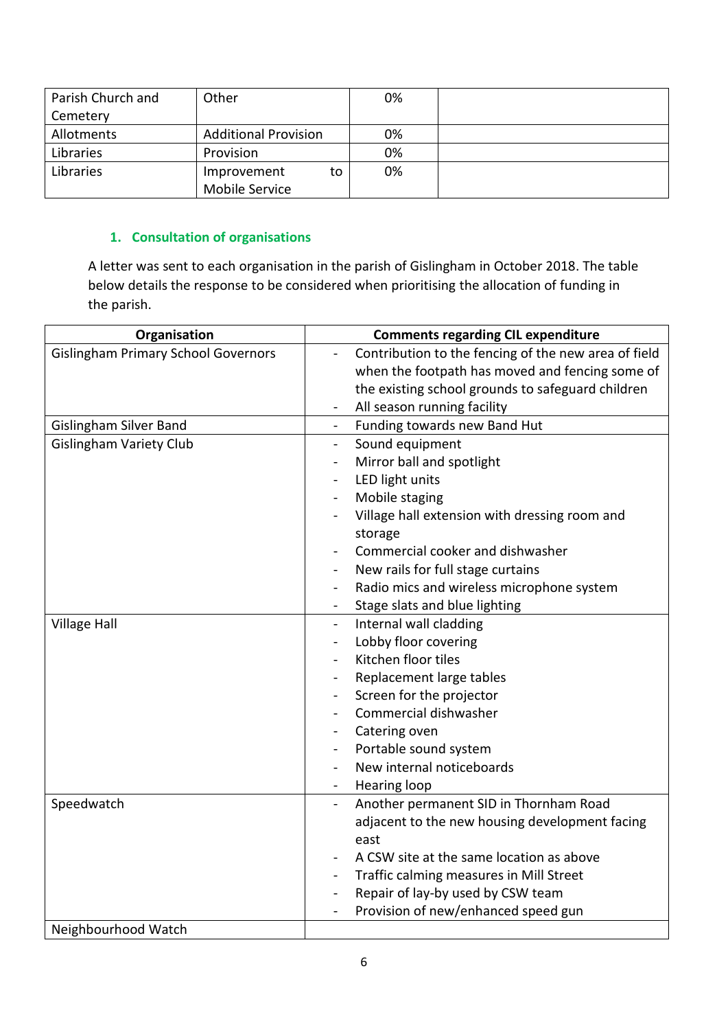| Parish Church and Cemetery | Other | 0% | |
|---|---|---|---|
| Allotments | Additional Provision | 0% | |
| Libraries | Provision | 0% | |
| Libraries | Improvement to Mobile Service | 0% | |

## 1. Consultation of organisations

A letter was sent to each organisation in the parish of Gislingham in October 2018. The table below details the response to be considered when prioritising the allocation of funding in the parish.

| Organisation | Comments regarding CIL expenditure |
|---|---|
| Gislingham Primary School Governors | - Contribution to the fencing of the new area of field when the footpath has moved and fencing some of the existing school grounds to safeguard children<br>- All season running facility |
| Gislingham Silver Band | - Funding towards new Band Hut |
| Gislingham Variety Club | - Sound equipment<br>- Mirror ball and spotlight<br>- LED light units<br>- Mobile staging<br>- Village hall extension with dressing room and storage<br>- Commercial cooker and dishwasher<br>- New rails for full stage curtains<br>- Radio mics and wireless microphone system<br>- Stage slats and blue lighting |
| Village Hall | - Internal wall cladding<br>- Lobby floor covering<br>- Kitchen floor tiles<br>- Replacement large tables<br>- Screen for the projector<br>- Commercial dishwasher<br>- Catering oven<br>- Portable sound system<br>- New internal noticeboards<br>- Hearing loop |
| Speedwatch | - Another permanent SID in Thornham Road adjacent to the new housing development facing east<br>- A CSW site at the same location as above<br>- Traffic calming measures in Mill Street<br>- Repair of lay-by used by CSW team<br>- Provision of new/enhanced speed gun |
| Neighbourhood Watch | |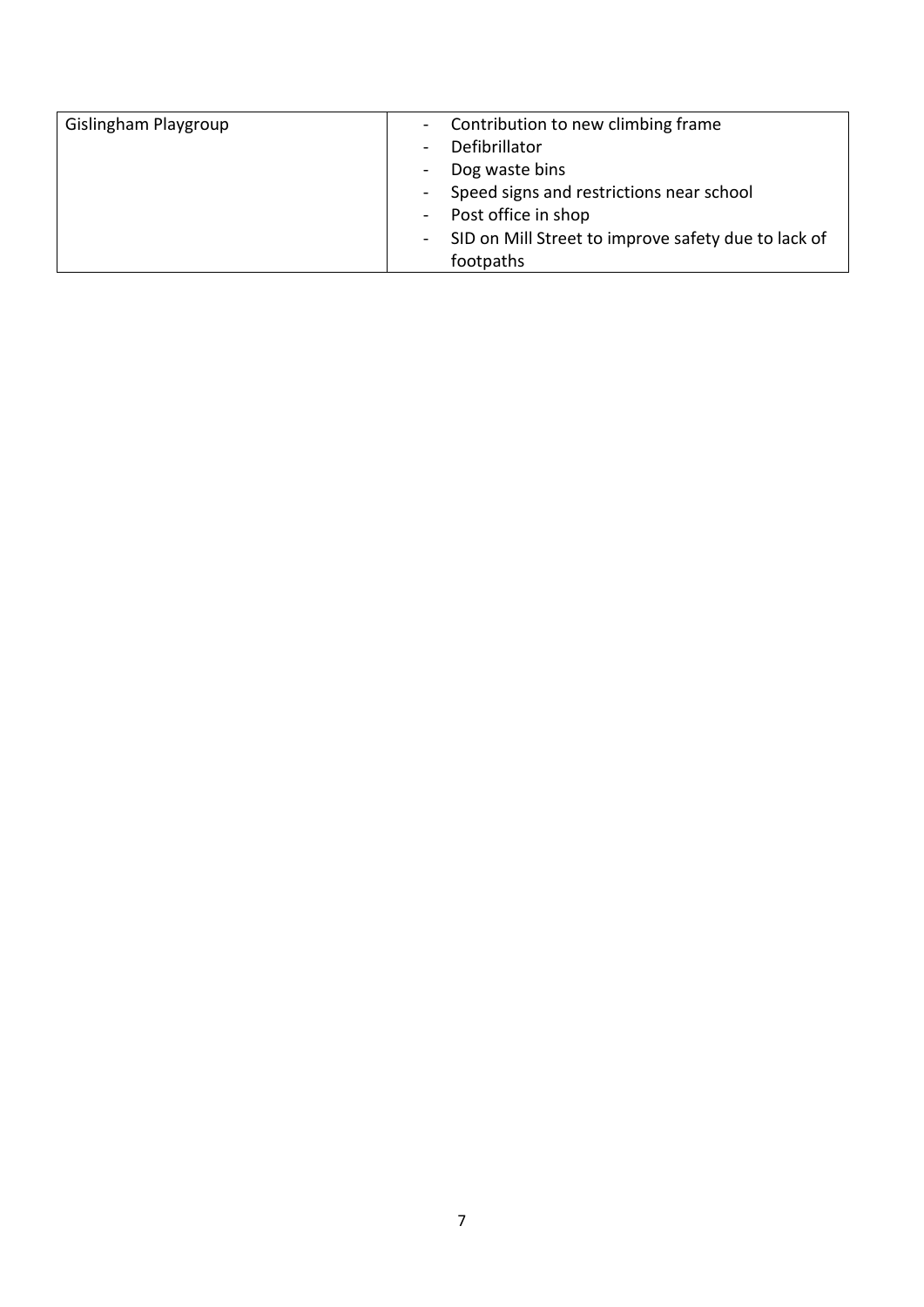| Gislingham Playgroup | - Contribution to new climbing frame<br>- Defibrillator<br>- Dog waste bins<br>- Speed signs and restrictions near school<br>- Post office in shop<br>- SID on Mill Street to improve safety due to lack of footpaths |
|---|---|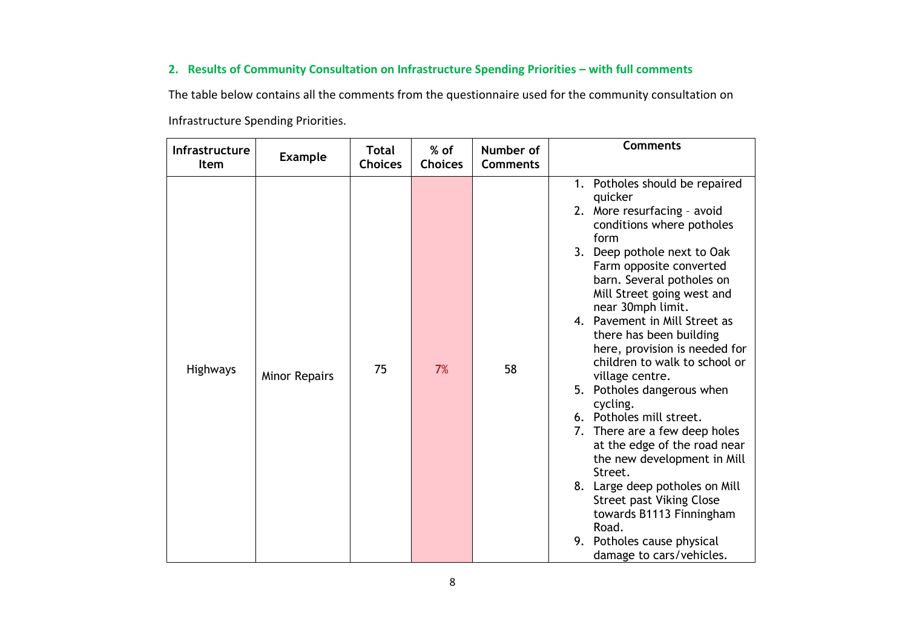## 2. Results of Community Consultation on Infrastructure Spending Priorities – with full comments

The table below contains all the comments from the questionnaire used for the community consultation on Infrastructure Spending Priorities.

| Infrastructure Item | Example | Total Choices | % of Choices | Number of Comments | Comments |
|---|---|---|---|---|---|
| Highways | Minor Repairs | 75 | 7% | 58 | 1. Potholes should be repaired quicker<br>2. More resurfacing – avoid conditions where potholes form<br>3. Deep pothole next to Oak Farm opposite converted barn. Several potholes on Mill Street going west and near 30mph limit.<br>4. Pavement in Mill Street as there has been building here, provision is needed for children to walk to school or village centre.<br>5. Potholes dangerous when cycling.<br>6. Potholes mill street.<br>7. There are a few deep holes at the edge of the road near the new development in Mill Street.<br>8. Large deep potholes on Mill Street past Viking Close towards B1113 Finningham Road.<br>9. Potholes cause physical damage to cars/vehicles. |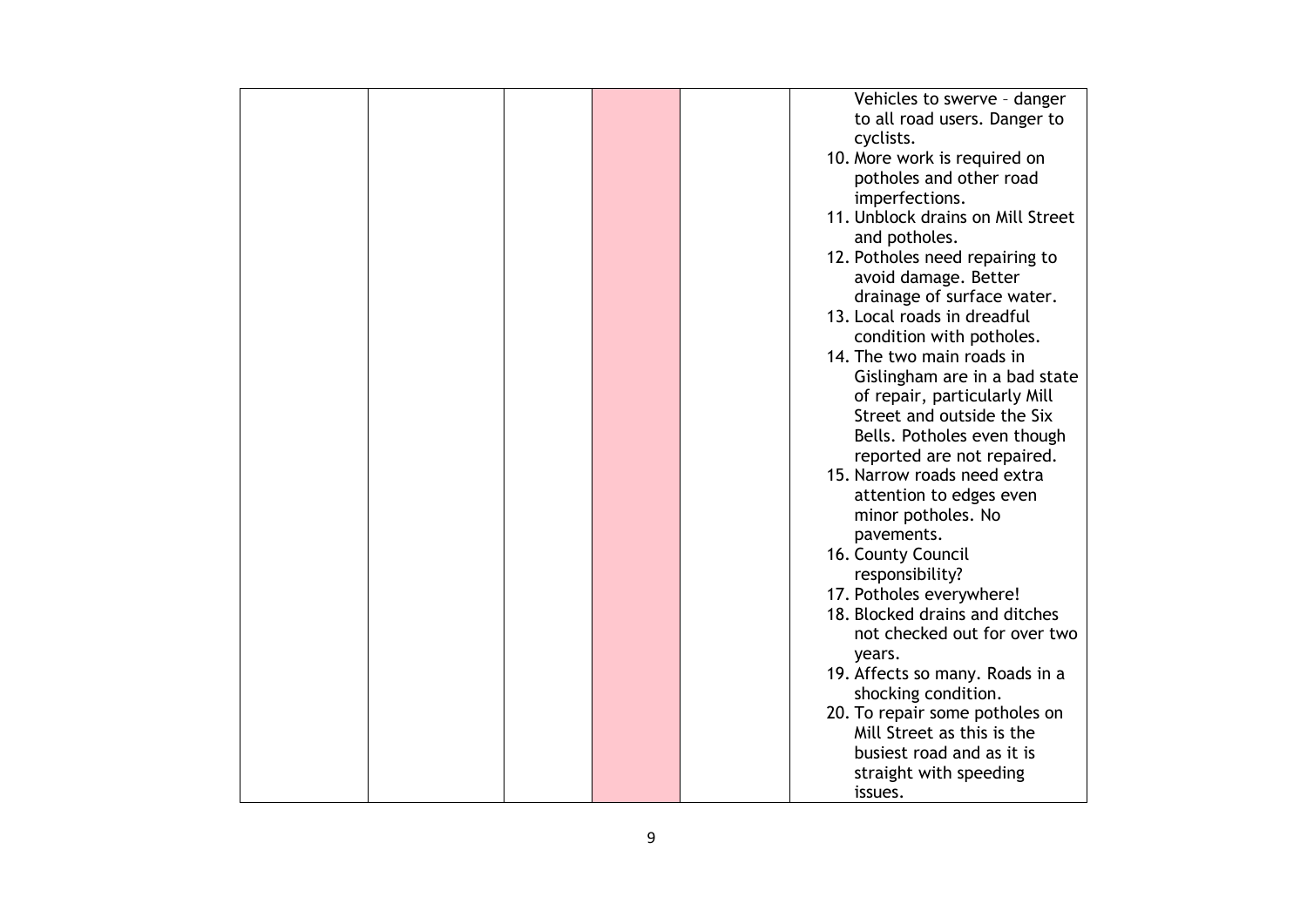| | | | | | |
|---|---|---|---|---|---|
| | | | | | Vehicles to swerve – danger to all road users. Danger to cyclists.<br>10. More work is required on potholes and other road imperfections.<br>11. Unblock drains on Mill Street and potholes.<br>12. Potholes need repairing to avoid damage. Better drainage of surface water.<br>13. Local roads in dreadful condition with potholes.<br>14. The two main roads in Gislingham are in a bad state of repair, particularly Mill Street and outside the Six Bells. Potholes even though reported are not repaired.<br>15. Narrow roads need extra attention to edges even minor potholes. No pavements.<br>16. County Council responsibility?<br>17. Potholes everywhere!<br>18. Blocked drains and ditches not checked out for over two years.<br>19. Affects so many. Roads in a shocking condition.<br>20. To repair some potholes on Mill Street as this is the busiest road and as it is straight with speeding issues. |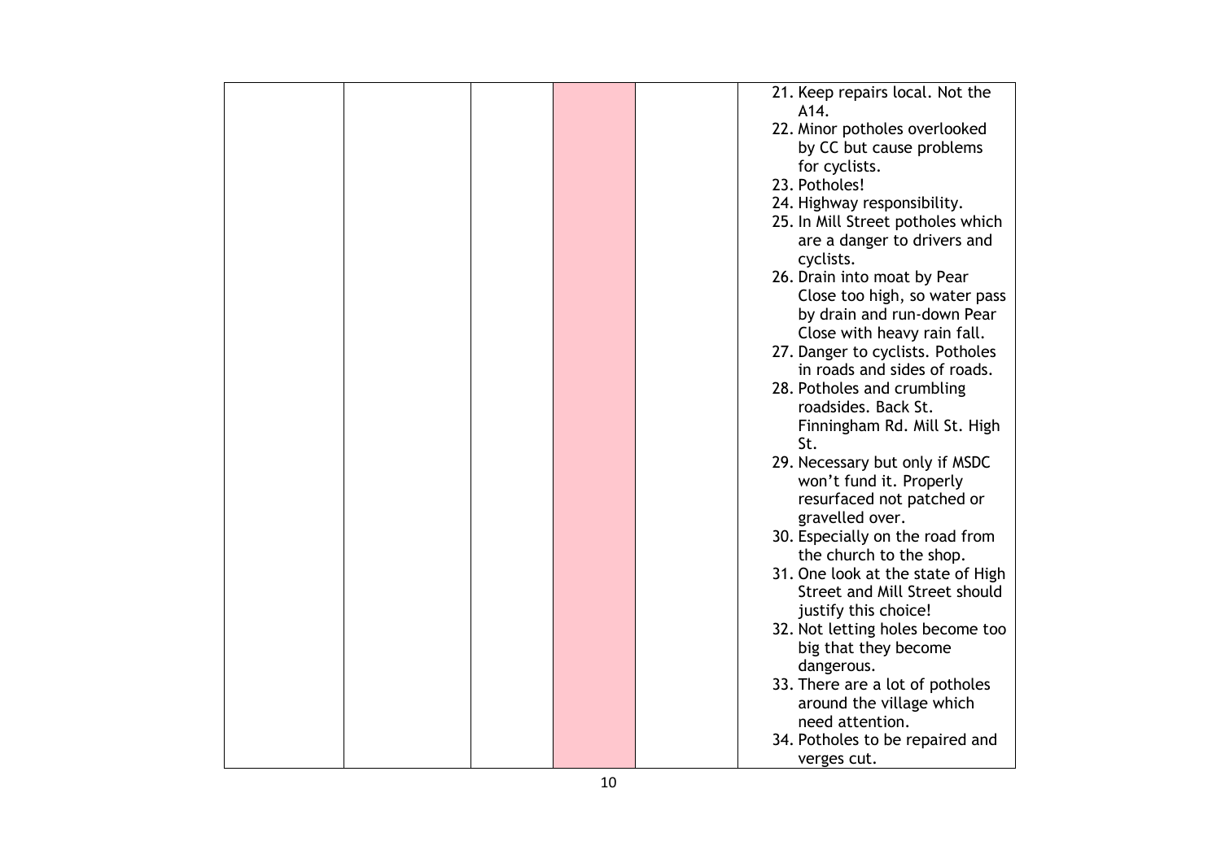| | | | | | |
|---|---|---|---|---|---|
| | | | | | 21. Keep repairs local. Not the A14.<br>22. Minor potholes overlooked by CC but cause problems for cyclists.<br>23. Potholes!<br>24. Highway responsibility.<br>25. In Mill Street potholes which are a danger to drivers and cyclists.<br>26. Drain into moat by Pear Close too high, so water pass by drain and run-down Pear Close with heavy rain fall.<br>27. Danger to cyclists. Potholes in roads and sides of roads.<br>28. Potholes and crumbling roadsides. Back St. Finningham Rd. Mill St. High St.<br>29. Necessary but only if MSDC won't fund it. Properly resurfaced not patched or gravelled over.<br>30. Especially on the road from the church to the shop.<br>31. One look at the state of High Street and Mill Street should justify this choice!<br>32. Not letting holes become too big that they become dangerous.<br>33. There are a lot of potholes around the village which need attention.<br>34. Potholes to be repaired and verges cut. |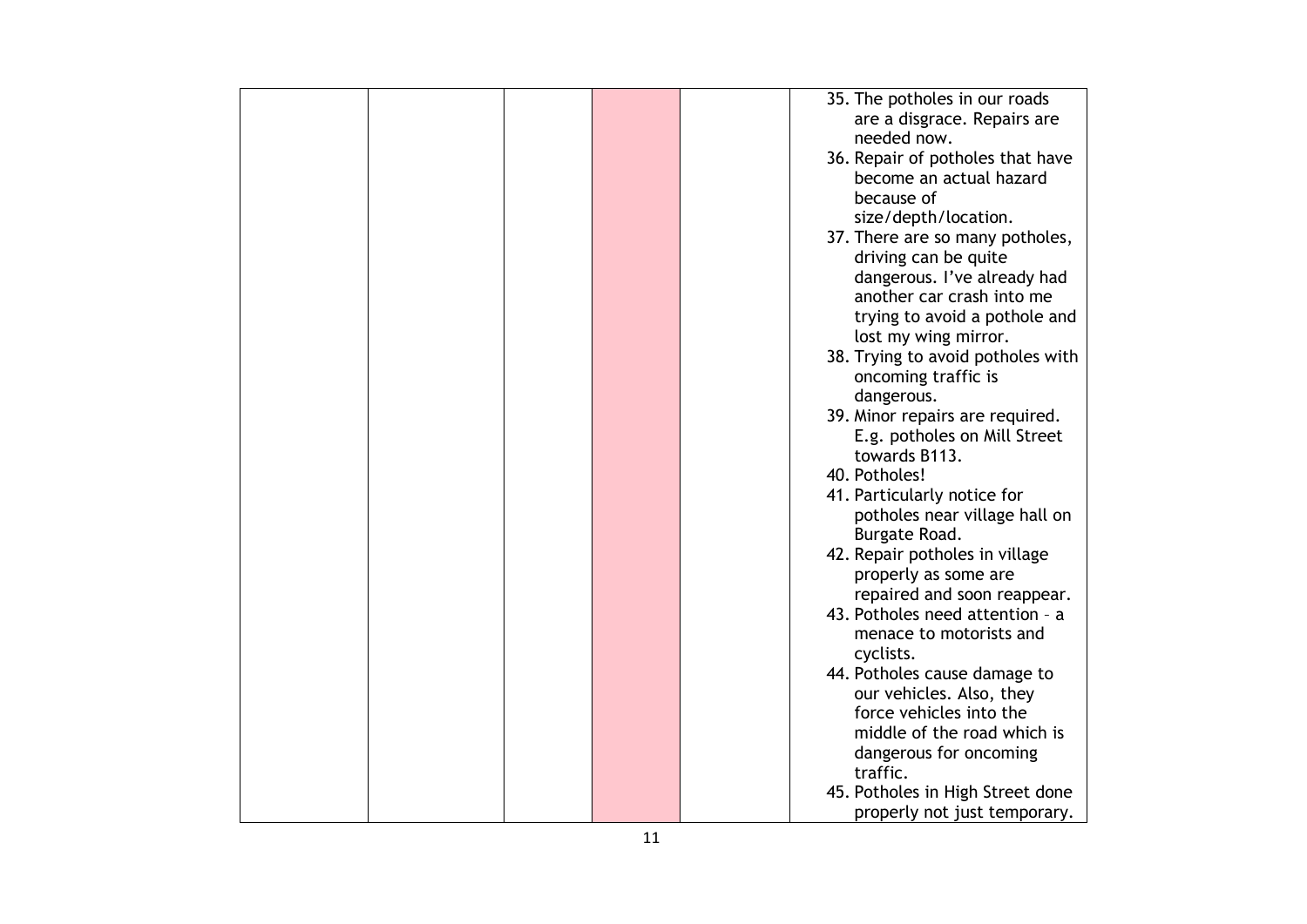| | | | | | |
|---|---|---|---|---|---|
| | | | | | 35. The potholes in our roads are a disgrace. Repairs are needed now.<br>36. Repair of potholes that have become an actual hazard because of size/depth/location.<br>37. There are so many potholes, driving can be quite dangerous. I've already had another car crash into me trying to avoid a pothole and lost my wing mirror.<br>38. Trying to avoid potholes with oncoming traffic is dangerous.<br>39. Minor repairs are required. E.g. potholes on Mill Street towards B113.<br>40. Potholes!<br>41. Particularly notice for potholes near village hall on Burgate Road.<br>42. Repair potholes in village properly as some are repaired and soon reappear.<br>43. Potholes need attention – a menace to motorists and cyclists.<br>44. Potholes cause damage to our vehicles. Also, they force vehicles into the middle of the road which is dangerous for oncoming traffic.<br>45. Potholes in High Street done properly not just temporary. |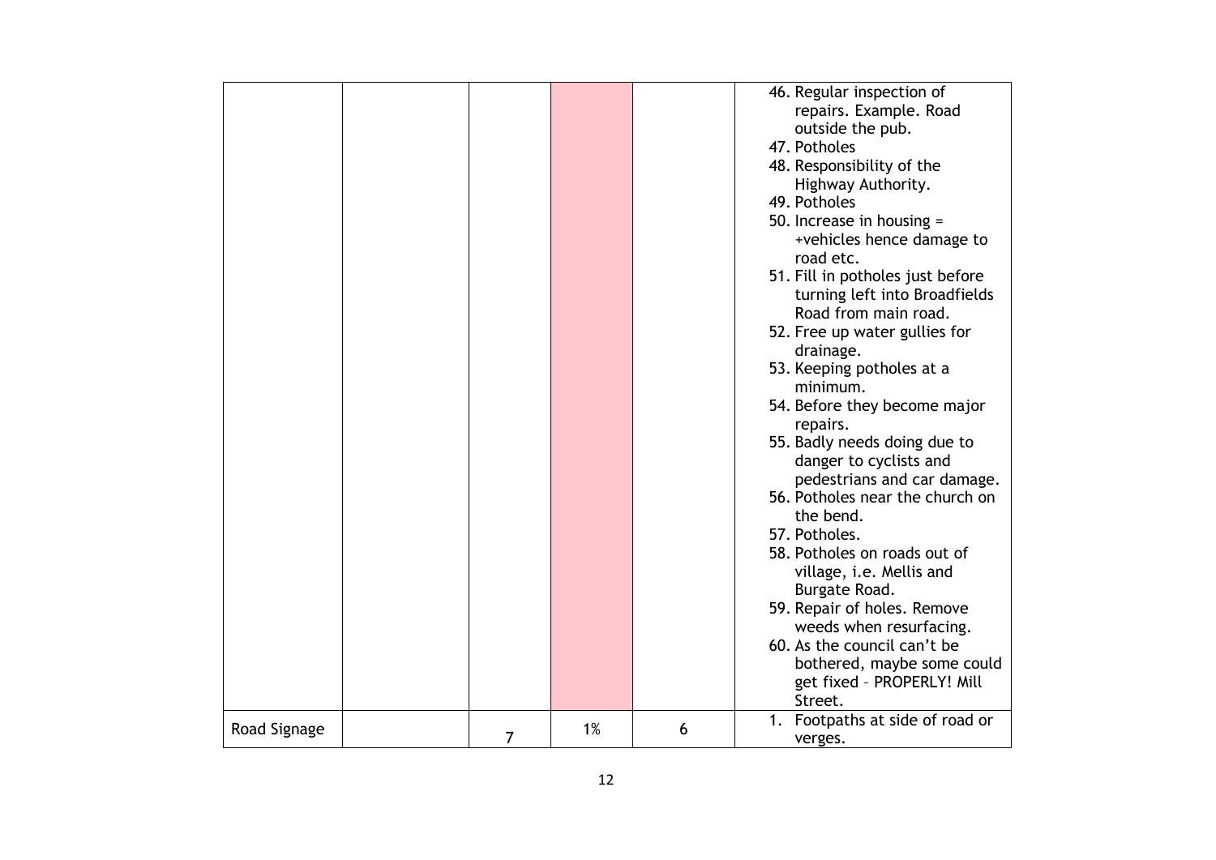| | | | | | |
|---|---|---|---|---|---|
| | | | | | 46. Regular inspection of repairs. Example. Road outside the pub.<br>47. Potholes<br>48. Responsibility of the Highway Authority.<br>49. Potholes<br>50. Increase in housing = +vehicles hence damage to road etc.<br>51. Fill in potholes just before turning left into Broadfields Road from main road.<br>52. Free up water gullies for drainage.<br>53. Keeping potholes at a minimum.<br>54. Before they become major repairs.<br>55. Badly needs doing due to danger to cyclists and pedestrians and car damage.<br>56. Potholes near the church on the bend.<br>57. Potholes.<br>58. Potholes on roads out of village, i.e. Mellis and Burgate Road.<br>59. Repair of holes. Remove weeds when resurfacing.<br>60. As the council can't be bothered, maybe some could get fixed – PROPERLY! Mill Street. |
| Road Signage | | 7 | 1% | 6 | 1. Footpaths at side of road or verges. |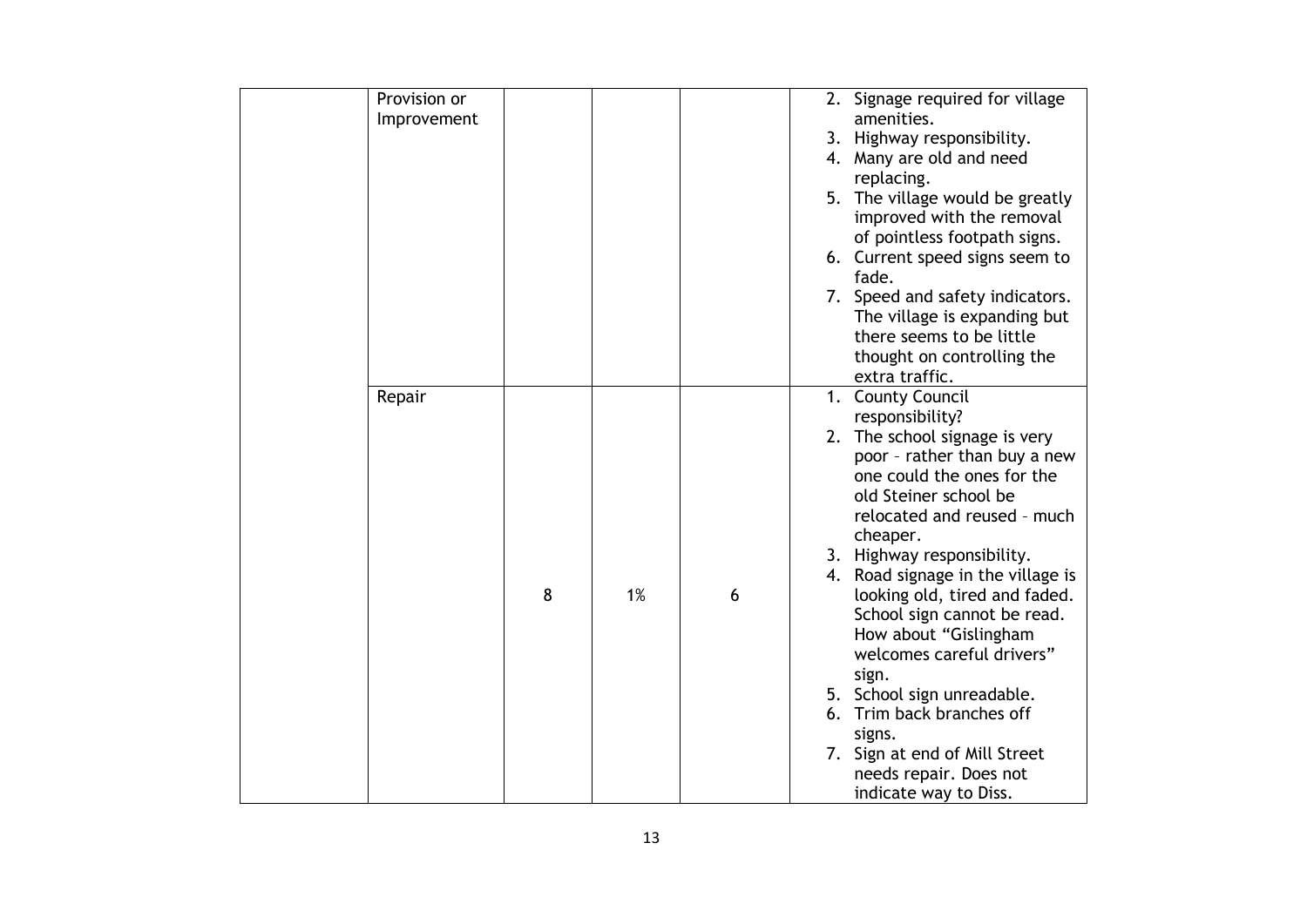| | | | | | |
|---|---|---|---|---|---|
| | Provision or Improvement | | | | 2. Signage required for village amenities.<br>3. Highway responsibility.<br>4. Many are old and need replacing.<br>5. The village would be greatly improved with the removal of pointless footpath signs.<br>6. Current speed signs seem to fade.<br>7. Speed and safety indicators. The village is expanding but there seems to be little thought on controlling the extra traffic. |
| | Repair | 8 | 1% | 6 | 1. County Council responsibility?<br>2. The school signage is very poor – rather than buy a new one could the ones for the old Steiner school be relocated and reused – much cheaper.<br>3. Highway responsibility.<br>4. Road signage in the village is looking old, tired and faded. School sign cannot be read. How about "Gislingham welcomes careful drivers" sign.<br>5. School sign unreadable.<br>6. Trim back branches off signs.<br>7. Sign at end of Mill Street needs repair. Does not indicate way to Diss. |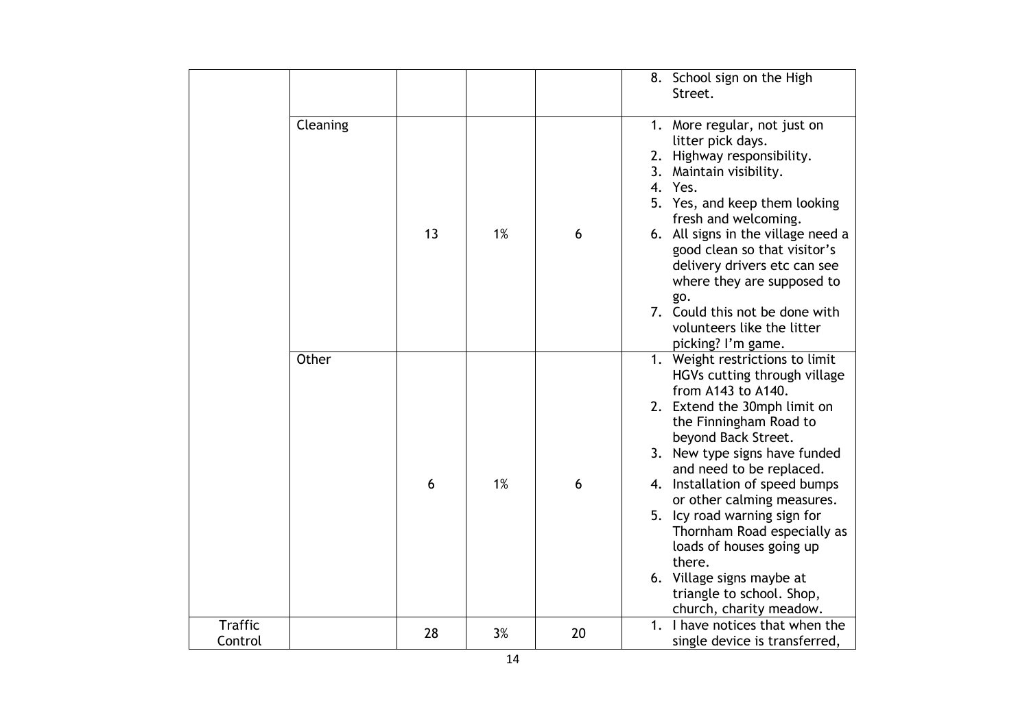| | | | | | |
|---|---|---|---|---|---|
| | | | | | 8. School sign on the High Street. |
| | Cleaning | 13 | 1% | 6 | 1. More regular, not just on litter pick days.<br>2. Highway responsibility.<br>3. Maintain visibility.<br>4. Yes.<br>5. Yes, and keep them looking fresh and welcoming.<br>6. All signs in the village need a good clean so that visitor's delivery drivers etc can see where they are supposed to go.<br>7. Could this not be done with volunteers like the litter picking? I'm game. |
| | Other | 6 | 1% | 6 | 1. Weight restrictions to limit HGVs cutting through village from A143 to A140.<br>2. Extend the 30mph limit on the Finningham Road to beyond Back Street.<br>3. New type signs have funded and need to be replaced.<br>4. Installation of speed bumps or other calming measures.<br>5. Icy road warning sign for Thornham Road especially as loads of houses going up there.<br>6. Village signs maybe at triangle to school. Shop, church, charity meadow. |
| Traffic Control | | 28 | 3% | 20 | 1. I have notices that when the single device is transferred, |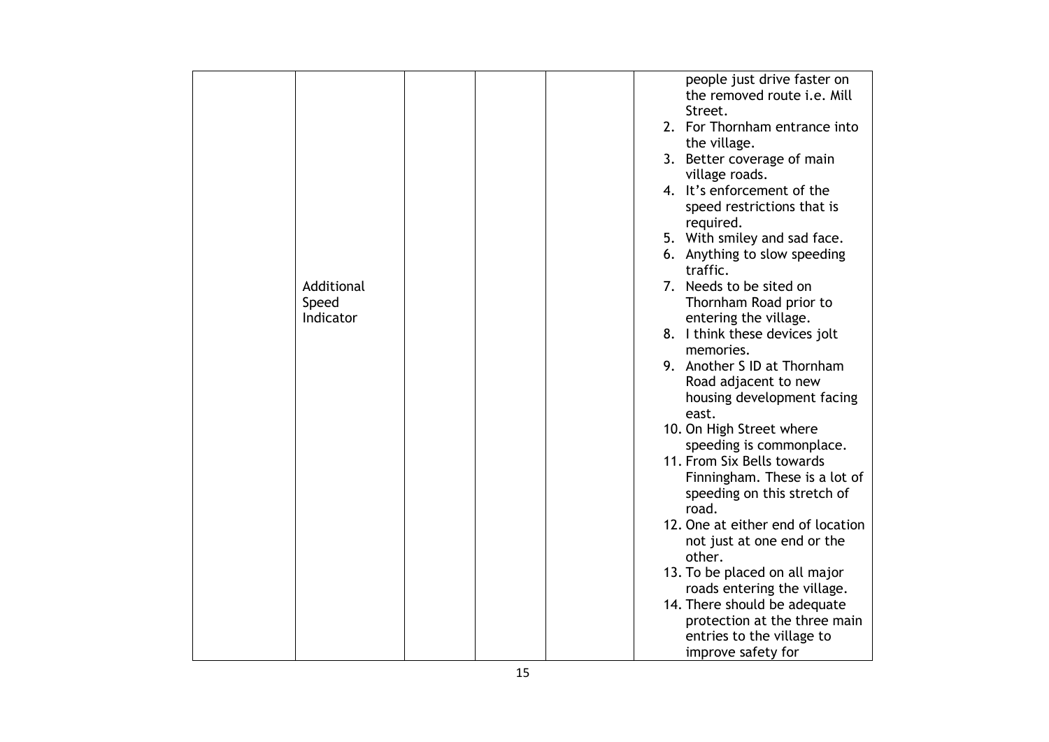|  |  |  |  |  |  |
| --- | --- | --- | --- | --- | --- |
|  | Additional Speed Indicator |  |  |  | people just drive faster on the removed route i.e. Mill Street.<br>2. For Thornham entrance into the village.<br>3. Better coverage of main village roads.<br>4. It's enforcement of the speed restrictions that is required.<br>5. With smiley and sad face.<br>6. Anything to slow speeding traffic.<br>7. Needs to be sited on Thornham Road prior to entering the village.<br>8. I think these devices jolt memories.<br>9. Another S ID at Thornham Road adjacent to new housing development facing east.<br>10. On High Street where speeding is commonplace.<br>11. From Six Bells towards Finningham. These is a lot of speeding on this stretch of road.<br>12. One at either end of location not just at one end or the other.<br>13. To be placed on all major roads entering the village.<br>14. There should be adequate protection at the three main entries to the village to improve safety for |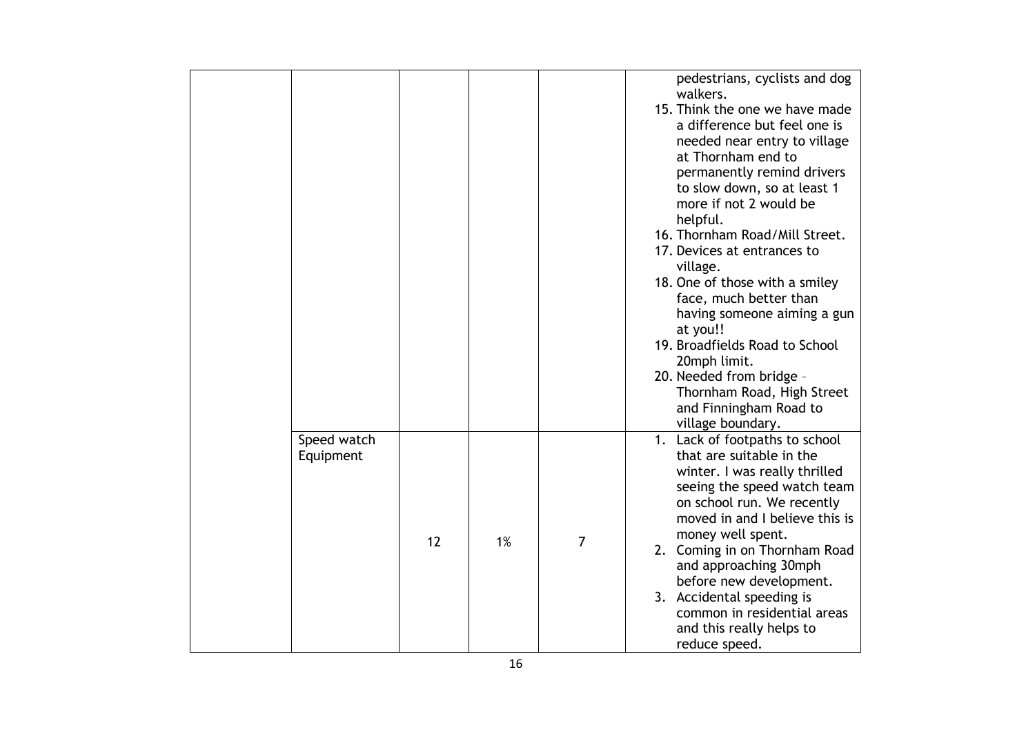| | | | | | |
|---|---|---|---|---|---|
| | | | | | pedestrians, cyclists and dog walkers.<br>15. Think the one we have made a difference but feel one is needed near entry to village at Thornham end to permanently remind drivers to slow down, so at least 1 more if not 2 would be helpful.<br>16. Thornham Road/Mill Street.<br>17. Devices at entrances to village.<br>18. One of those with a smiley face, much better than having someone aiming a gun at you!!<br>19. Broadfields Road to School 20mph limit.<br>20. Needed from bridge – Thornham Road, High Street and Finningham Road to village boundary. |
| | Speed watch Equipment | 12 | 1% | 7 | 1. Lack of footpaths to school that are suitable in the winter. I was really thrilled seeing the speed watch team on school run. We recently moved in and I believe this is money well spent.<br>2. Coming in on Thornham Road and approaching 30mph before new development.<br>3. Accidental speeding is common in residential areas and this really helps to reduce speed. |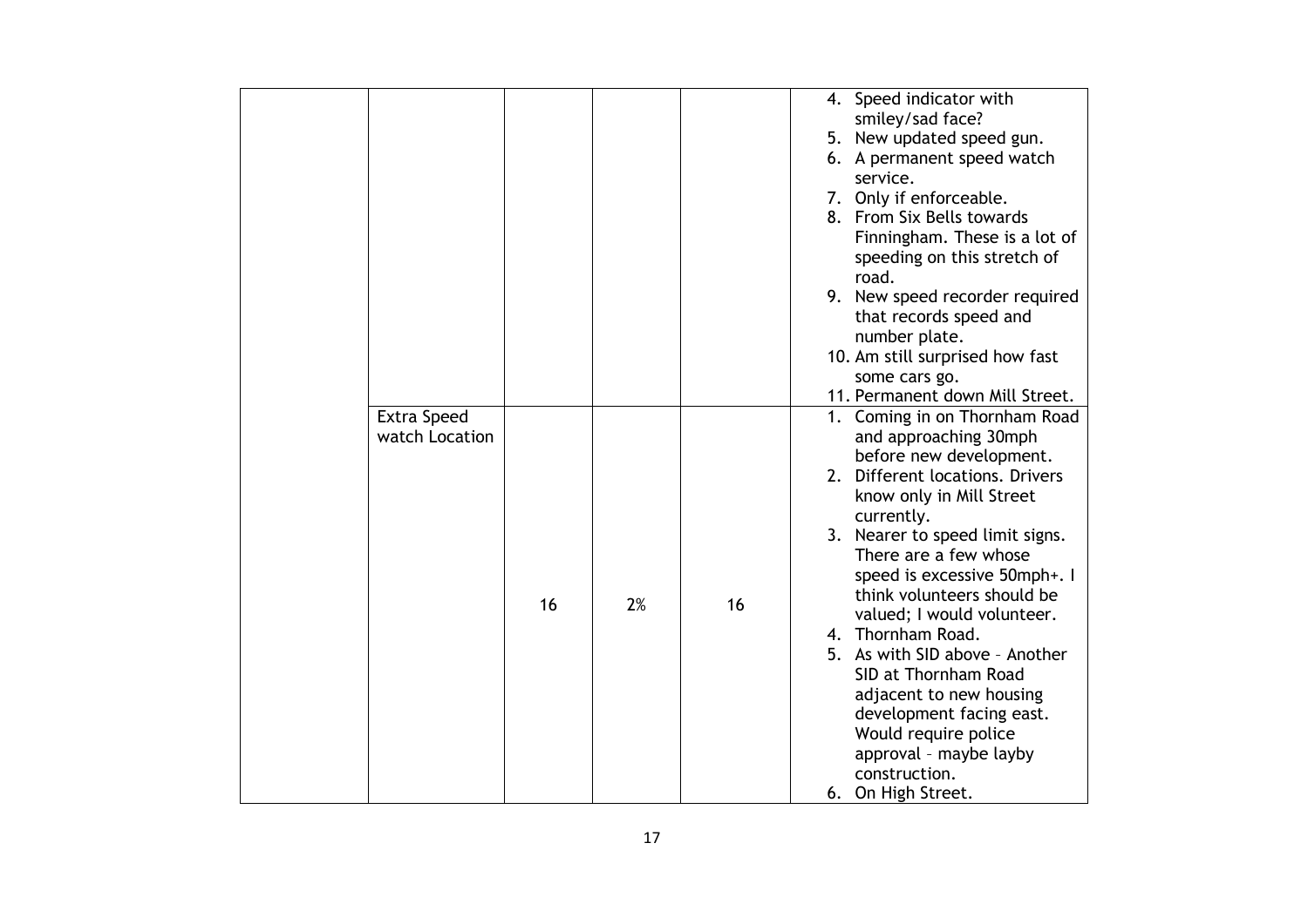| | | | | | |
|---|---|---|---|---|---|
| | | | | | 4. Speed indicator with smiley/sad face?<br>5. New updated speed gun.<br>6. A permanent speed watch service.<br>7. Only if enforceable.<br>8. From Six Bells towards Finningham. These is a lot of speeding on this stretch of road.<br>9. New speed recorder required that records speed and number plate.<br>10. Am still surprised how fast some cars go.<br>11. Permanent down Mill Street. |
| | Extra Speed watch Location | 16 | 2% | 16 | 1. Coming in on Thornham Road and approaching 30mph before new development.<br>2. Different locations. Drivers know only in Mill Street currently.<br>3. Nearer to speed limit signs. There are a few whose speed is excessive 50mph+. I think volunteers should be valued; I would volunteer.<br>4. Thornham Road.<br>5. As with SID above – Another SID at Thornham Road adjacent to new housing development facing east. Would require police approval – maybe layby construction.<br>6. On High Street. |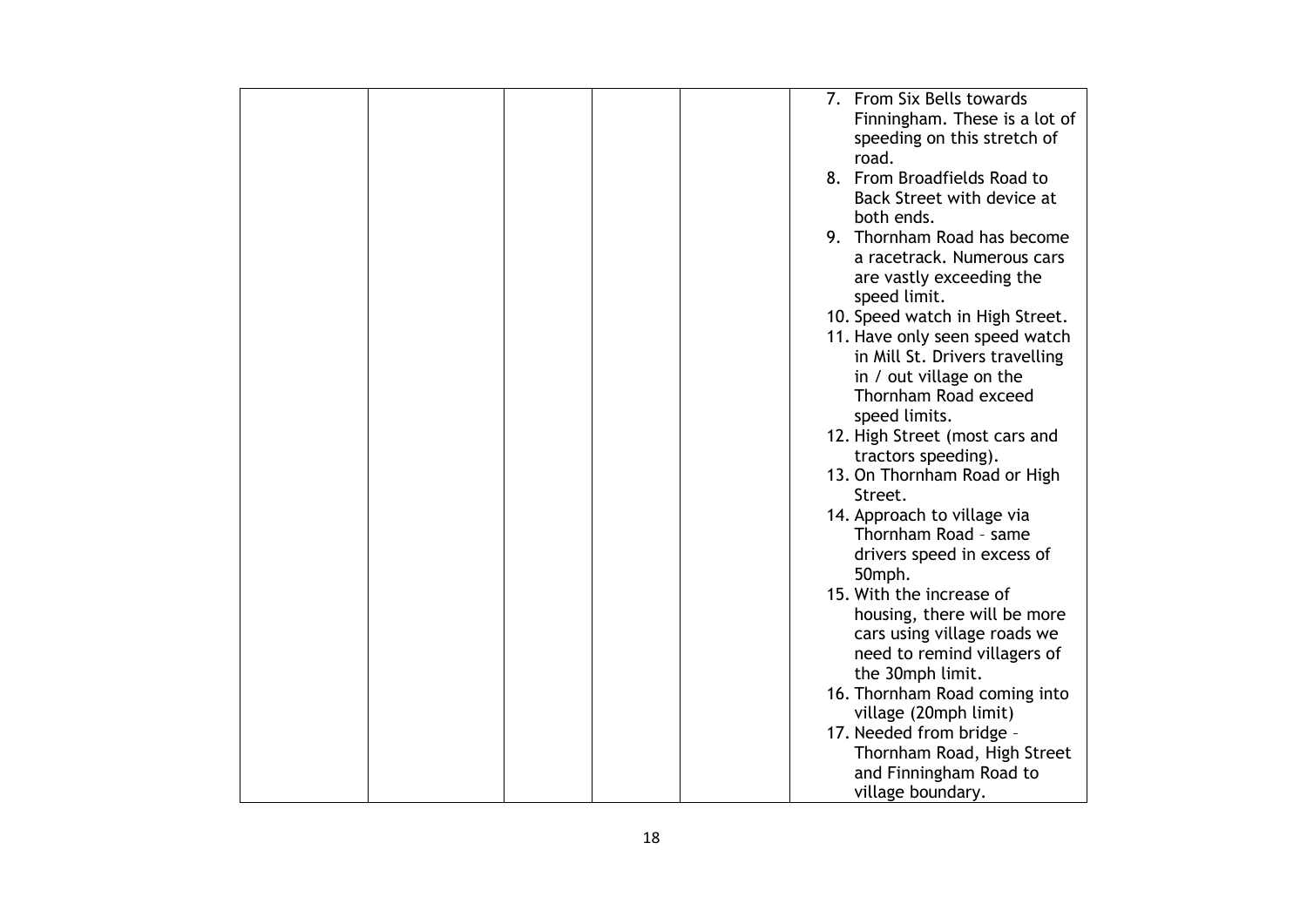|  |  |  |  |  | 7. From Six Bells towards Finningham. These is a lot of speeding on this stretch of road.<br>8. From Broadfields Road to Back Street with device at both ends.<br>9. Thornham Road has become a racetrack. Numerous cars are vastly exceeding the speed limit.<br>10. Speed watch in High Street.<br>11. Have only seen speed watch in Mill St. Drivers travelling in / out village on the Thornham Road exceed speed limits.<br>12. High Street (most cars and tractors speeding).<br>13. On Thornham Road or High Street.<br>14. Approach to village via Thornham Road – same drivers speed in excess of 50mph.<br>15. With the increase of housing, there will be more cars using village roads we need to remind villagers of the 30mph limit.<br>16. Thornham Road coming into village (20mph limit)<br>17. Needed from bridge – Thornham Road, High Street and Finningham Road to village boundary. |
|---|---|---|---|---|---|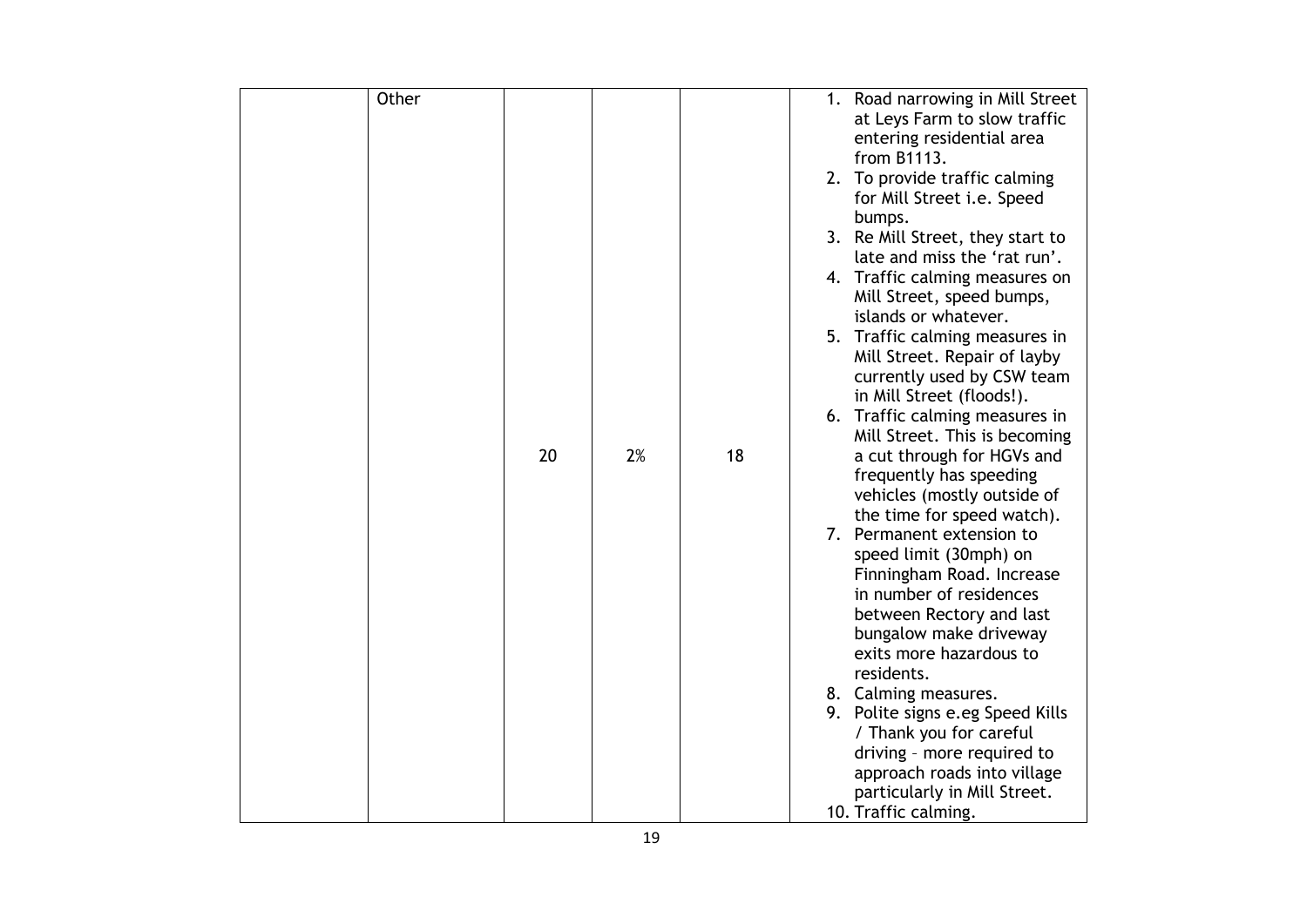|  | Other | 20 | 2% | 18 | 1. Road narrowing in Mill Street at Leys Farm to slow traffic entering residential area from B1113.<br>2. To provide traffic calming for Mill Street i.e. Speed bumps.<br>3. Re Mill Street, they start to late and miss the 'rat run'.<br>4. Traffic calming measures on Mill Street, speed bumps, islands or whatever.<br>5. Traffic calming measures in Mill Street. Repair of layby currently used by CSW team in Mill Street (floods!).<br>6. Traffic calming measures in Mill Street. This is becoming a cut through for HGVs and frequently has speeding vehicles (mostly outside of the time for speed watch).<br>7. Permanent extension to speed limit (30mph) on Finningham Road. Increase in number of residences between Rectory and last bungalow make driveway exits more hazardous to residents.<br>8. Calming measures.<br>9. Polite signs e.eg Speed Kills / Thank you for careful driving – more required to approach roads into village particularly in Mill Street.<br>10. Traffic calming. |
|---|---|---|---|---|---|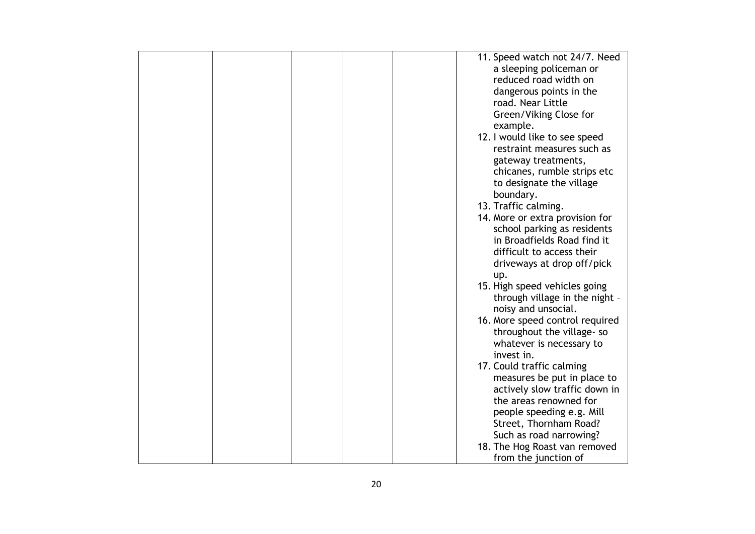| | | | | | |
|---|---|---|---|---|---|
| | | | | | 11. Speed watch not 24/7. Need a sleeping policeman or reduced road width on dangerous points in the road. Near Little Green/Viking Close for example.<br>12. I would like to see speed restraint measures such as gateway treatments, chicanes, rumble strips etc to designate the village boundary.<br>13. Traffic calming.<br>14. More or extra provision for school parking as residents in Broadfields Road find it difficult to access their driveways at drop off/pick up.<br>15. High speed vehicles going through village in the night – noisy and unsocial.<br>16. More speed control required throughout the village- so whatever is necessary to invest in.<br>17. Could traffic calming measures be put in place to actively slow traffic down in the areas renowned for people speeding e.g. Mill Street, Thornham Road? Such as road narrowing?<br>18. The Hog Roast van removed from the junction of |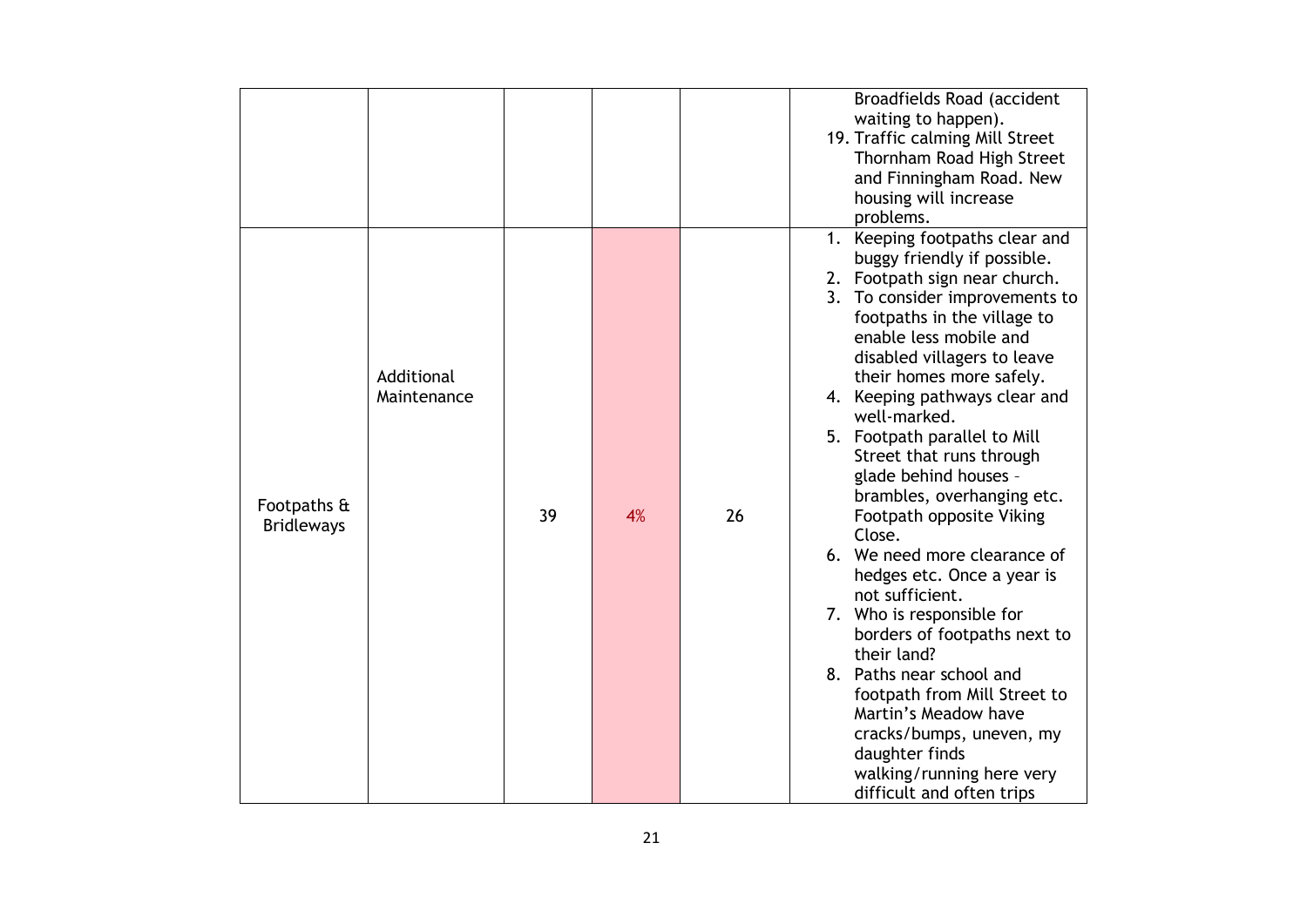| | | | | | |
|---|---|---|---|---|---|
| | | | | | Broadfields Road (accident waiting to happen).<br>19. Traffic calming Mill Street Thornham Road High Street and Finningham Road. New housing will increase problems. |
| Footpaths & Bridleways | Additional Maintenance | 39 | 4% | 26 | 1. Keeping footpaths clear and buggy friendly if possible.<br>2. Footpath sign near church.<br>3. To consider improvements to footpaths in the village to enable less mobile and disabled villagers to leave their homes more safely.<br>4. Keeping pathways clear and well-marked.<br>5. Footpath parallel to Mill Street that runs through glade behind houses – brambles, overhanging etc. Footpath opposite Viking Close.<br>6. We need more clearance of hedges etc. Once a year is not sufficient.<br>7. Who is responsible for borders of footpaths next to their land?<br>8. Paths near school and footpath from Mill Street to Martin's Meadow have cracks/bumps, uneven, my daughter finds walking/running here very difficult and often trips |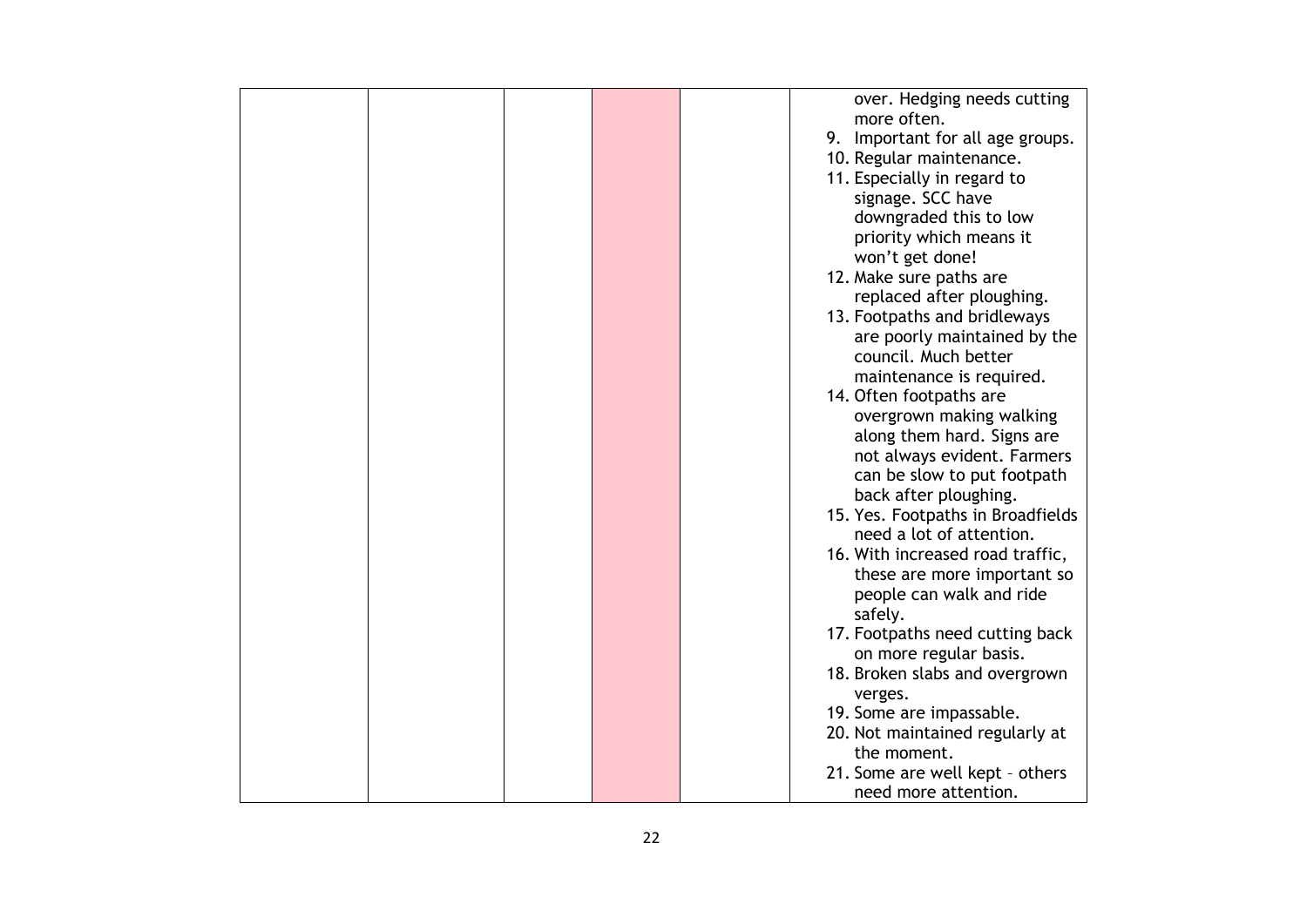| | | | | | |
|---|---|---|---|---|---|
| | | | | | over. Hedging needs cutting more often.<br>9. Important for all age groups.<br>10. Regular maintenance.<br>11. Especially in regard to signage. SCC have downgraded this to low priority which means it won't get done!<br>12. Make sure paths are replaced after ploughing.<br>13. Footpaths and bridleways are poorly maintained by the council. Much better maintenance is required.<br>14. Often footpaths are overgrown making walking along them hard. Signs are not always evident. Farmers can be slow to put footpath back after ploughing.<br>15. Yes. Footpaths in Broadfields need a lot of attention.<br>16. With increased road traffic, these are more important so people can walk and ride safely.<br>17. Footpaths need cutting back on more regular basis.<br>18. Broken slabs and overgrown verges.<br>19. Some are impassable.<br>20. Not maintained regularly at the moment.<br>21. Some are well kept – others need more attention. |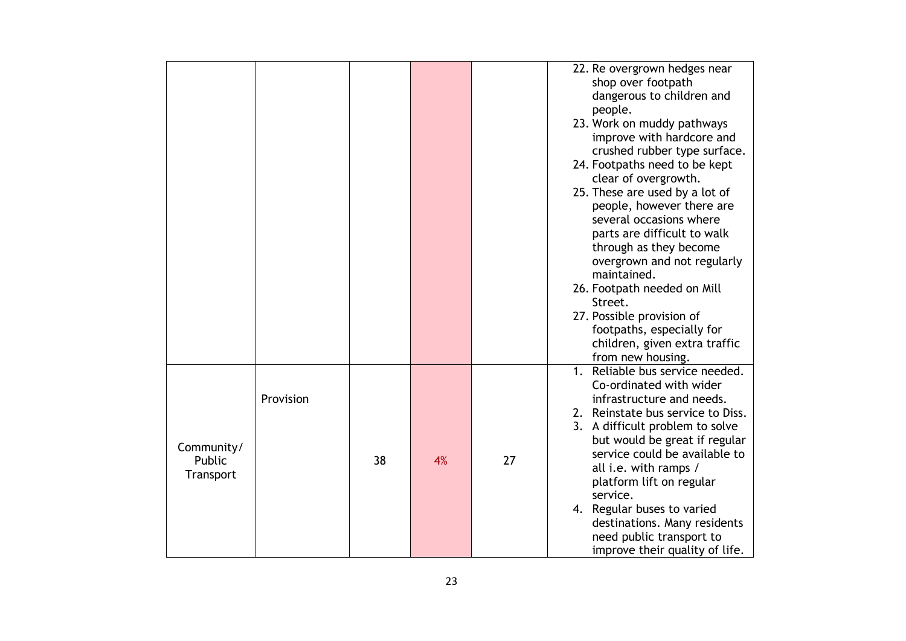| | | | | | |
|---|---|---|---|---|---|
| | | | | | 22. Re overgrown hedges near shop over footpath dangerous to children and people.<br>23. Work on muddy pathways improve with hardcore and crushed rubber type surface.<br>24. Footpaths need to be kept clear of overgrowth.<br>25. These are used by a lot of people, however there are several occasions where parts are difficult to walk through as they become overgrown and not regularly maintained.<br>26. Footpath needed on Mill Street.<br>27. Possible provision of footpaths, especially for children, given extra traffic from new housing. |
| Community/ Public Transport | Provision | 38 | 4% | 27 | 1. Reliable bus service needed. Co-ordinated with wider infrastructure and needs.<br>2. Reinstate bus service to Diss.<br>3. A difficult problem to solve but would be great if regular service could be available to all i.e. with ramps / platform lift on regular service.<br>4. Regular buses to varied destinations. Many residents need public transport to improve their quality of life. |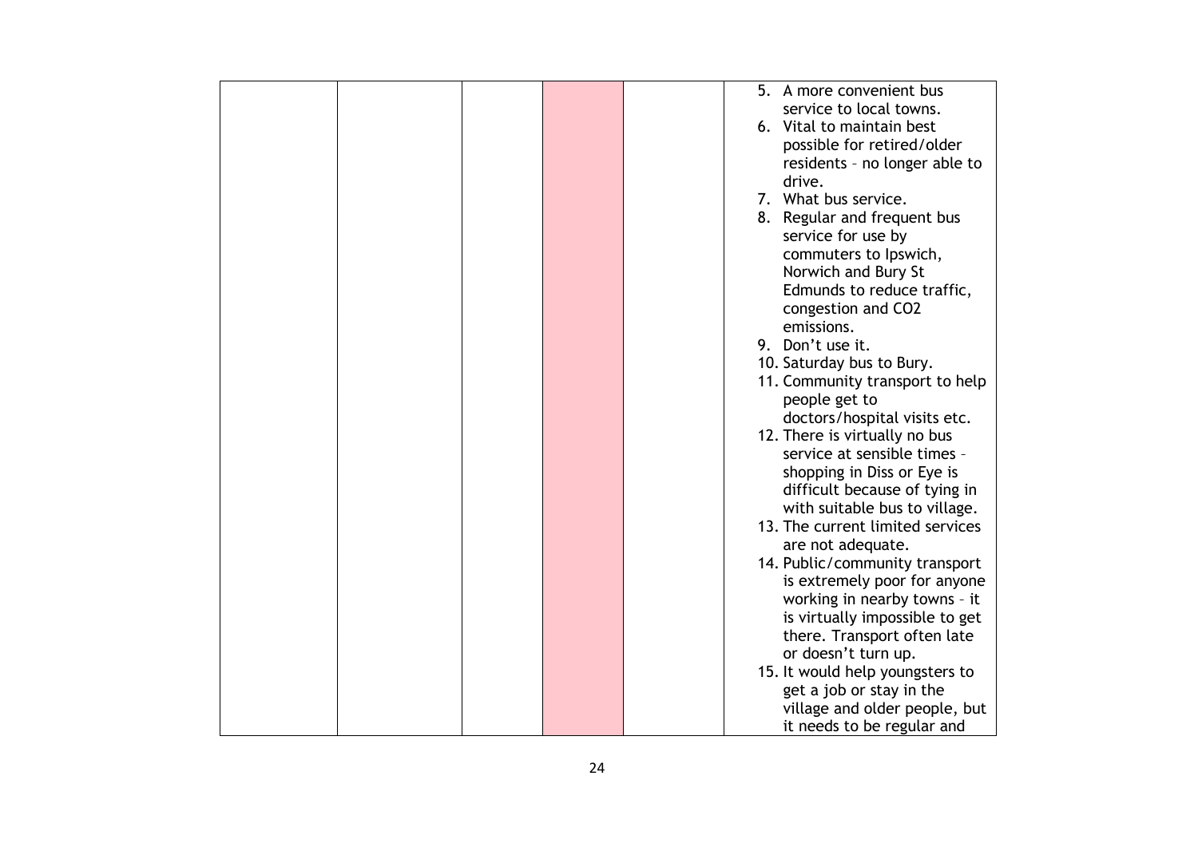| | | | | | |
|---|---|---|---|---|---|
| | | | | | 5. A more convenient bus service to local towns.<br>6. Vital to maintain best possible for retired/older residents – no longer able to drive.<br>7. What bus service.<br>8. Regular and frequent bus service for use by commuters to Ipswich, Norwich and Bury St Edmunds to reduce traffic, congestion and $CO_2$ emissions.<br>9. Don't use it.<br>10. Saturday bus to Bury.<br>11. Community transport to help people get to doctors/hospital visits etc.<br>12. There is virtually no bus service at sensible times – shopping in Diss or Eye is difficult because of tying in with suitable bus to village.<br>13. The current limited services are not adequate.<br>14. Public/community transport is extremely poor for anyone working in nearby towns – it is virtually impossible to get there. Transport often late or doesn't turn up.<br>15. It would help youngsters to get a job or stay in the village and older people, but it needs to be regular and |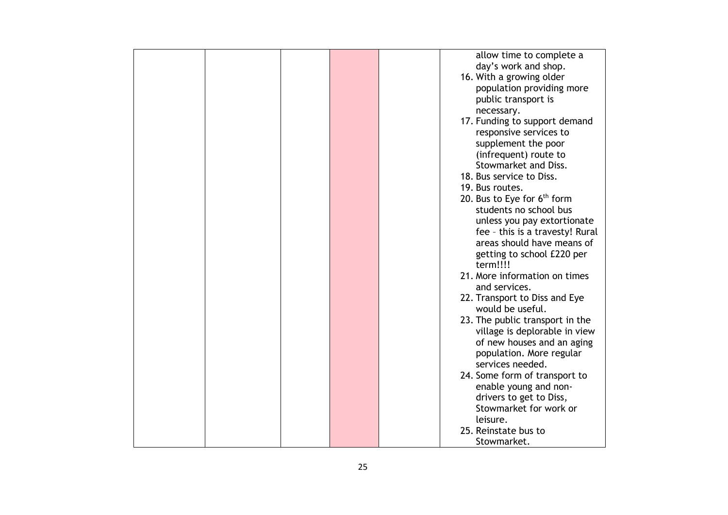| | | | | | |
|---|---|---|---|---|---|
| | | | | | allow time to complete a day's work and shop.<br>16. With a growing older population providing more public transport is necessary.<br>17. Funding to support demand responsive services to supplement the poor (infrequent) route to Stowmarket and Diss.<br>18. Bus service to Diss.<br>19. Bus routes.<br>20. Bus to Eye for 6$^{th}$ form students no school bus unless you pay extortionate fee – this is a travesty! Rural areas should have means of getting to school £220 per term!!!!<br>21. More information on times and services.<br>22. Transport to Diss and Eye would be useful.<br>23. The public transport in the village is deplorable in view of new houses and an aging population. More regular services needed.<br>24. Some form of transport to enable young and non-drivers to get to Diss, Stowmarket for work or leisure.<br>25. Reinstate bus to Stowmarket. |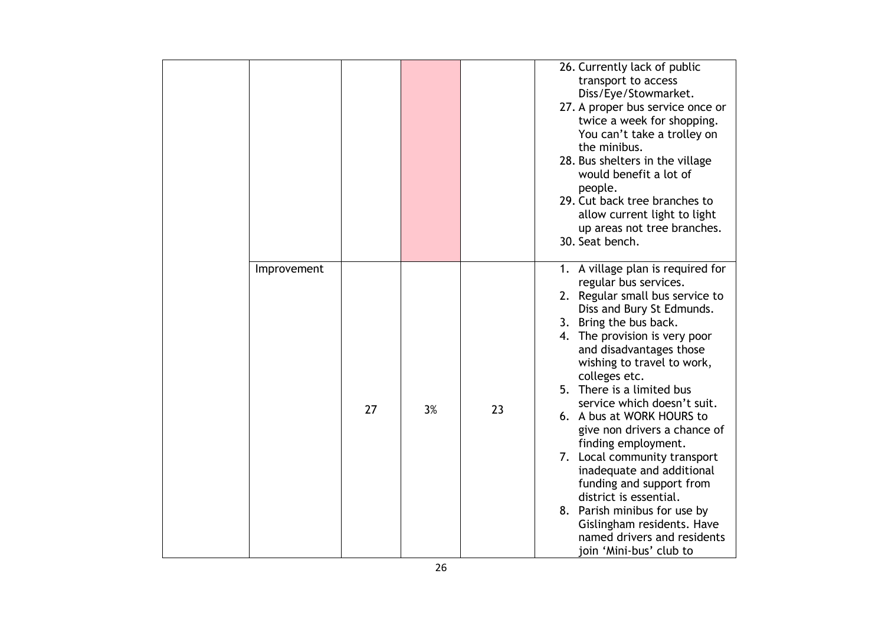| | | | | | |
|---|---|---|---|---|---|
| | | | | | 26. Currently lack of public transport to access Diss/Eye/Stowmarket.<br>27. A proper bus service once or twice a week for shopping. You can't take a trolley on the minibus.<br>28. Bus shelters in the village would benefit a lot of people.<br>29. Cut back tree branches to allow current light to light up areas not tree branches.<br>30. Seat bench. |
| | Improvement | 27 | 3% | 23 | 1. A village plan is required for regular bus services.<br>2. Regular small bus service to Diss and Bury St Edmunds.<br>3. Bring the bus back.<br>4. The provision is very poor and disadvantages those wishing to travel to work, colleges etc.<br>5. There is a limited bus service which doesn't suit.<br>6. A bus at WORK HOURS to give non drivers a chance of finding employment.<br>7. Local community transport inadequate and additional funding and support from district is essential.<br>8. Parish minibus for use by Gislingham residents. Have named drivers and residents join 'Mini-bus' club to |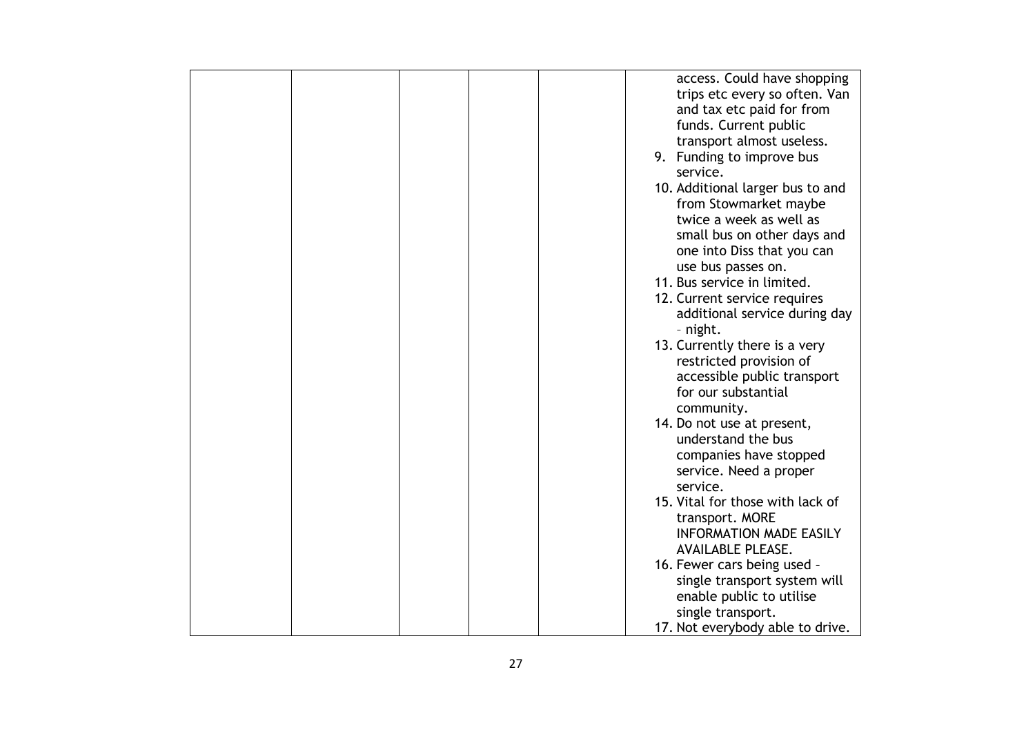| | | | | | |
|---|---|---|---|---|---|
| | | | | | access. Could have shopping trips etc every so often. Van and tax etc paid for from funds. Current public transport almost useless.<br>9. Funding to improve bus service.<br>10. Additional larger bus to and from Stowmarket maybe twice a week as well as small bus on other days and one into Diss that you can use bus passes on.<br>11. Bus service in limited.<br>12. Current service requires additional service during day – night.<br>13. Currently there is a very restricted provision of accessible public transport for our substantial community.<br>14. Do not use at present, understand the bus companies have stopped service. Need a proper service.<br>15. Vital for those with lack of transport. MORE INFORMATION MADE EASILY AVAILABLE PLEASE.<br>16. Fewer cars being used – single transport system will enable public to utilise single transport.<br>17. Not everybody able to drive. |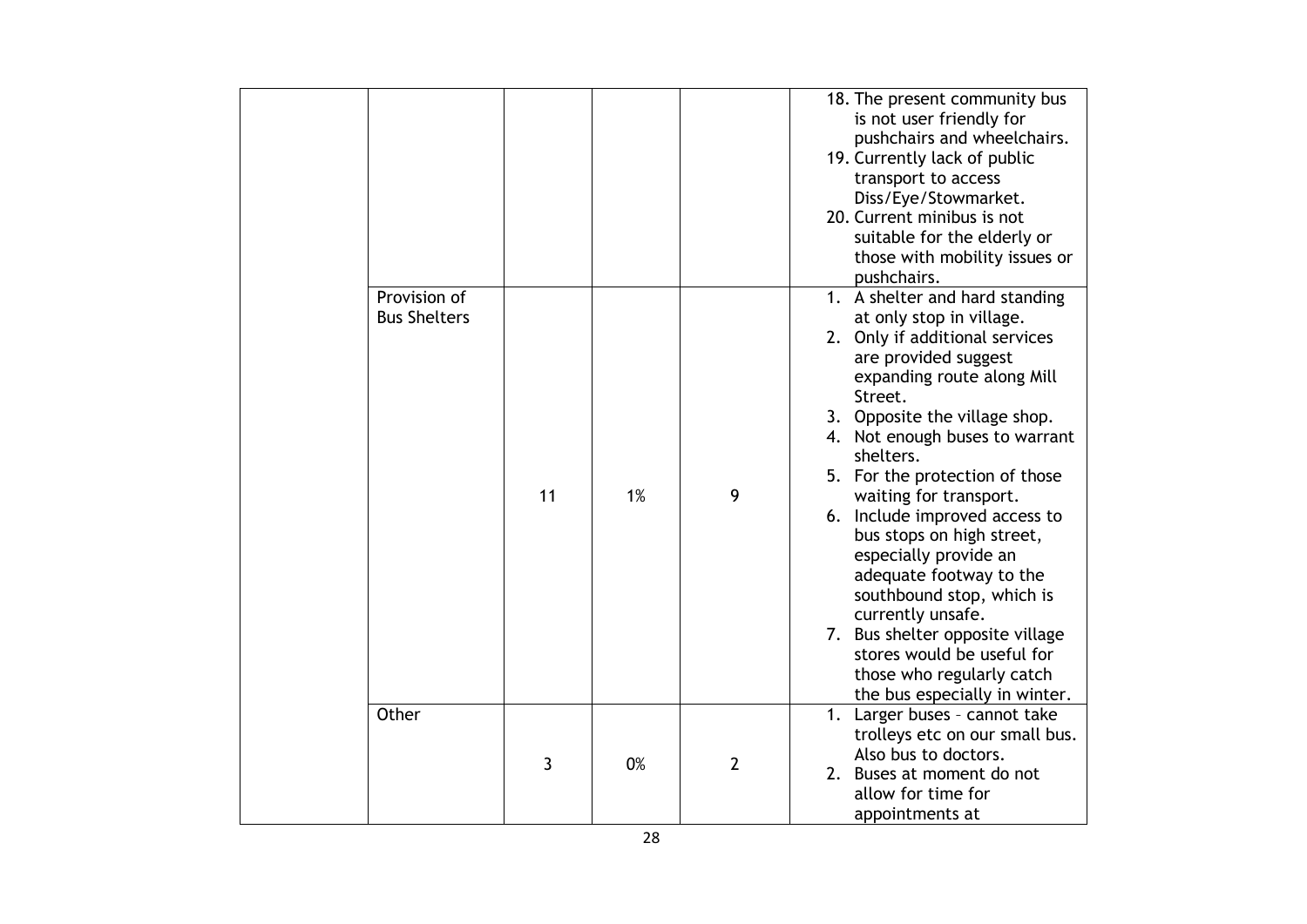| | | | | | |
|---|---|---|---|---|---|
| | | | | | 18. The present community bus is not user friendly for pushchairs and wheelchairs.<br>19. Currently lack of public transport to access Diss/Eye/Stowmarket.<br>20. Current minibus is not suitable for the elderly or those with mobility issues or pushchairs. |
| | Provision of Bus Shelters | 11 | 1% | 9 | 1. A shelter and hard standing at only stop in village.<br>2. Only if additional services are provided suggest expanding route along Mill Street.<br>3. Opposite the village shop.<br>4. Not enough buses to warrant shelters.<br>5. For the protection of those waiting for transport.<br>6. Include improved access to bus stops on high street, especially provide an adequate footway to the southbound stop, which is currently unsafe.<br>7. Bus shelter opposite village stores would be useful for those who regularly catch the bus especially in winter. |
| | Other | 3 | 0% | 2 | 1. Larger buses – cannot take trolleys etc on our small bus. Also bus to doctors.<br>2. Buses at moment do not allow for time for appointments at |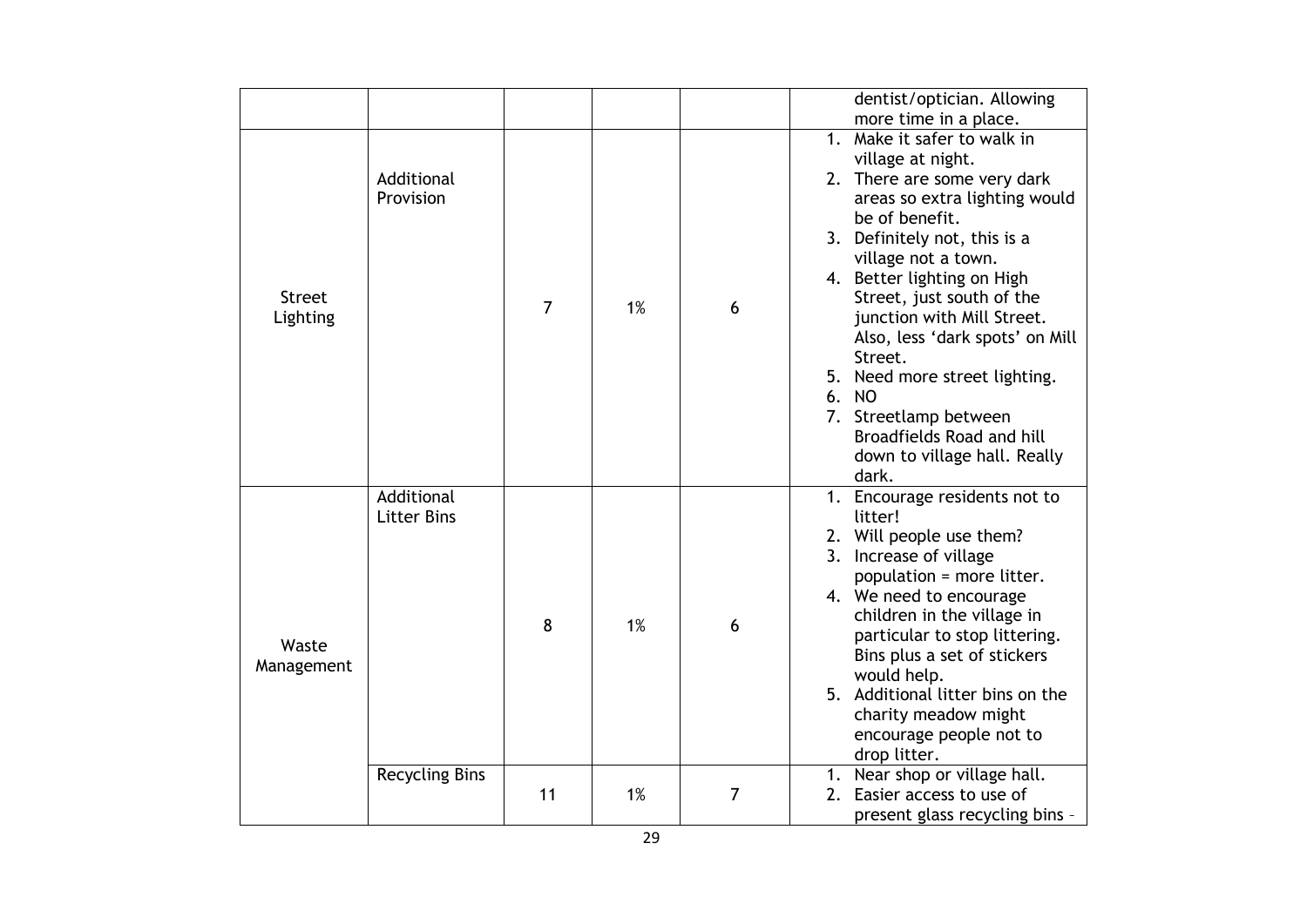| | | | | | |
|---|---|---|---|---|---|
| | | | | | dentist/optician. Allowing more time in a place. |
| Street Lighting | Additional Provision | 7 | 1% | 6 | 1. Make it safer to walk in village at night.<br>2. There are some very dark areas so extra lighting would be of benefit.<br>3. Definitely not, this is a village not a town.<br>4. Better lighting on High Street, just south of the junction with Mill Street. Also, less 'dark spots' on Mill Street.<br>5. Need more street lighting.<br>6. NO<br>7. Streetlamp between Broadfields Road and hill down to village hall. Really dark. |
| Waste Management | Additional Litter Bins | 8 | 1% | 6 | 1. Encourage residents not to litter!<br>2. Will people use them?<br>3. Increase of village population = more litter.<br>4. We need to encourage children in the village in particular to stop littering. Bins plus a set of stickers would help.<br>5. Additional litter bins on the charity meadow might encourage people not to drop litter. |
| | Recycling Bins | 11 | 1% | 7 | 1. Near shop or village hall.<br>2. Easier access to use of present glass recycling bins – |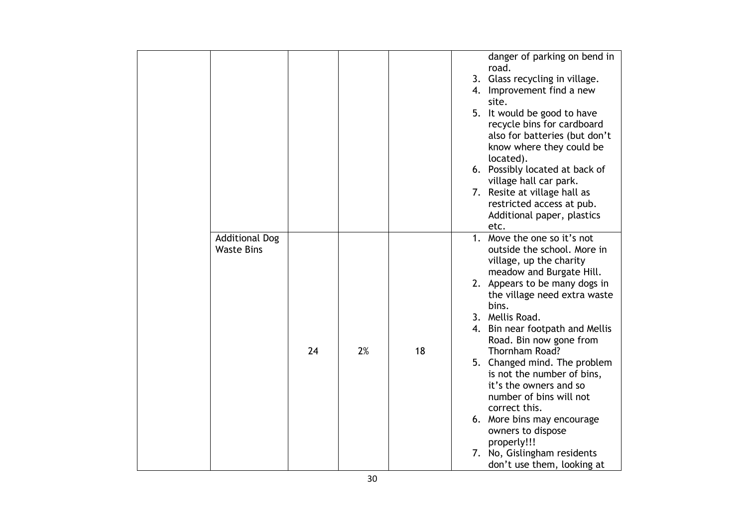| | | | | | |
|---|---|---|---|---|---|
| | | | | | danger of parking on bend in road.<br>3. Glass recycling in village.<br>4. Improvement find a new site.<br>5. It would be good to have recycle bins for cardboard also for batteries (but don't know where they could be located).<br>6. Possibly located at back of village hall car park.<br>7. Resite at village hall as restricted access at pub. Additional paper, plastics etc. |
| | Additional Dog Waste Bins | 24 | 2% | 18 | 1. Move the one so it's not outside the school. More in village, up the charity meadow and Burgate Hill.<br>2. Appears to be many dogs in the village need extra waste bins.<br>3. Mellis Road.<br>4. Bin near footpath and Mellis Road. Bin now gone from Thornham Road?<br>5. Changed mind. The problem is not the number of bins, it's the owners and so number of bins will not correct this.<br>6. More bins may encourage owners to dispose properly!!!<br>7. No, Gislingham residents don't use them, looking at |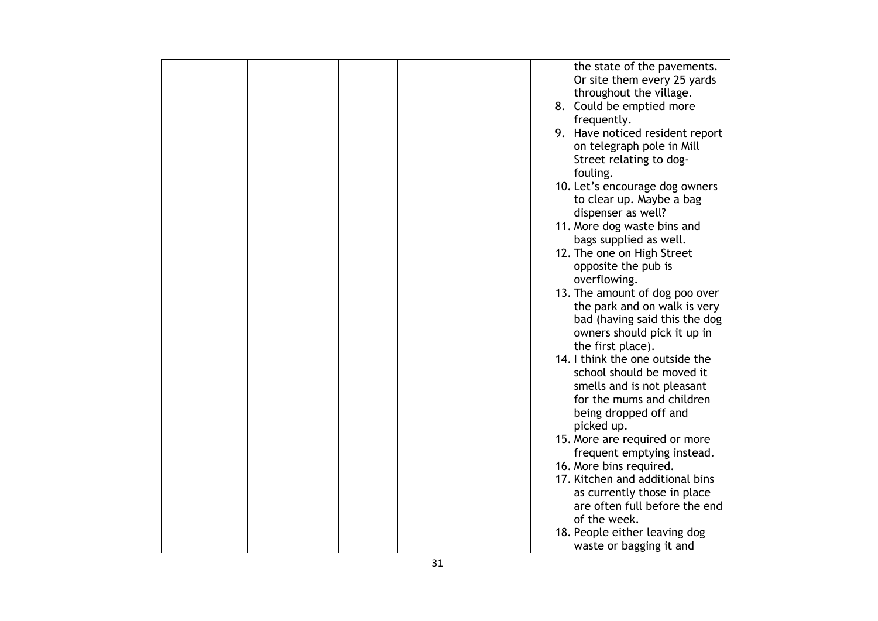| | | | | | |
|---|---|---|---|---|---|
| | | | | | the state of the pavements. Or site them every 25 yards throughout the village.<br>8. Could be emptied more frequently.<br>9. Have noticed resident report on telegraph pole in Mill Street relating to dog-fouling.<br>10. Let's encourage dog owners to clear up. Maybe a bag dispenser as well?<br>11. More dog waste bins and bags supplied as well.<br>12. The one on High Street opposite the pub is overflowing.<br>13. The amount of dog poo over the park and on walk is very bad (having said this the dog owners should pick it up in the first place).<br>14. I think the one outside the school should be moved it smells and is not pleasant for the mums and children being dropped off and picked up.<br>15. More are required or more frequent emptying instead.<br>16. More bins required.<br>17. Kitchen and additional bins as currently those in place are often full before the end of the week.<br>18. People either leaving dog waste or bagging it and |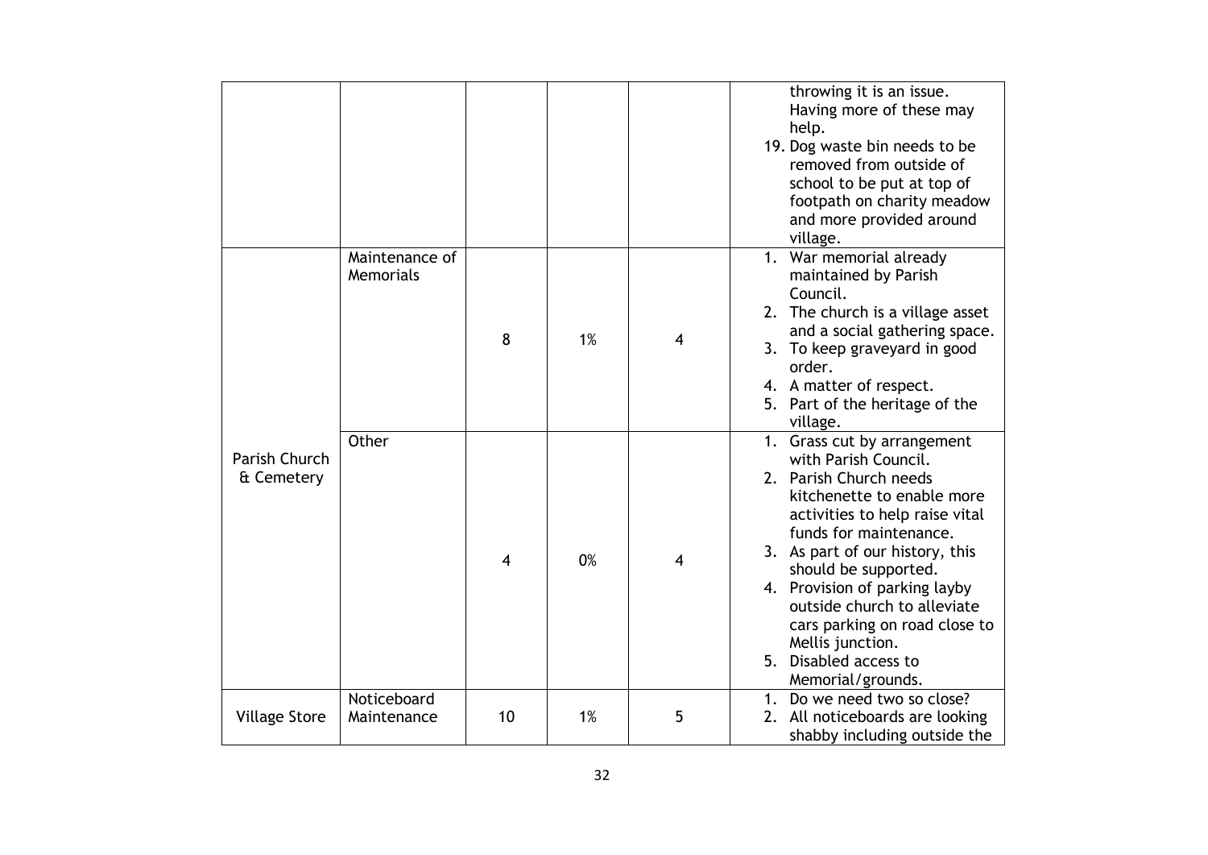| | | | | | |
|---|---|---|---|---|---|
| | | | | | throwing it is an issue. Having more of these may help.<br>19. Dog waste bin needs to be removed from outside of school to be put at top of footpath on charity meadow and more provided around village. |
| Parish Church & Cemetery | Maintenance of Memorials | 8 | 1% | 4 | 1. War memorial already maintained by Parish Council.<br>2. The church is a village asset and a social gathering space.<br>3. To keep graveyard in good order.<br>4. A matter of respect.<br>5. Part of the heritage of the village. |
| | Other | 4 | 0% | 4 | 1. Grass cut by arrangement with Parish Council.<br>2. Parish Church needs kitchenette to enable more activities to help raise vital funds for maintenance.<br>3. As part of our history, this should be supported.<br>4. Provision of parking layby outside church to alleviate cars parking on road close to Mellis junction.<br>5. Disabled access to Memorial/grounds. |
| Village Store | Noticeboard Maintenance | 10 | 1% | 5 | 1. Do we need two so close?<br>2. All noticeboards are looking shabby including outside the |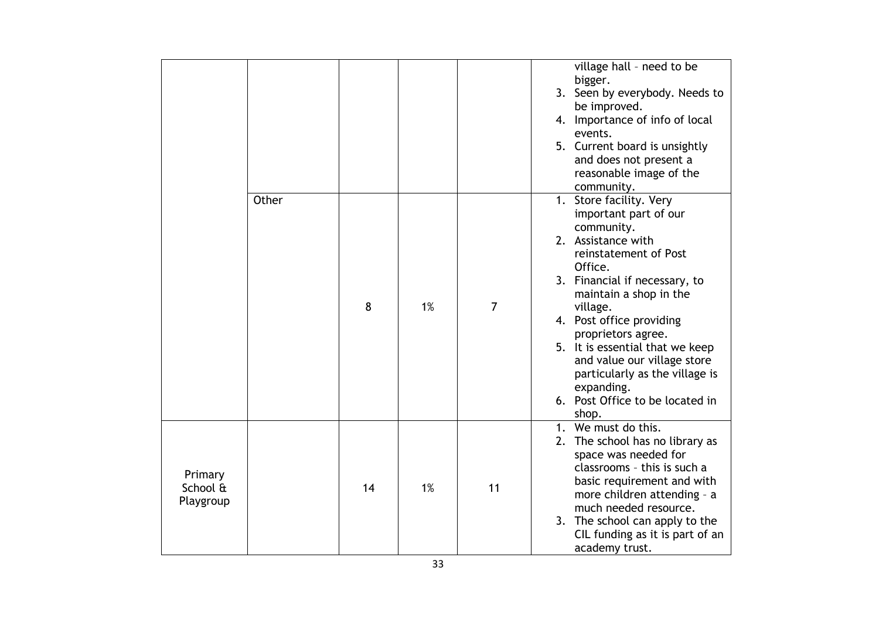| | | | | | |
|---|---|---|---|---|---|
| | | | | | village hall – need to be bigger.<br>3. Seen by everybody. Needs to be improved.<br>4. Importance of info of local events.<br>5. Current board is unsightly and does not present a reasonable image of the community. |
| | Other | 8 | 1% | 7 | 1. Store facility. Very important part of our community.<br>2. Assistance with reinstatement of Post Office.<br>3. Financial if necessary, to maintain a shop in the village.<br>4. Post office providing proprietors agree.<br>5. It is essential that we keep and value our village store particularly as the village is expanding.<br>6. Post Office to be located in shop. |
| Primary School & Playgroup | | 14 | 1% | 11 | 1. We must do this.<br>2. The school has no library as space was needed for classrooms – this is such a basic requirement and with more children attending – a much needed resource.<br>3. The school can apply to the CIL funding as it is part of an academy trust. |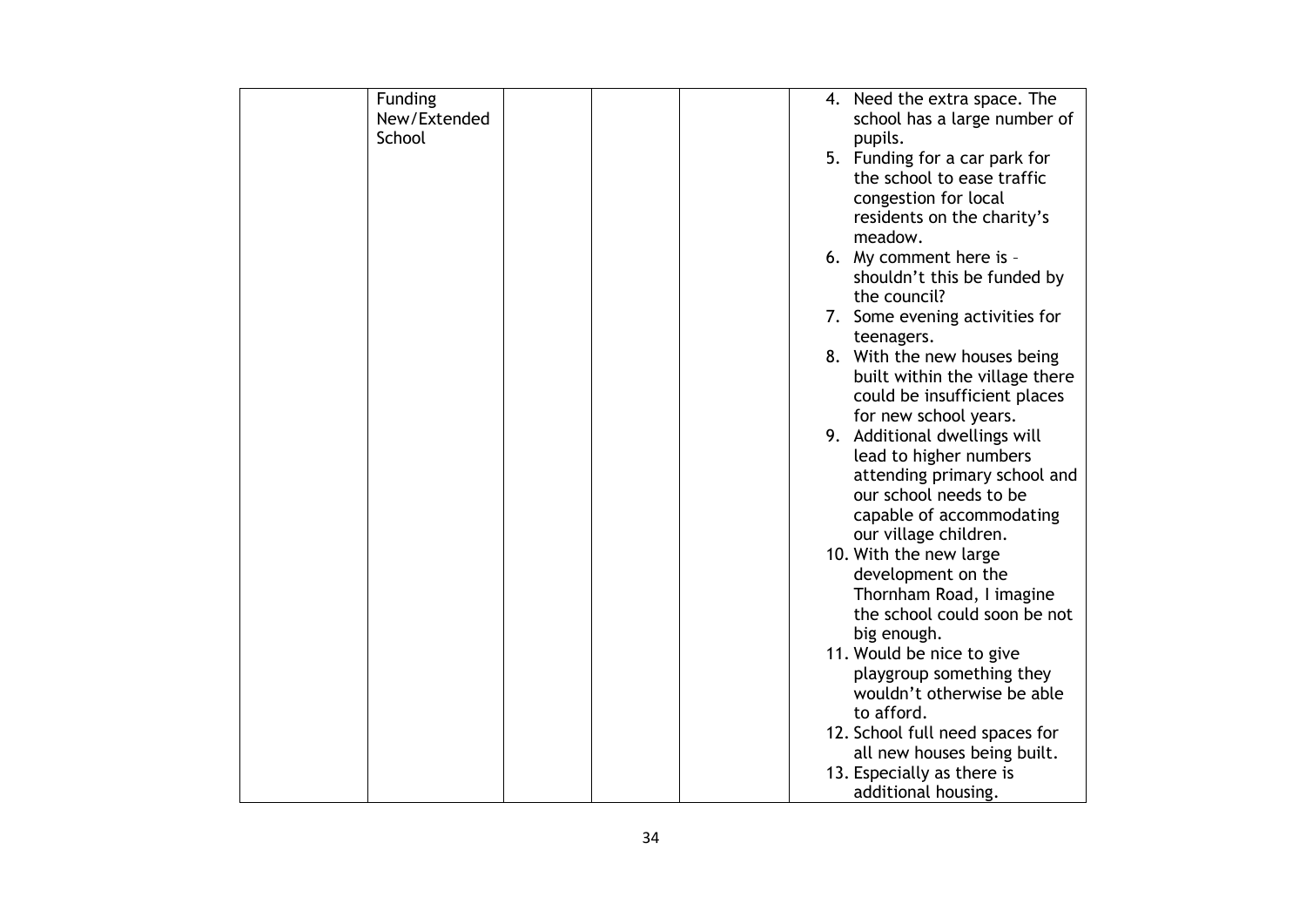|  | Funding New/Extended School |  |  |  | 4. Need the extra space. The school has a large number of pupils.<br>5. Funding for a car park for the school to ease traffic congestion for local residents on the charity's meadow.<br>6. My comment here is – shouldn't this be funded by the council?<br>7. Some evening activities for teenagers.<br>8. With the new houses being built within the village there could be insufficient places for new school years.<br>9. Additional dwellings will lead to higher numbers attending primary school and our school needs to be capable of accommodating our village children.<br>10. With the new large development on the Thornham Road, I imagine the school could soon be not big enough.<br>11. Would be nice to give playgroup something they wouldn't otherwise be able to afford.<br>12. School full need spaces for all new houses being built.<br>13. Especially as there is additional housing. |
|---|---|---|---|---|---|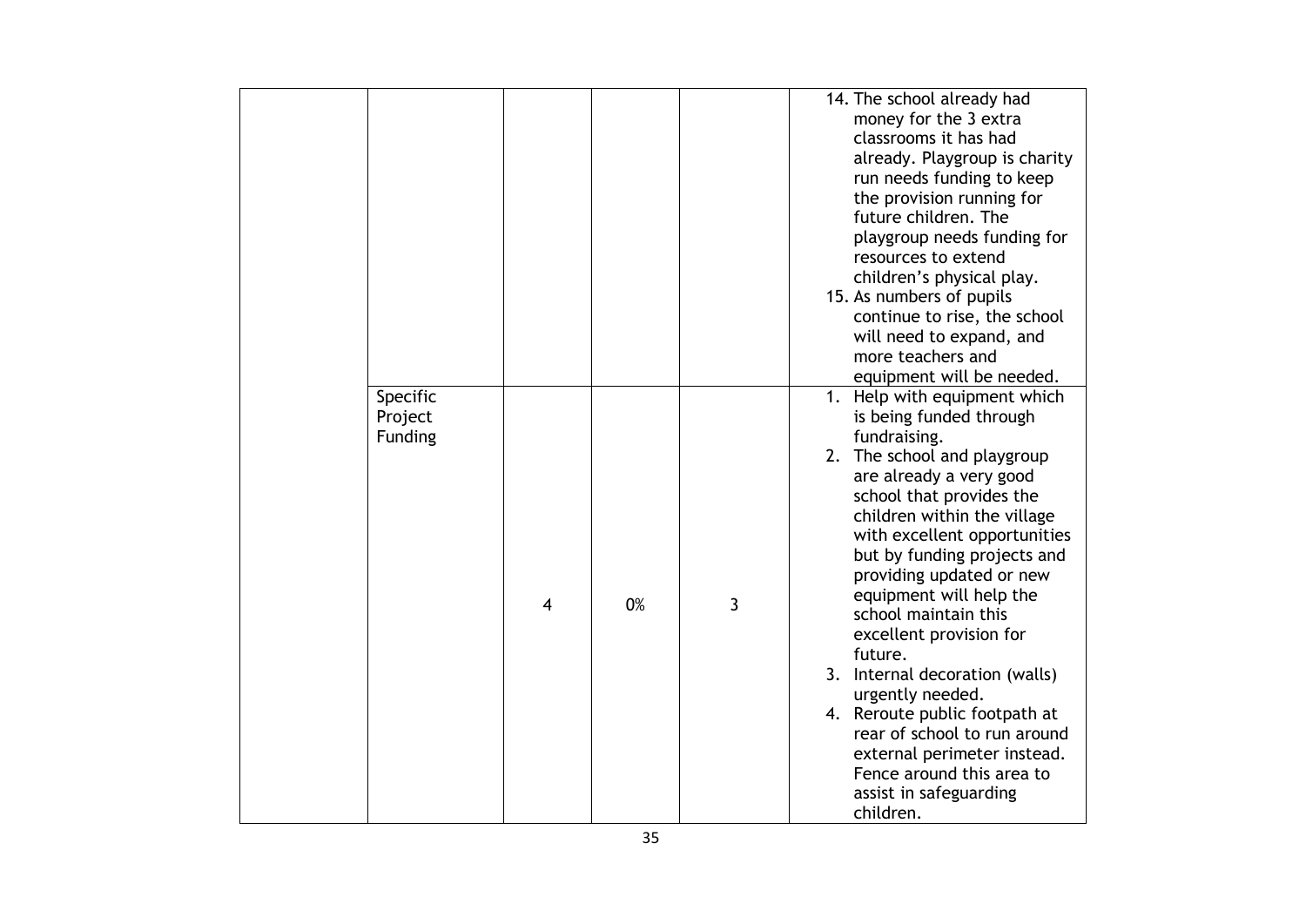| | | | | | |
|---|---|---|---|---|---|
| | | | | | 14. The school already had money for the 3 extra classrooms it has had already. Playgroup is charity run needs funding to keep the provision running for future children. The playgroup needs funding for resources to extend children's physical play.<br>15. As numbers of pupils continue to rise, the school will need to expand, and more teachers and equipment will be needed. |
| | Specific Project Funding | 4 | 0% | 3 | 1. Help with equipment which is being funded through fundraising.<br>2. The school and playgroup are already a very good school that provides the children within the village with excellent opportunities but by funding projects and providing updated or new equipment will help the school maintain this excellent provision for future.<br>3. Internal decoration (walls) urgently needed.<br>4. Reroute public footpath at rear of school to run around external perimeter instead. Fence around this area to assist in safeguarding children. |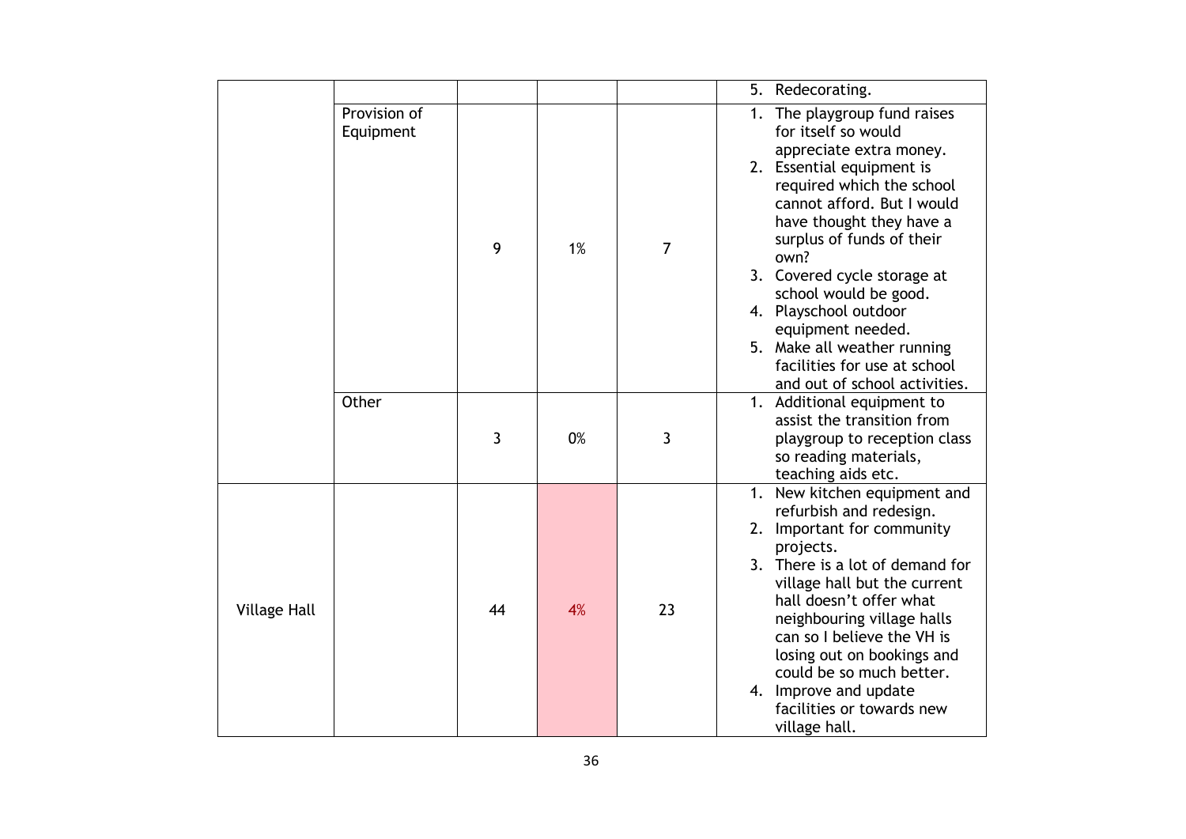| | | | | | |
|---|---|---|---|---|---|
| | | | | | 5. Redecorating. |
| | Provision of Equipment | 9 | 1% | 7 | 1. The playgroup fund raises for itself so would appreciate extra money.<br>2. Essential equipment is required which the school cannot afford. But I would have thought they have a surplus of funds of their own?<br>3. Covered cycle storage at school would be good.<br>4. Playschool outdoor equipment needed.<br>5. Make all weather running facilities for use at school and out of school activities. |
| | Other | 3 | 0% | 3 | 1. Additional equipment to assist the transition from playgroup to reception class so reading materials, teaching aids etc. |
| Village Hall | | 44 | 4% | 23 | 1. New kitchen equipment and refurbish and redesign.<br>2. Important for community projects.<br>3. There is a lot of demand for village hall but the current hall doesn't offer what neighbouring village halls can so I believe the VH is losing out on bookings and could be so much better.<br>4. Improve and update facilities or towards new village hall. |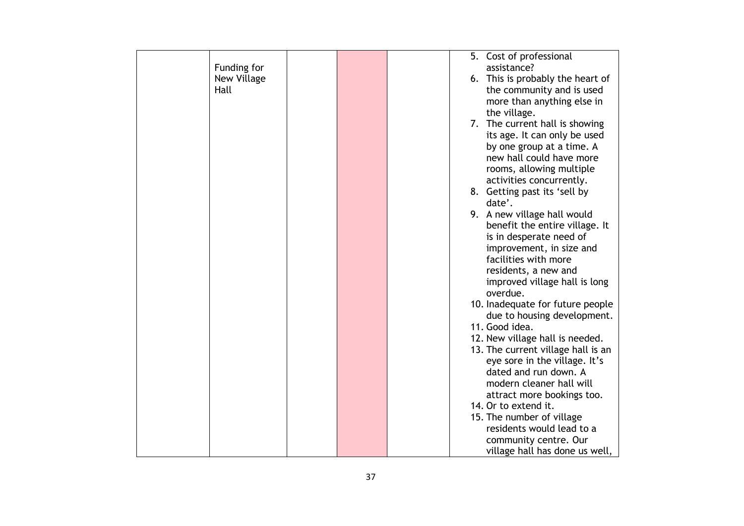| | | | | | |
|---|---|---|---|---|---|
| | Funding for New Village Hall | | | | 5. Cost of professional assistance?<br>6. This is probably the heart of the community and is used more than anything else in the village.<br>7. The current hall is showing its age. It can only be used by one group at a time. A new hall could have more rooms, allowing multiple activities concurrently.<br>8. Getting past its 'sell by date'.<br>9. A new village hall would benefit the entire village. It is in desperate need of improvement, in size and facilities with more residents, a new and improved village hall is long overdue.<br>10. Inadequate for future people due to housing development.<br>11. Good idea.<br>12. New village hall is needed.<br>13. The current village hall is an eye sore in the village. It's dated and run down. A modern cleaner hall will attract more bookings too.<br>14. Or to extend it.<br>15. The number of village residents would lead to a community centre. Our village hall has done us well, |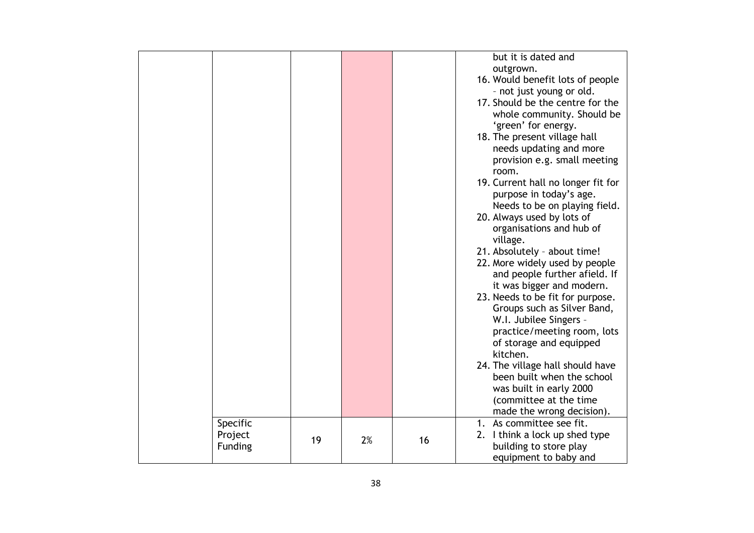| | | | | | |
|---|---|---|---|---|---|
| | | | | | but it is dated and outgrown.<br>16. Would benefit lots of people – not just young or old.<br>17. Should be the centre for the whole community. Should be 'green' for energy.<br>18. The present village hall needs updating and more provision e.g. small meeting room.<br>19. Current hall no longer fit for purpose in today's age. Needs to be on playing field.<br>20. Always used by lots of organisations and hub of village.<br>21. Absolutely – about time!<br>22. More widely used by people and people further afield. If it was bigger and modern.<br>23. Needs to be fit for purpose. Groups such as Silver Band, W.I. Jubilee Singers – practice/meeting room, lots of storage and equipped kitchen.<br>24. The village hall should have been built when the school was built in early 2000 (committee at the time made the wrong decision). |
| | Specific Project Funding | 19 | 2% | 16 | 1. As committee see fit.<br>2. I think a lock up shed type building to store play equipment to baby and |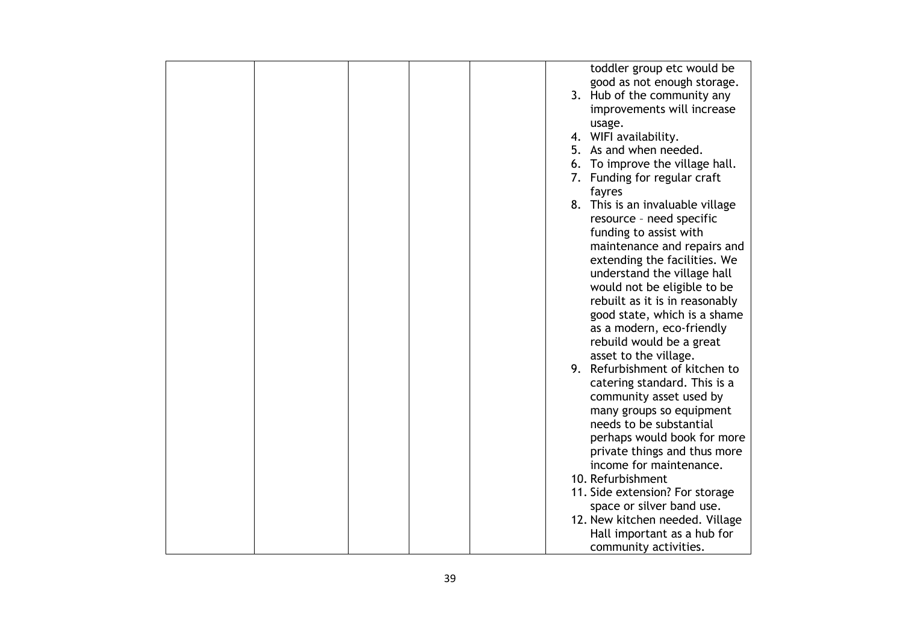|  |  |  |  |  |  |
|---|---|---|---|---|---|
|  |  |  |  |  | toddler group etc would be good as not enough storage.<br>3. Hub of the community any improvements will increase usage.<br>4. WIFI availability.<br>5. As and when needed.<br>6. To improve the village hall.<br>7. Funding for regular craft fayres<br>8. This is an invaluable village resource – need specific funding to assist with maintenance and repairs and extending the facilities. We understand the village hall would not be eligible to be rebuilt as it is in reasonably good state, which is a shame as a modern, eco-friendly rebuild would be a great asset to the village.<br>9. Refurbishment of kitchen to catering standard. This is a community asset used by many groups so equipment needs to be substantial perhaps would book for more private things and thus more income for maintenance.<br>10. Refurbishment<br>11. Side extension? For storage space or silver band use.<br>12. New kitchen needed. Village Hall important as a hub for community activities. |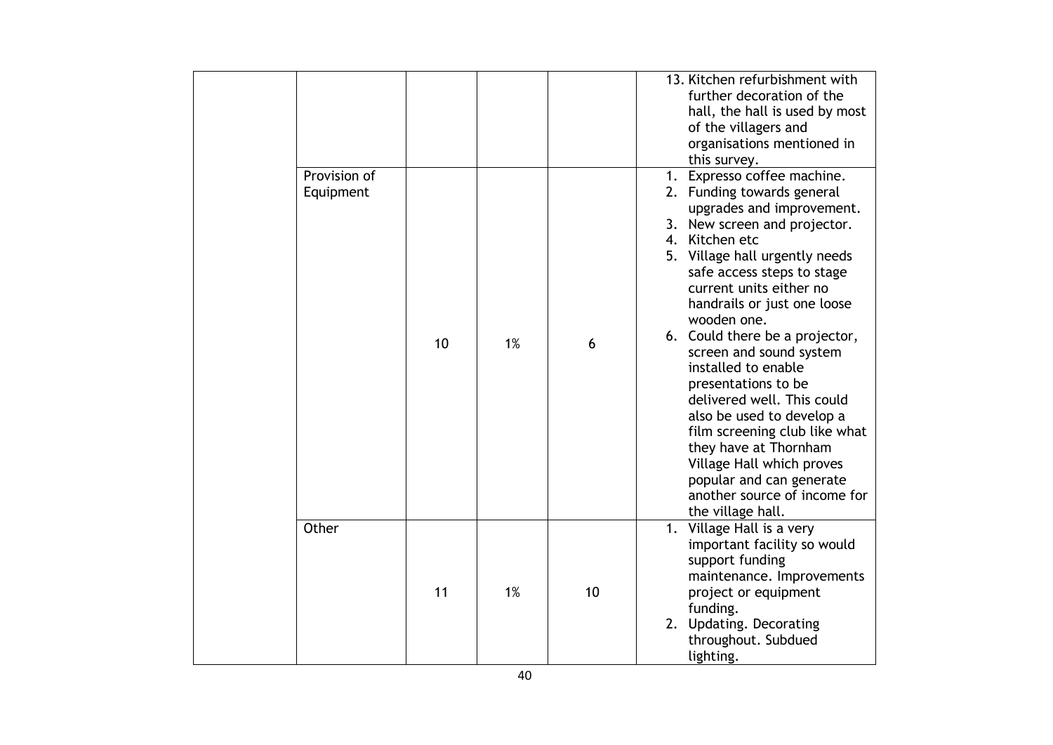| | | | | | |
|---|---|---|---|---|---|
| | | | | | 13. Kitchen refurbishment with further decoration of the hall, the hall is used by most of the villagers and organisations mentioned in this survey. |
| | Provision of Equipment | 10 | 1% | 6 | 1. Expresso coffee machine. 2. Funding towards general upgrades and improvement. 3. New screen and projector. 4. Kitchen etc 5. Village hall urgently needs safe access steps to stage current units either no handrails or just one loose wooden one. 6. Could there be a projector, screen and sound system installed to enable presentations to be delivered well. This could also be used to develop a film screening club like what they have at Thornham Village Hall which proves popular and can generate another source of income for the village hall. |
| | Other | 11 | 1% | 10 | 1. Village Hall is a very important facility so would support funding maintenance. Improvements project or equipment funding. 2. Updating. Decorating throughout. Subdued lighting. |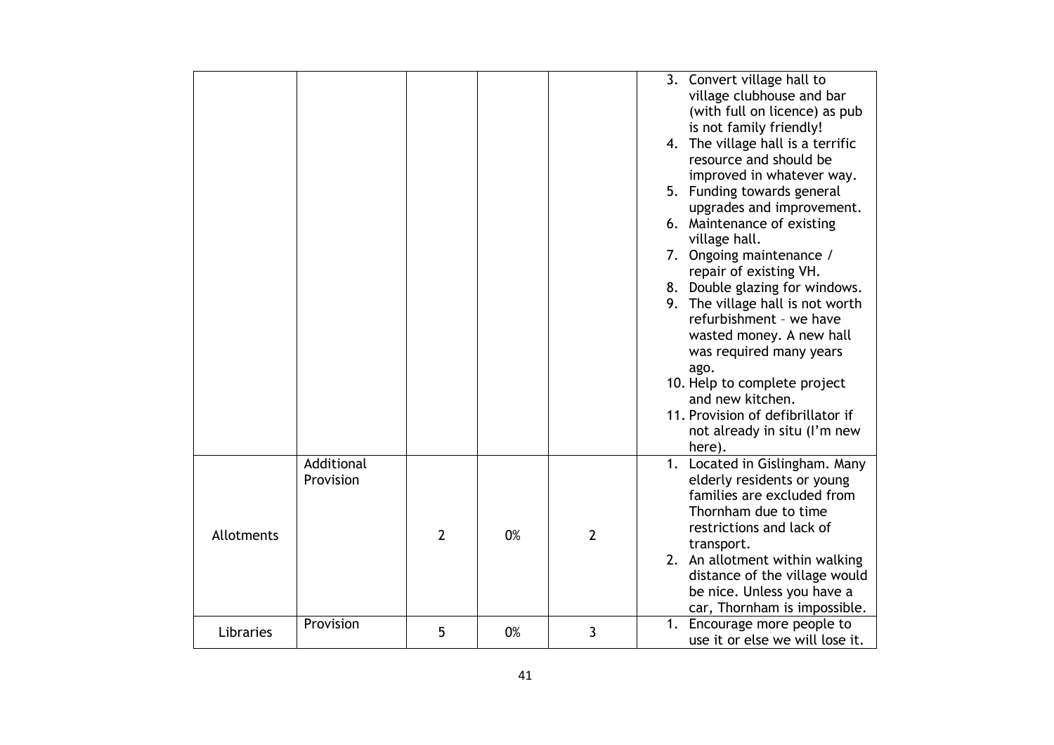| | | | | | |
|---|---|---|---|---|---|
| | | | | | 3. Convert village hall to village clubhouse and bar (with full on licence) as pub is not family friendly!<br>4. The village hall is a terrific resource and should be improved in whatever way.<br>5. Funding towards general upgrades and improvement.<br>6. Maintenance of existing village hall.<br>7. Ongoing maintenance / repair of existing VH.<br>8. Double glazing for windows.<br>9. The village hall is not worth refurbishment – we have wasted money. A new hall was required many years ago.<br>10. Help to complete project and new kitchen.<br>11. Provision of defibrillator if not already in situ (I'm new here). |
| Allotments | Additional Provision | 2 | 0% | 2 | 1. Located in Gislingham. Many elderly residents or young families are excluded from Thornham due to time restrictions and lack of transport.<br>2. An allotment within walking distance of the village would be nice. Unless you have a car, Thornham is impossible. |
| Libraries | Provision | 5 | 0% | 3 | 1. Encourage more people to use it or else we will lose it. |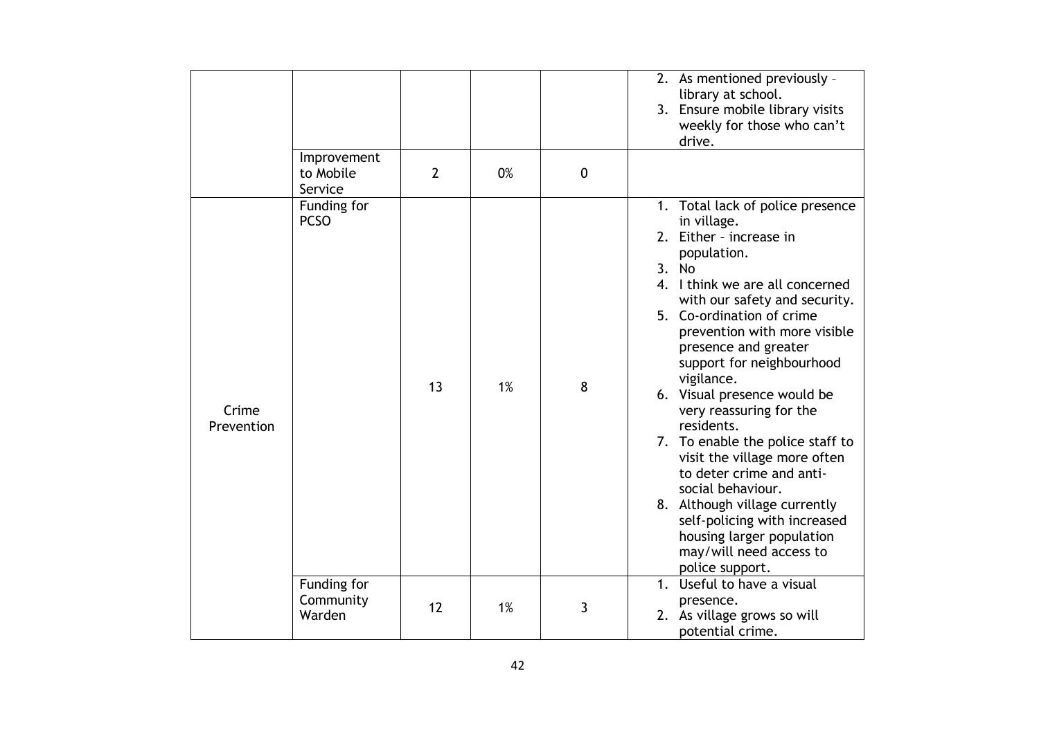| | | | | | |
|---|---|---|---|---|---|
| | | | | | 2. As mentioned previously – library at school.<br>3. Ensure mobile library visits weekly for those who can't drive. |
| | Improvement to Mobile Service | 2 | 0% | 0 | |
| Crime Prevention | Funding for PCSO | 13 | 1% | 8 | 1. Total lack of police presence in village.<br>2. Either – increase in population.<br>3. No<br>4. I think we are all concerned with our safety and security.<br>5. Co-ordination of crime prevention with more visible presence and greater support for neighbourhood vigilance.<br>6. Visual presence would be very reassuring for the residents.<br>7. To enable the police staff to visit the village more often to deter crime and anti-social behaviour.<br>8. Although village currently self-policing with increased housing larger population may/will need access to police support. |
| | Funding for Community Warden | 12 | 1% | 3 | 1. Useful to have a visual presence.<br>2. As village grows so will potential crime. |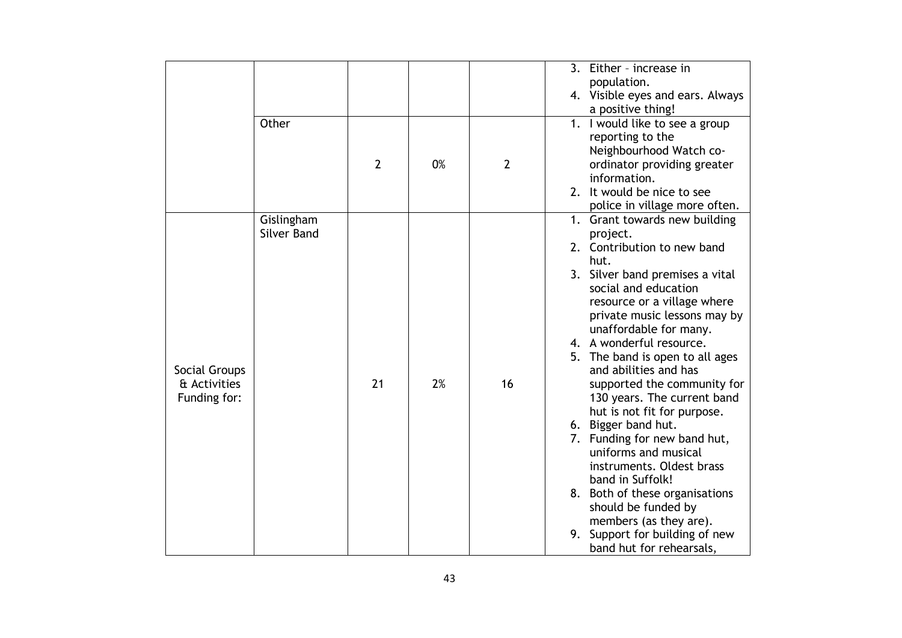| | | | | | |
|---|---|---|---|---|---|
| | | | | | 3. Either – increase in population.<br>4. Visible eyes and ears. Always a positive thing! |
| | Other | 2 | 0% | 2 | 1. I would like to see a group reporting to the Neighbourhood Watch co-ordinator providing greater information.<br>2. It would be nice to see police in village more often. |
| Social Groups & Activities Funding for: | Gislingham Silver Band | 21 | 2% | 16 | 1. Grant towards new building project.<br>2. Contribution to new band hut.<br>3. Silver band premises a vital social and education resource or a village where private music lessons may by unaffordable for many.<br>4. A wonderful resource.<br>5. The band is open to all ages and abilities and has supported the community for 130 years. The current band hut is not fit for purpose.<br>6. Bigger band hut.<br>7. Funding for new band hut, uniforms and musical instruments. Oldest brass band in Suffolk!<br>8. Both of these organisations should be funded by members (as they are).<br>9. Support for building of new band hut for rehearsals, |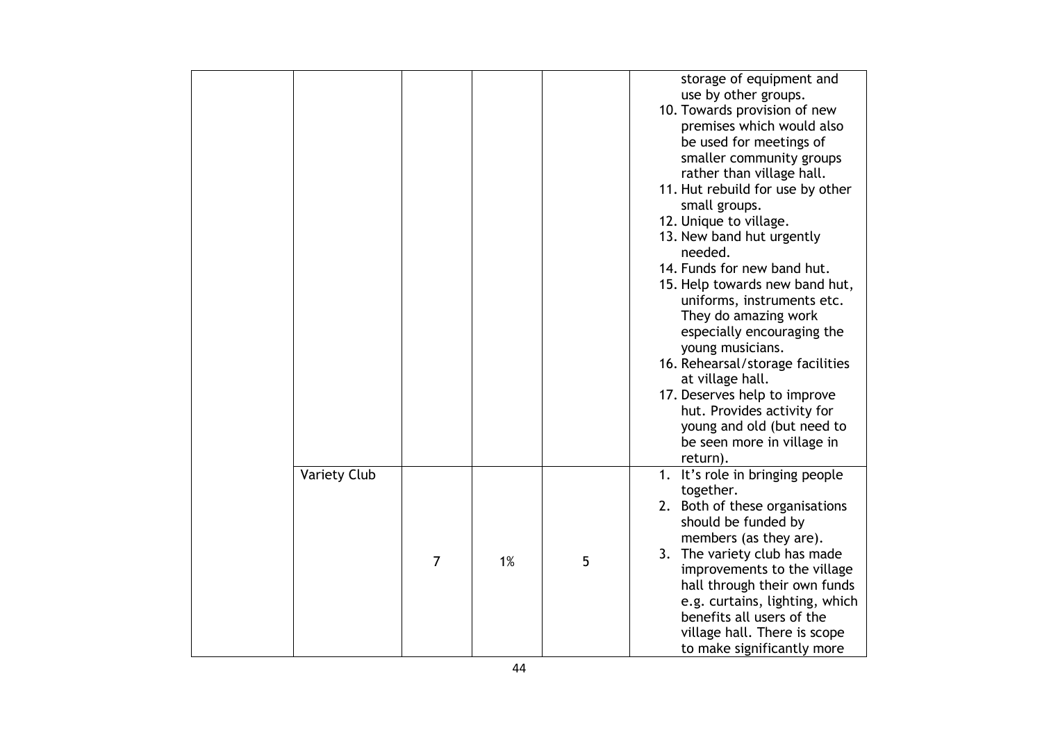| | | | | | |
|---|---|---|---|---|---|
| | | | | | storage of equipment and use by other groups.<br>10. Towards provision of new premises which would also be used for meetings of smaller community groups rather than village hall.<br>11. Hut rebuild for use by other small groups.<br>12. Unique to village.<br>13. New band hut urgently needed.<br>14. Funds for new band hut.<br>15. Help towards new band hut, uniforms, instruments etc. They do amazing work especially encouraging the young musicians.<br>16. Rehearsal/storage facilities at village hall.<br>17. Deserves help to improve hut. Provides activity for young and old (but need to be seen more in village in return). |
| | Variety Club | 7 | 1% | 5 | 1. It's role in bringing people together.<br>2. Both of these organisations should be funded by members (as they are).<br>3. The variety club has made improvements to the village hall through their own funds e.g. curtains, lighting, which benefits all users of the village hall. There is scope to make significantly more |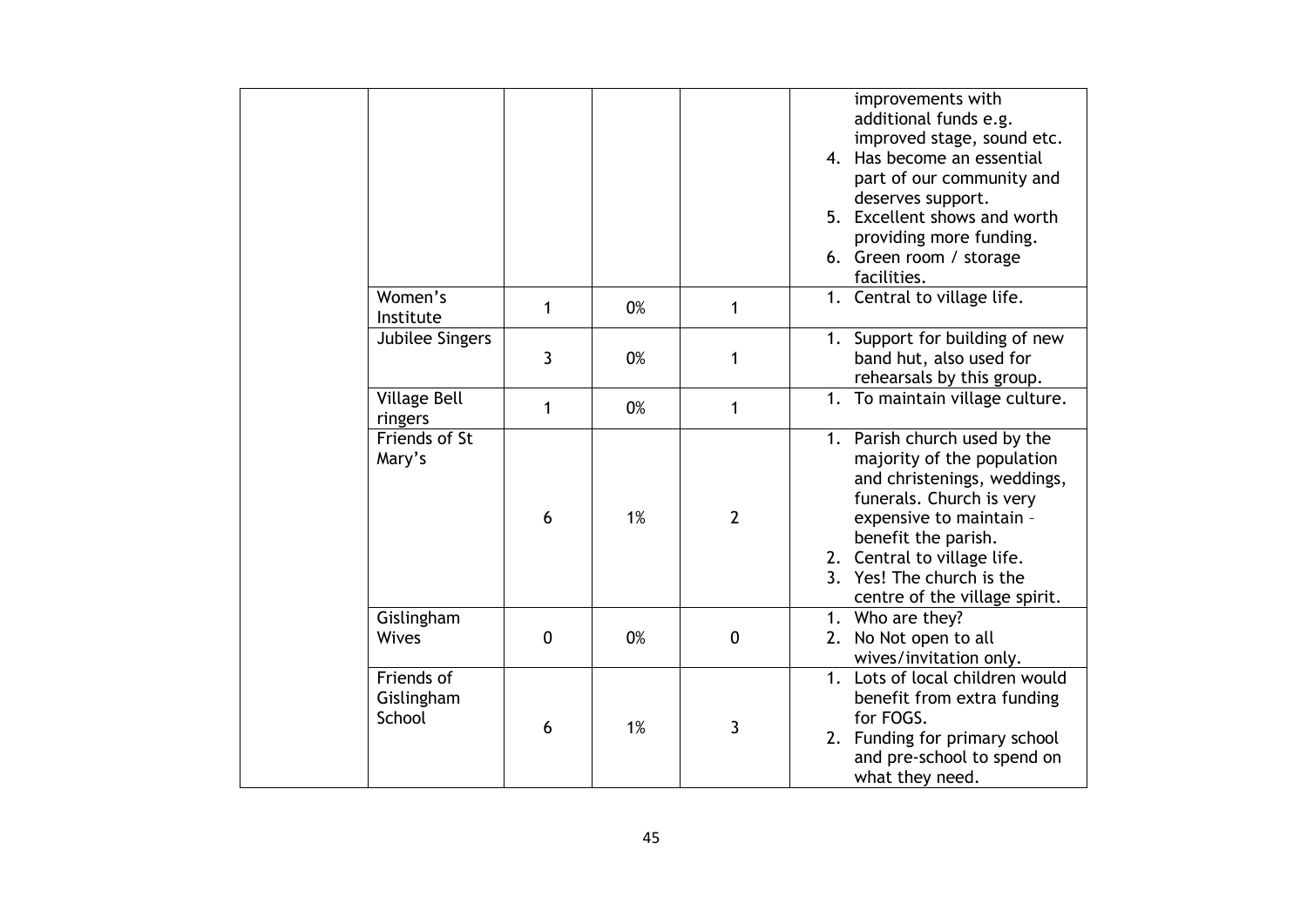| | | | | | |
|---|---|---|---|---|---|
| | | | | | improvements with additional funds e.g. improved stage, sound etc.<br>4. Has become an essential part of our community and deserves support.<br>5. Excellent shows and worth providing more funding.<br>6. Green room / storage facilities. |
| | Women's Institute | 1 | 0% | 1 | 1. Central to village life. |
| | Jubilee Singers | 3 | 0% | 1 | 1. Support for building of new band hut, also used for rehearsals by this group. |
| | Village Bell ringers | 1 | 0% | 1 | 1. To maintain village culture. |
| | Friends of St Mary's | 6 | 1% | 2 | 1. Parish church used by the majority of the population and christenings, weddings, funerals. Church is very expensive to maintain – benefit the parish.<br>2. Central to village life.<br>3. Yes! The church is the centre of the village spirit. |
| | Gislingham Wives | 0 | 0% | 0 | 1. Who are they?<br>2. No Not open to all wives/invitation only. |
| | Friends of Gislingham School | 6 | 1% | 3 | 1. Lots of local children would benefit from extra funding for FOGS.<br>2. Funding for primary school and pre-school to spend on what they need. |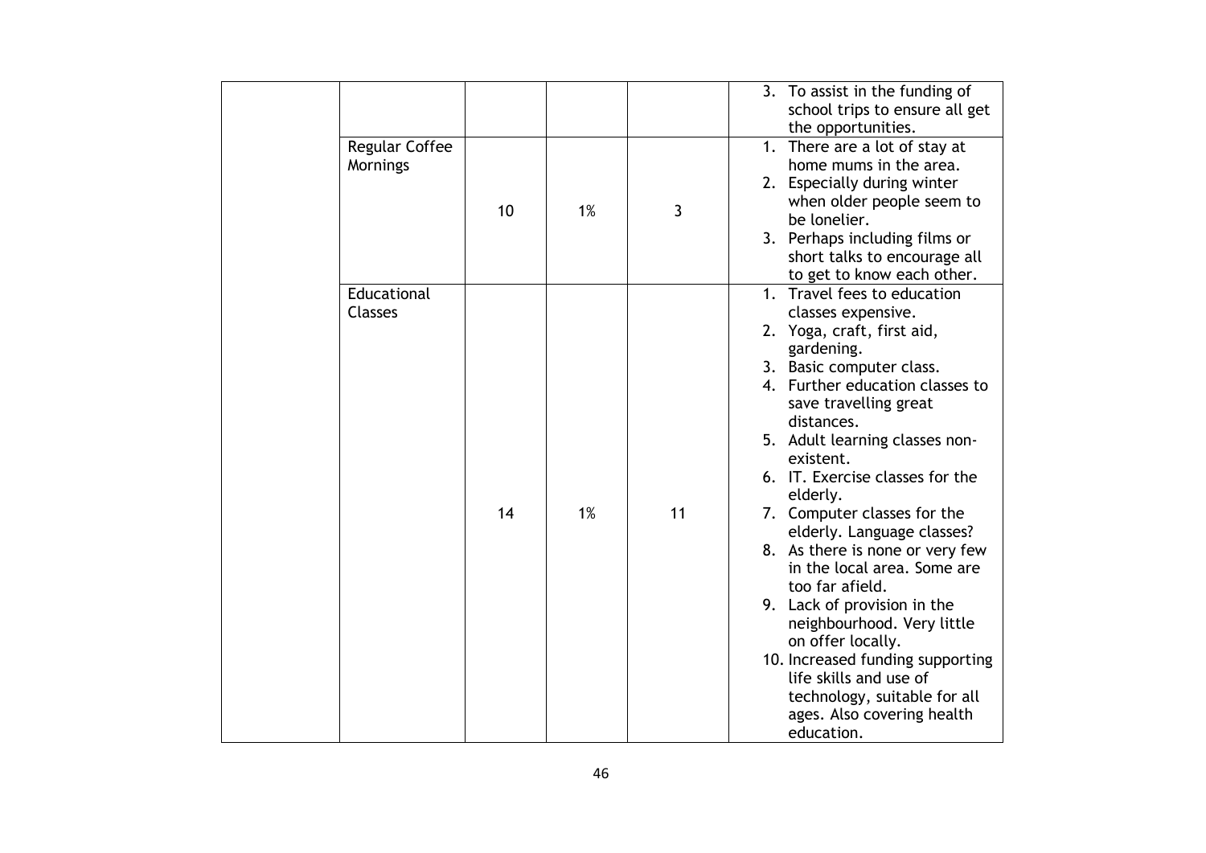| | | | | | |
|---|---|---|---|---|---|
| | | | | | 3. To assist in the funding of school trips to ensure all get the opportunities. |
| | Regular Coffee Mornings | 10 | 1% | 3 | 1. There are a lot of stay at home mums in the area.<br>2. Especially during winter when older people seem to be lonelier.<br>3. Perhaps including films or short talks to encourage all to get to know each other. |
| | Educational Classes | 14 | 1% | 11 | 1. Travel fees to education classes expensive.<br>2. Yoga, craft, first aid, gardening.<br>3. Basic computer class.<br>4. Further education classes to save travelling great distances.<br>5. Adult learning classes non-existent.<br>6. IT. Exercise classes for the elderly.<br>7. Computer classes for the elderly. Language classes?<br>8. As there is none or very few in the local area. Some are too far afield.<br>9. Lack of provision in the neighbourhood. Very little on offer locally.<br>10. Increased funding supporting life skills and use of technology, suitable for all ages. Also covering health education. |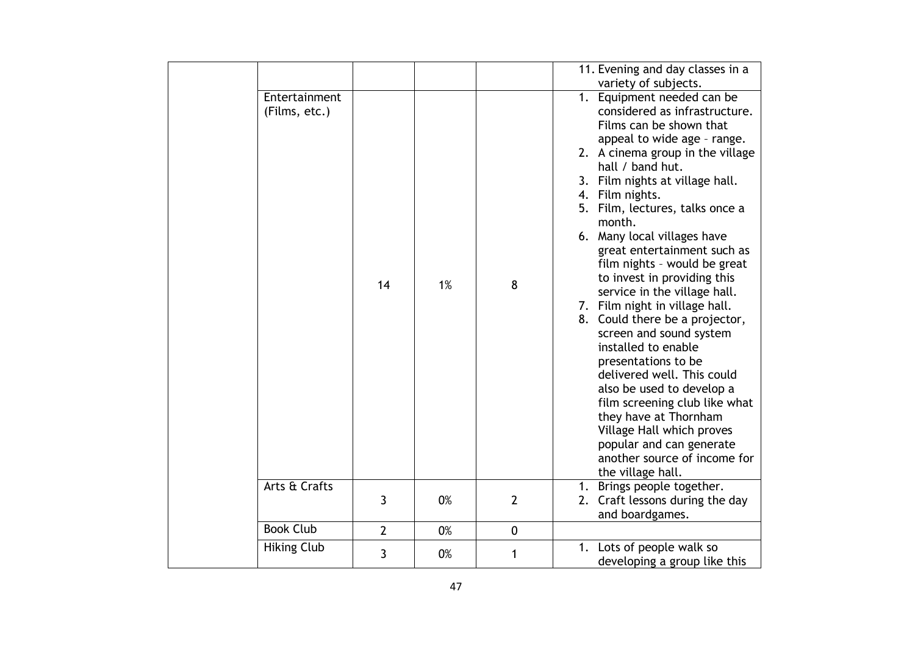| | | | | | |
|---|---|---|---|---|---|
| | | | | | 11. Evening and day classes in a variety of subjects. |
| | Entertainment (Films, etc.) | 14 | 1% | 8 | 1. Equipment needed can be considered as infrastructure. Films can be shown that appeal to wide age – range.<br>2. A cinema group in the village hall / band hut.<br>3. Film nights at village hall.<br>4. Film nights.<br>5. Film, lectures, talks once a month.<br>6. Many local villages have great entertainment such as film nights – would be great to invest in providing this service in the village hall.<br>7. Film night in village hall.<br>8. Could there be a projector, screen and sound system installed to enable presentations to be delivered well. This could also be used to develop a film screening club like what they have at Thornham Village Hall which proves popular and can generate another source of income for the village hall. |
| | Arts & Crafts | 3 | 0% | 2 | 1. Brings people together.<br>2. Craft lessons during the day and boardgames. |
| | Book Club | 2 | 0% | 0 | |
| | Hiking Club | 3 | 0% | 1 | 1. Lots of people walk so developing a group like this |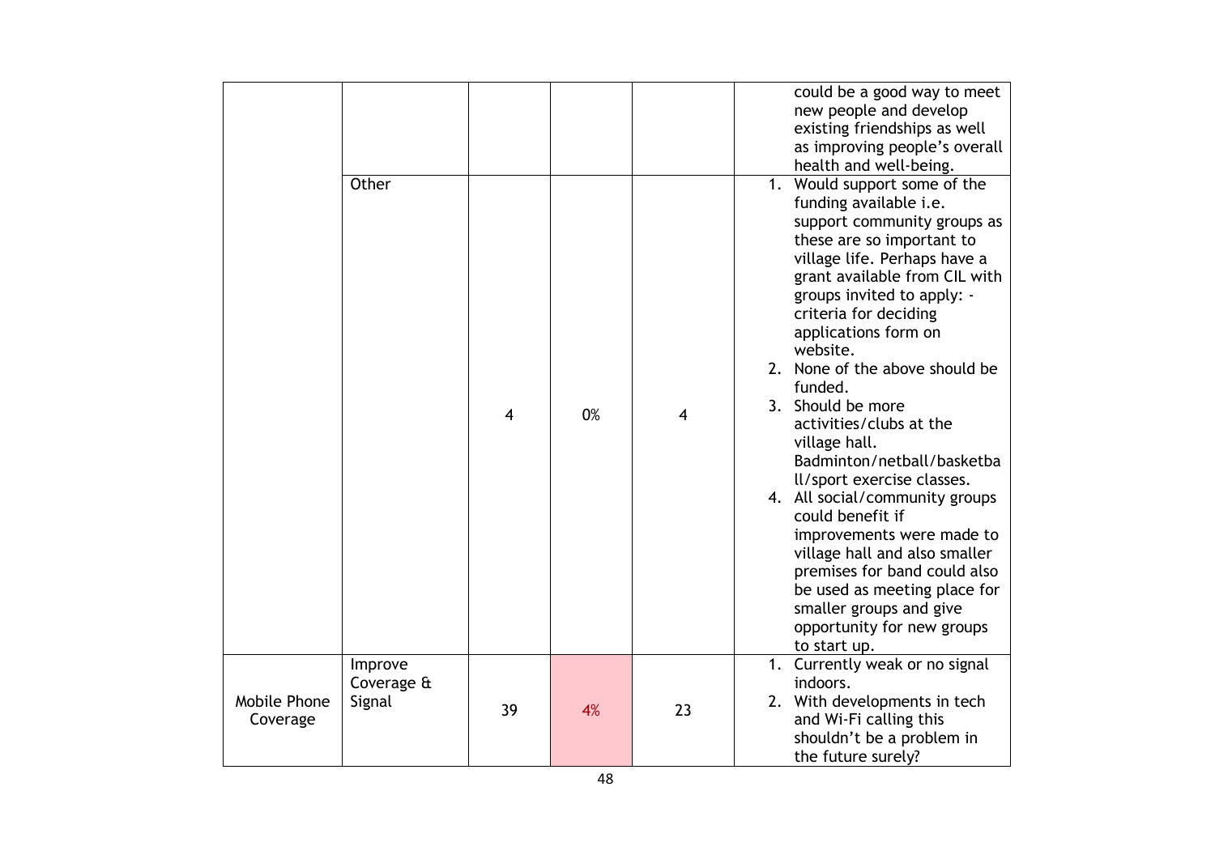| | | | | | |
|---|---|---|---|---|---|
| | | | | | could be a good way to meet new people and develop existing friendships as well as improving people's overall health and well-being. |
| | Other | 4 | 0% | 4 | 1. Would support some of the funding available i.e. support community groups as these are so important to village life. Perhaps have a grant available from CIL with groups invited to apply: - criteria for deciding applications form on website.<br>2. None of the above should be funded.<br>3. Should be more activities/clubs at the village hall. Badminton/netball/basketball/sport exercise classes.<br>4. All social/community groups could benefit if improvements were made to village hall and also smaller premises for band could also be used as meeting place for smaller groups and give opportunity for new groups to start up. |
| Mobile Phone Coverage | Improve Coverage & Signal | 39 | 4% | 23 | 1. Currently weak or no signal indoors.<br>2. With developments in tech and Wi-Fi calling this shouldn't be a problem in the future surely? |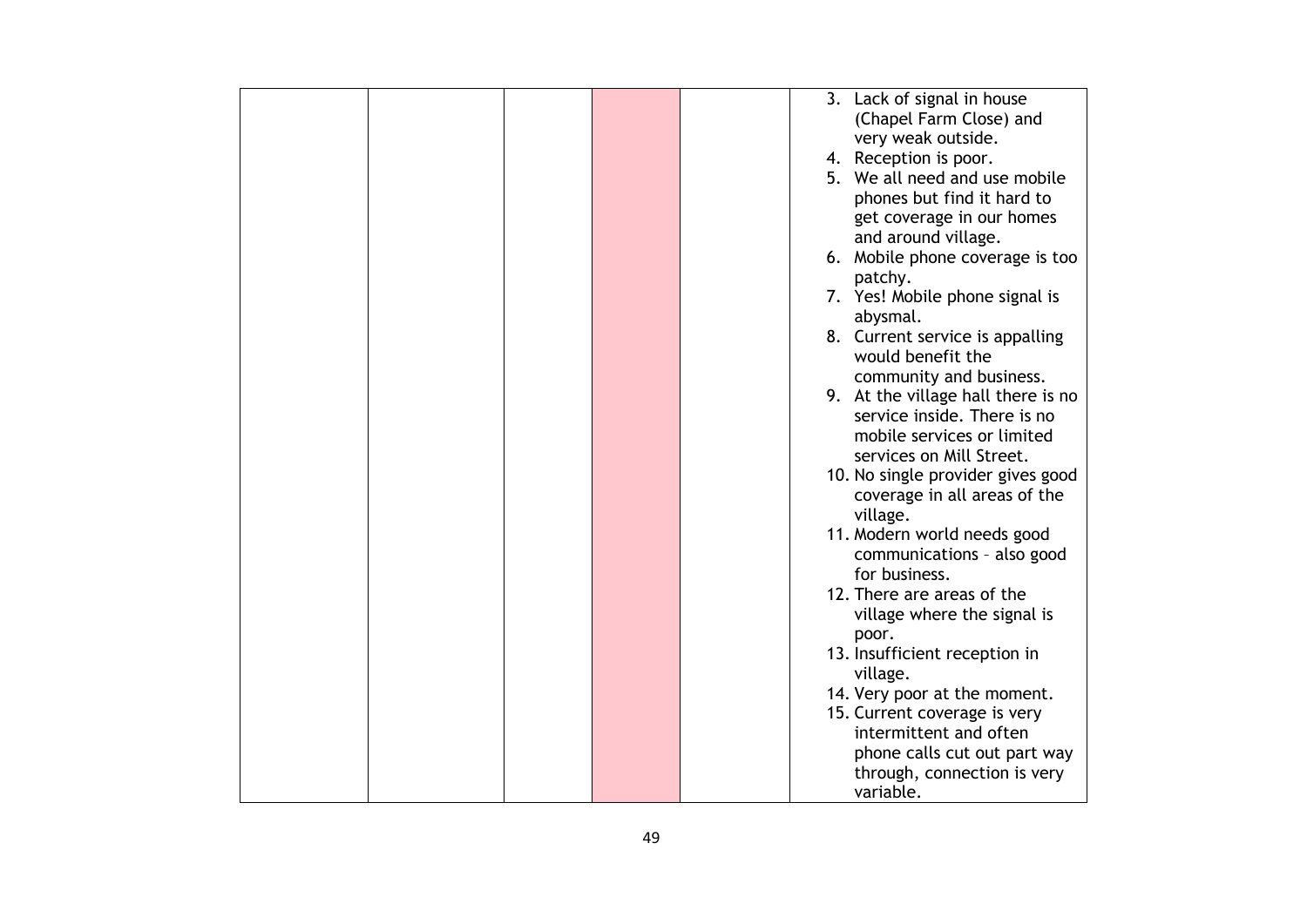|  |  |  |  |  | 3. Lack of signal in house (Chapel Farm Close) and very weak outside.<br>4. Reception is poor.<br>5. We all need and use mobile phones but find it hard to get coverage in our homes and around village.<br>6. Mobile phone coverage is too patchy.<br>7. Yes! Mobile phone signal is abysmal.<br>8. Current service is appalling would benefit the community and business.<br>9. At the village hall there is no service inside. There is no mobile services or limited services on Mill Street.<br>10. No single provider gives good coverage in all areas of the village.<br>11. Modern world needs good communications – also good for business.<br>12. There are areas of the village where the signal is poor.<br>13. Insufficient reception in village.<br>14. Very poor at the moment.<br>15. Current coverage is very intermittent and often phone calls cut out part way through, connection is very variable. |
|---|---|---|---|---|---|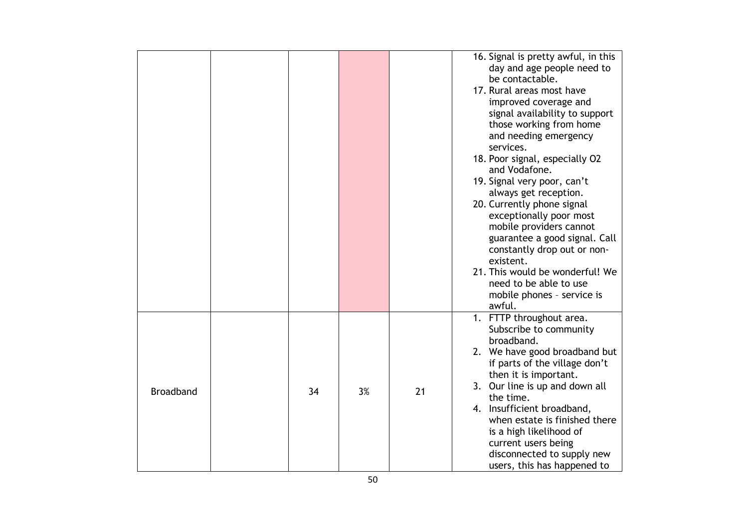| | | | | | |
|---|---|---|---|---|---|
| | | | | | 16. Signal is pretty awful, in this day and age people need to be contactable.<br>17. Rural areas most have improved coverage and signal availability to support those working from home and needing emergency services.<br>18. Poor signal, especially O2 and Vodafone.<br>19. Signal very poor, can't always get reception.<br>20. Currently phone signal exceptionally poor most mobile providers cannot guarantee a good signal. Call constantly drop out or non-existent.<br>21. This would be wonderful! We need to be able to use mobile phones – service is awful. |
| Broadband | | 34 | 3% | 21 | 1. FTTP throughout area. Subscribe to community broadband.<br>2. We have good broadband but if parts of the village don't then it is important.<br>3. Our line is up and down all the time.<br>4. Insufficient broadband, when estate is finished there is a high likelihood of current users being disconnected to supply new users, this has happened to |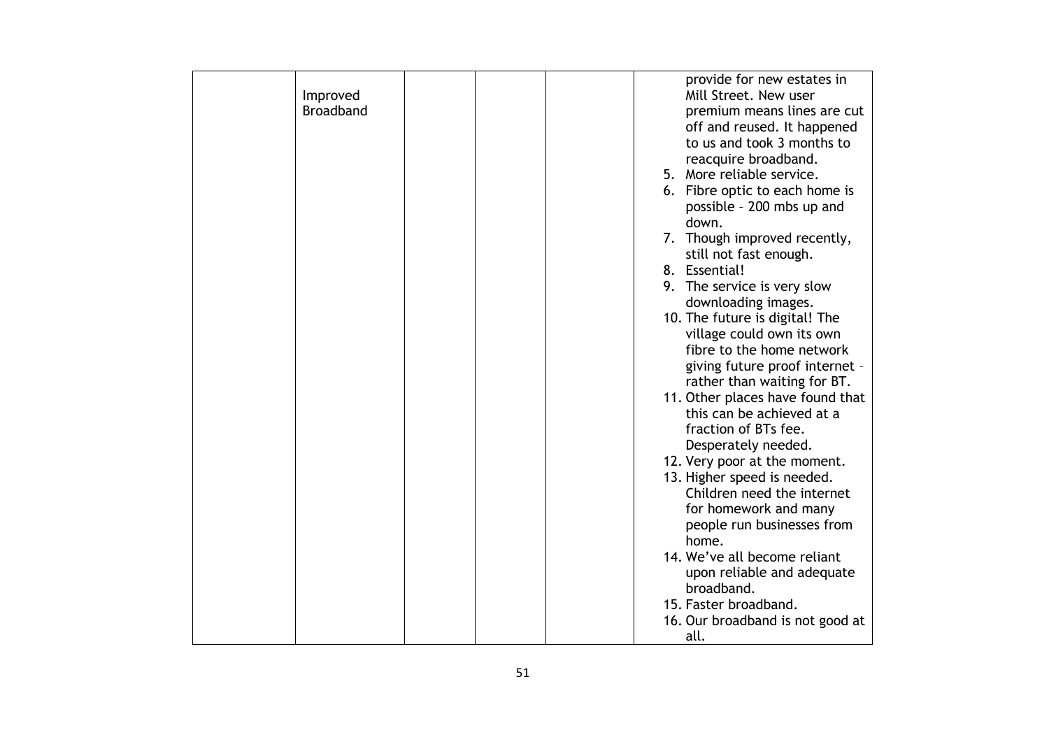| | | | | | |
|---|---|---|---|---|---|
| | Improved Broadband | | | | provide for new estates in Mill Street. New user premium means lines are cut off and reused. It happened to us and took 3 months to reacquire broadband.<br>5. More reliable service.<br>6. Fibre optic to each home is possible – 200 mbs up and down.<br>7. Though improved recently, still not fast enough.<br>8. Essential!<br>9. The service is very slow downloading images.<br>10. The future is digital! The village could own its own fibre to the home network giving future proof internet – rather than waiting for BT.<br>11. Other places have found that this can be achieved at a fraction of BTs fee. Desperately needed.<br>12. Very poor at the moment.<br>13. Higher speed is needed. Children need the internet for homework and many people run businesses from home.<br>14. We've all become reliant upon reliable and adequate broadband.<br>15. Faster broadband.<br>16. Our broadband is not good at all. |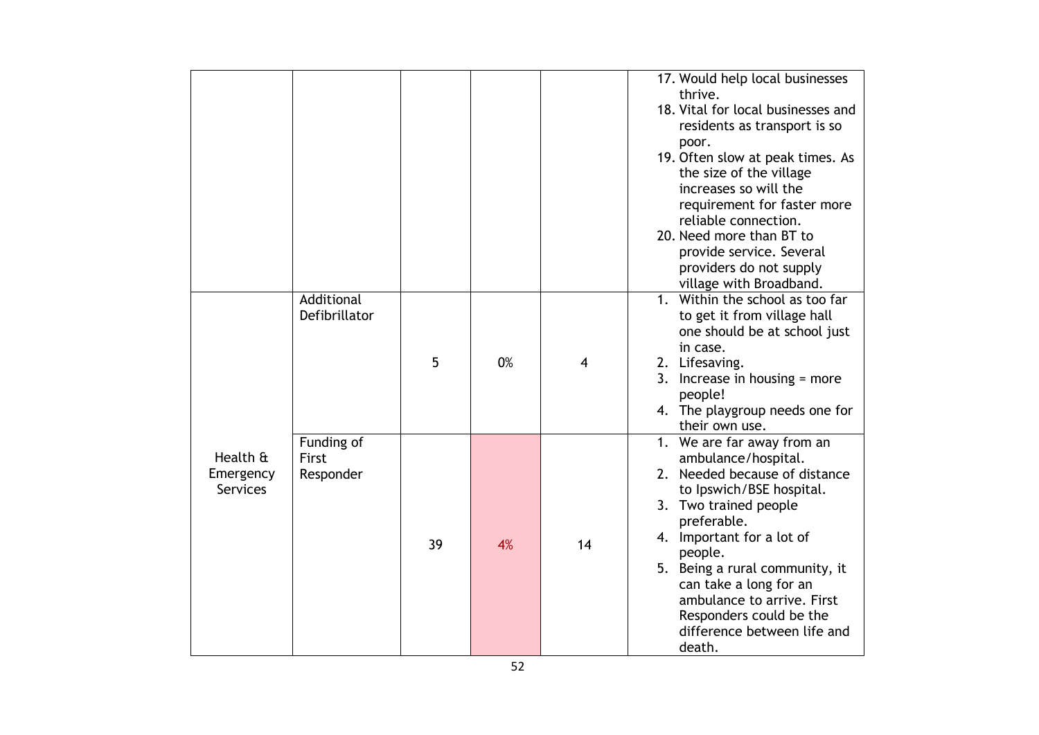| | | | | | |
|---|---|---|---|---|---|
| | | | | | 17. Would help local businesses thrive.<br>18. Vital for local businesses and residents as transport is so poor.<br>19. Often slow at peak times. As the size of the village increases so will the requirement for faster more reliable connection.<br>20. Need more than BT to provide service. Several providers do not supply village with Broadband. |
| Health & Emergency Services | Additional Defibrillator | 5 | 0% | 4 | 1. Within the school as too far to get it from village hall one should be at school just in case.<br>2. Lifesaving.<br>3. Increase in housing = more people!<br>4. The playgroup needs one for their own use. |
| | Funding of First Responder | 39 | 4% | 14 | 1. We are far away from an ambulance/hospital.<br>2. Needed because of distance to Ipswich/BSE hospital.<br>3. Two trained people preferable.<br>4. Important for a lot of people.<br>5. Being a rural community, it can take a long for an ambulance to arrive. First Responders could be the difference between life and death. |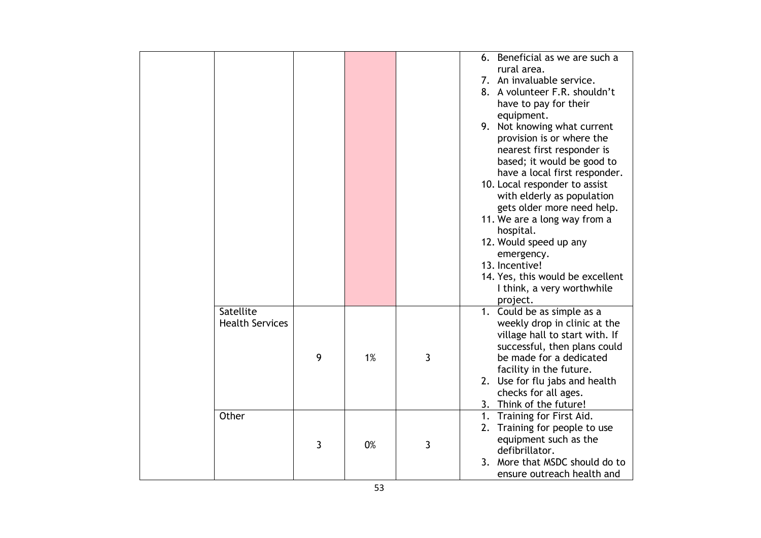| | | | | | |
|---|---|---|---|---|---|
| | | | | | 6. Beneficial as we are such a rural area.<br>7. An invaluable service.<br>8. A volunteer F.R. shouldn't have to pay for their equipment.<br>9. Not knowing what current provision is or where the nearest first responder is based; it would be good to have a local first responder.<br>10. Local responder to assist with elderly as population gets older more need help.<br>11. We are a long way from a hospital.<br>12. Would speed up any emergency.<br>13. Incentive!<br>14. Yes, this would be excellent I think, a very worthwhile project. |
| | Satellite Health Services | 9 | 1% | 3 | 1. Could be as simple as a weekly drop in clinic at the village hall to start with. If successful, then plans could be made for a dedicated facility in the future.<br>2. Use for flu jabs and health checks for all ages.<br>3. Think of the future! |
| | Other | 3 | 0% | 3 | 1. Training for First Aid.<br>2. Training for people to use equipment such as the defibrillator.<br>3. More that MSDC should do to ensure outreach health and |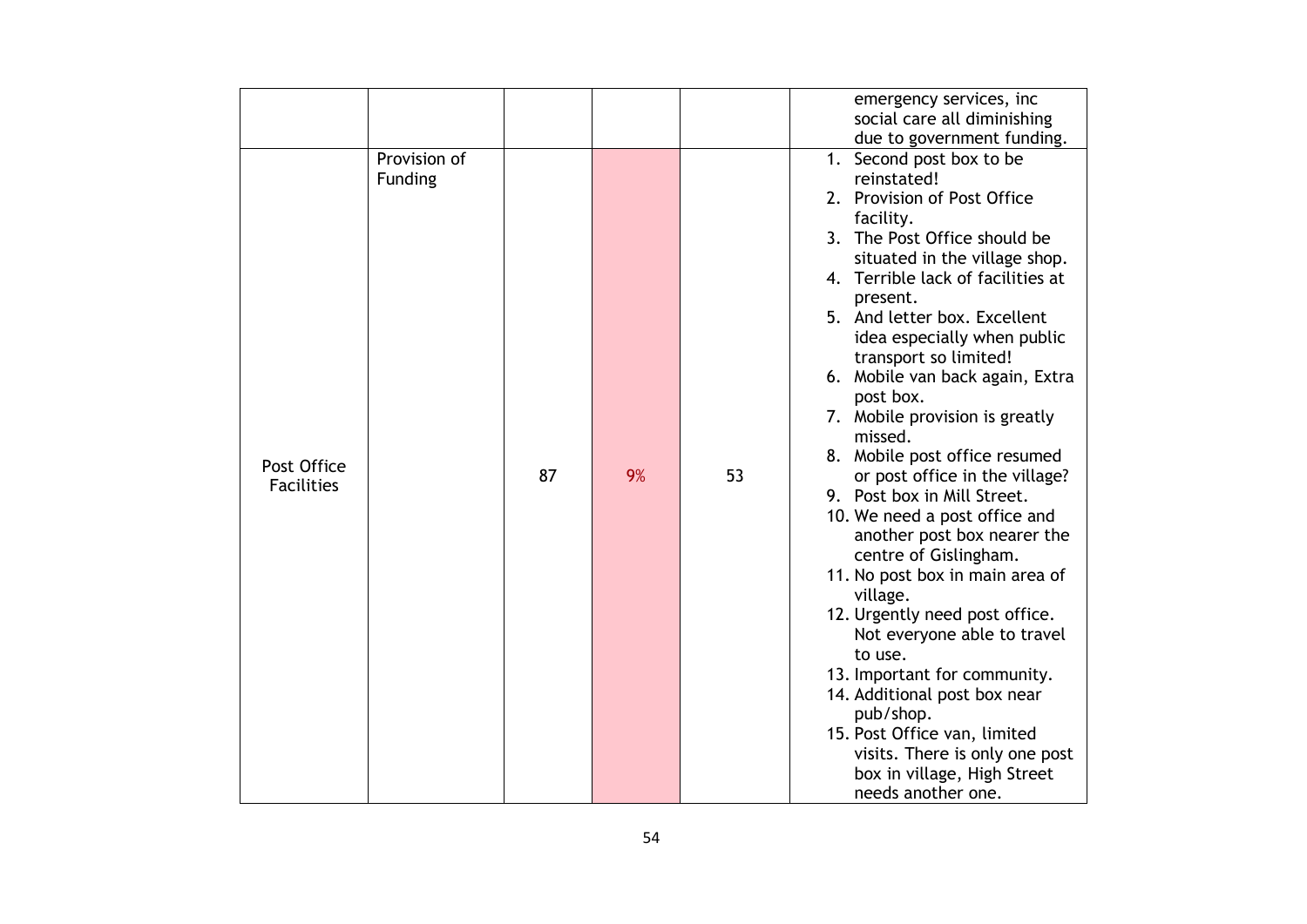| | | | | | |
|---|---|---|---|---|---|
| | | | | | emergency services, inc social care all diminishing due to government funding. |
| Post Office Facilities | Provision of Funding | 87 | 9% | 53 | 1. Second post box to be reinstated!<br>2. Provision of Post Office facility.<br>3. The Post Office should be situated in the village shop.<br>4. Terrible lack of facilities at present.<br>5. And letter box. Excellent idea especially when public transport so limited!<br>6. Mobile van back again, Extra post box.<br>7. Mobile provision is greatly missed.<br>8. Mobile post office resumed or post office in the village?<br>9. Post box in Mill Street.<br>10. We need a post office and another post box nearer the centre of Gislingham.<br>11. No post box in main area of village.<br>12. Urgently need post office. Not everyone able to travel to use.<br>13. Important for community.<br>14. Additional post box near pub/shop.<br>15. Post Office van, limited visits. There is only one post box in village, High Street needs another one. |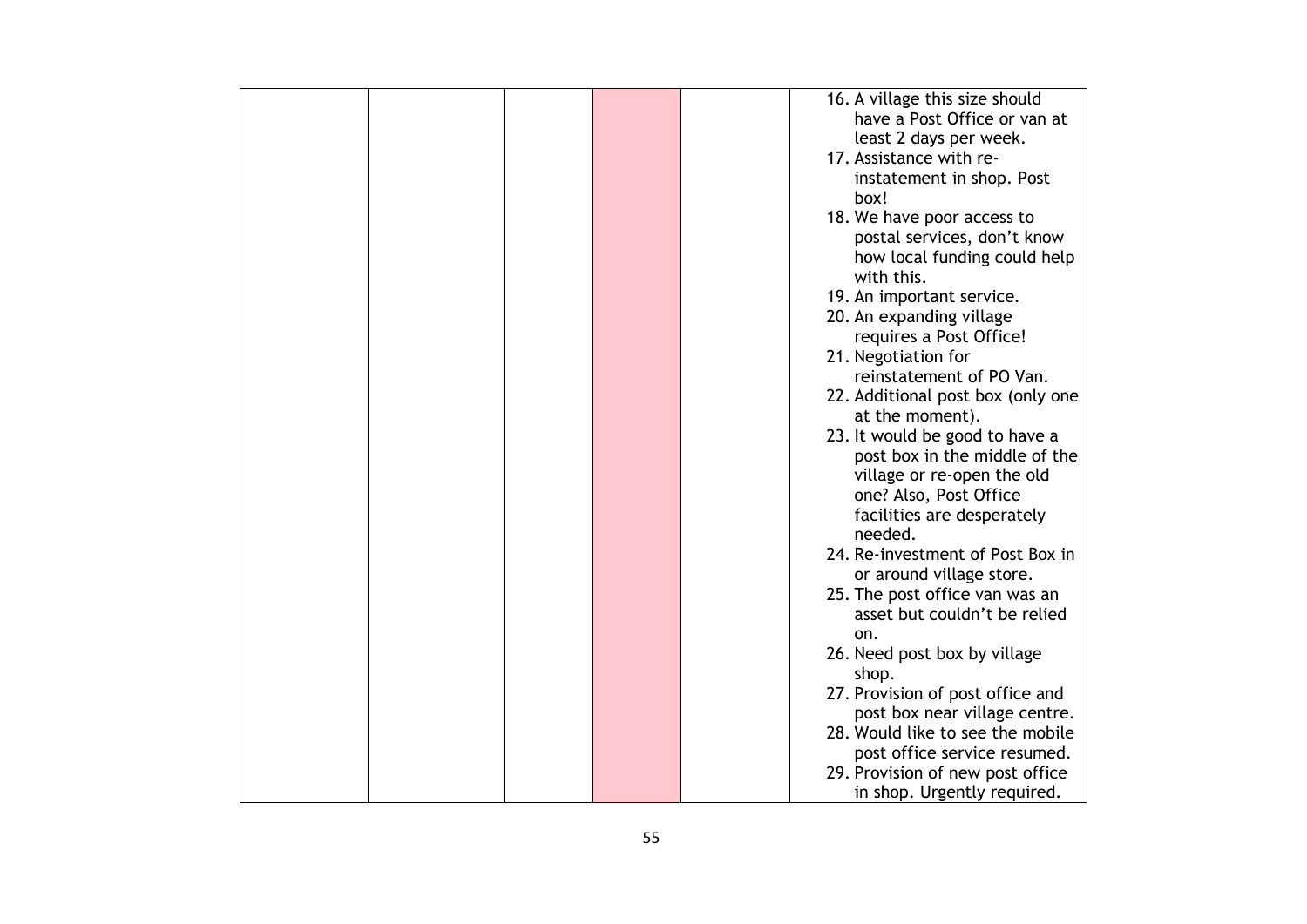| | | | | | |
|---|---|---|---|---|---|
| | | | | | 16. A village this size should have a Post Office or van at least 2 days per week.<br>17. Assistance with re-instatement in shop. Post box!<br>18. We have poor access to postal services, don't know how local funding could help with this.<br>19. An important service.<br>20. An expanding village requires a Post Office!<br>21. Negotiation for reinstatement of PO Van.<br>22. Additional post box (only one at the moment).<br>23. It would be good to have a post box in the middle of the village or re-open the old one? Also, Post Office facilities are desperately needed.<br>24. Re-investment of Post Box in or around village store.<br>25. The post office van was an asset but couldn't be relied on.<br>26. Need post box by village shop.<br>27. Provision of post office and post box near village centre.<br>28. Would like to see the mobile post office service resumed.<br>29. Provision of new post office in shop. Urgently required. |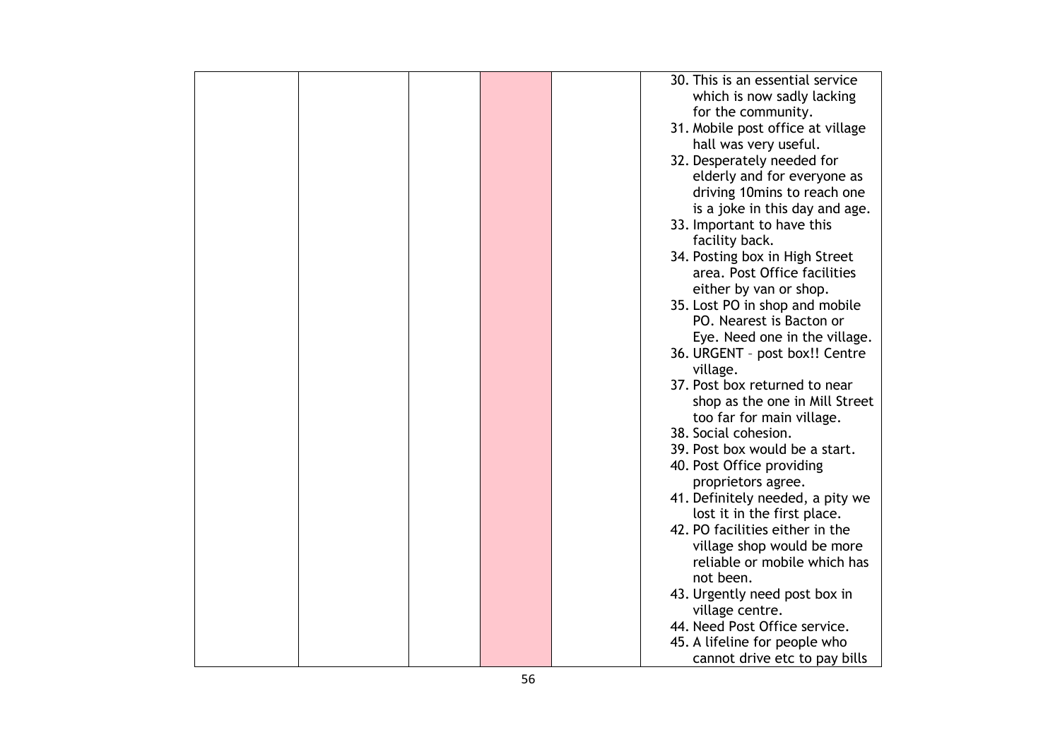| | | | | | |
|---|---|---|---|---|---|
| | | | | | 30. This is an essential service which is now sadly lacking for the community.<br>31. Mobile post office at village hall was very useful.<br>32. Desperately needed for elderly and for everyone as driving 10mins to reach one is a joke in this day and age.<br>33. Important to have this facility back.<br>34. Posting box in High Street area. Post Office facilities either by van or shop.<br>35. Lost PO in shop and mobile PO. Nearest is Bacton or Eye. Need one in the village.<br>36. URGENT – post box!! Centre village.<br>37. Post box returned to near shop as the one in Mill Street too far for main village.<br>38. Social cohesion.<br>39. Post box would be a start.<br>40. Post Office providing proprietors agree.<br>41. Definitely needed, a pity we lost it in the first place.<br>42. PO facilities either in the village shop would be more reliable or mobile which has not been.<br>43. Urgently need post box in village centre.<br>44. Need Post Office service.<br>45. A lifeline for people who cannot drive etc to pay bills |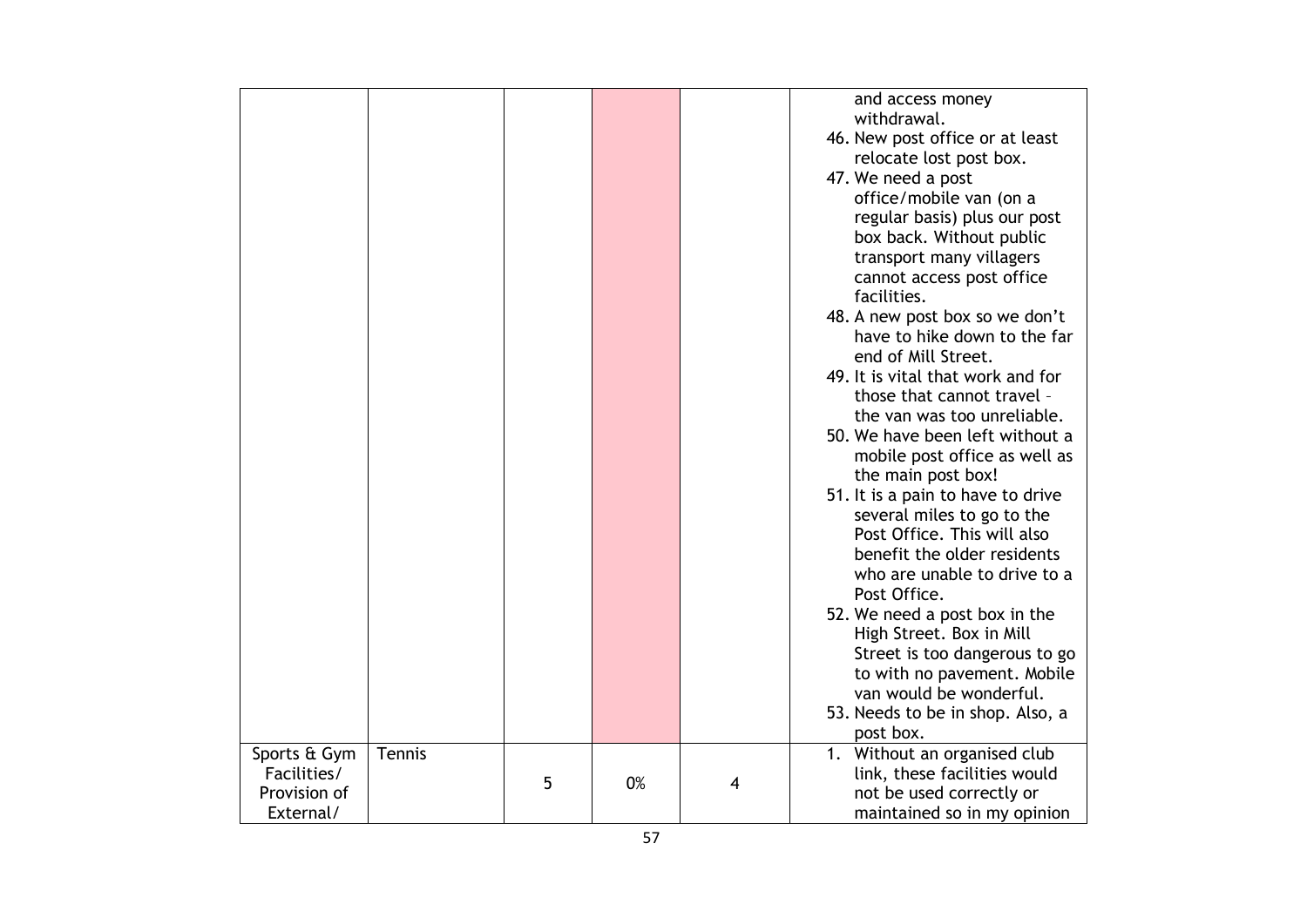| | | | | | |
|---|---|---|---|---|---|
| | | | | | and access money withdrawal.<br>46. New post office or at least relocate lost post box.<br>47. We need a post office/mobile van (on a regular basis) plus our post box back. Without public transport many villagers cannot access post office facilities.<br>48. A new post box so we don't have to hike down to the far end of Mill Street.<br>49. It is vital that work and for those that cannot travel – the van was too unreliable.<br>50. We have been left without a mobile post office as well as the main post box!<br>51. It is a pain to have to drive several miles to go to the Post Office. This will also benefit the older residents who are unable to drive to a Post Office.<br>52. We need a post box in the High Street. Box in Mill Street is too dangerous to go to with no pavement. Mobile van would be wonderful.<br>53. Needs to be in shop. Also, a post box. |
| Sports & Gym Facilities/ Provision of External/ | Tennis | 5 | 0% | 4 | 1. Without an organised club link, these facilities would not be used correctly or maintained so in my opinion |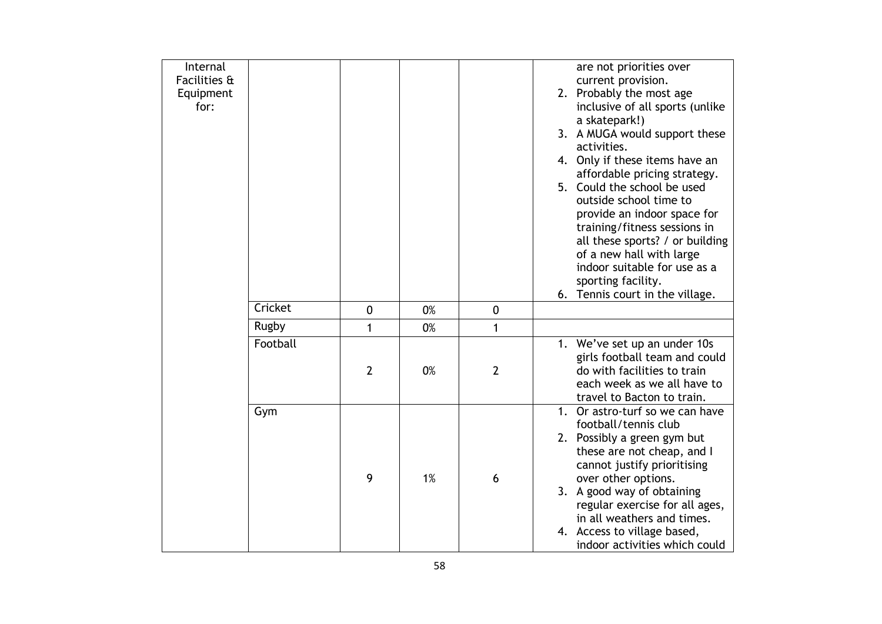| | | | | | |
|---|---|---|---|---|---|
| Internal Facilities & Equipment for: | | | | | are not priorities over current provision.<br>2. Probably the most age inclusive of all sports (unlike a skatepark!)<br>3. A MUGA would support these activities.<br>4. Only if these items have an affordable pricing strategy.<br>5. Could the school be used outside school time to provide an indoor space for training/fitness sessions in all these sports? / or building of a new hall with large indoor suitable for use as a sporting facility.<br>6. Tennis court in the village. |
| | Cricket | 0 | 0% | 0 | |
| | Rugby | 1 | 0% | 1 | |
| | Football | 2 | 0% | 2 | 1. We've set up an under 10s girls football team and could do with facilities to train each week as we all have to travel to Bacton to train. |
| | Gym | 9 | 1% | 6 | 1. Or astro-turf so we can have football/tennis club<br>2. Possibly a green gym but these are not cheap, and I cannot justify prioritising over other options.<br>3. A good way of obtaining regular exercise for all ages, in all weathers and times.<br>4. Access to village based, indoor activities which could |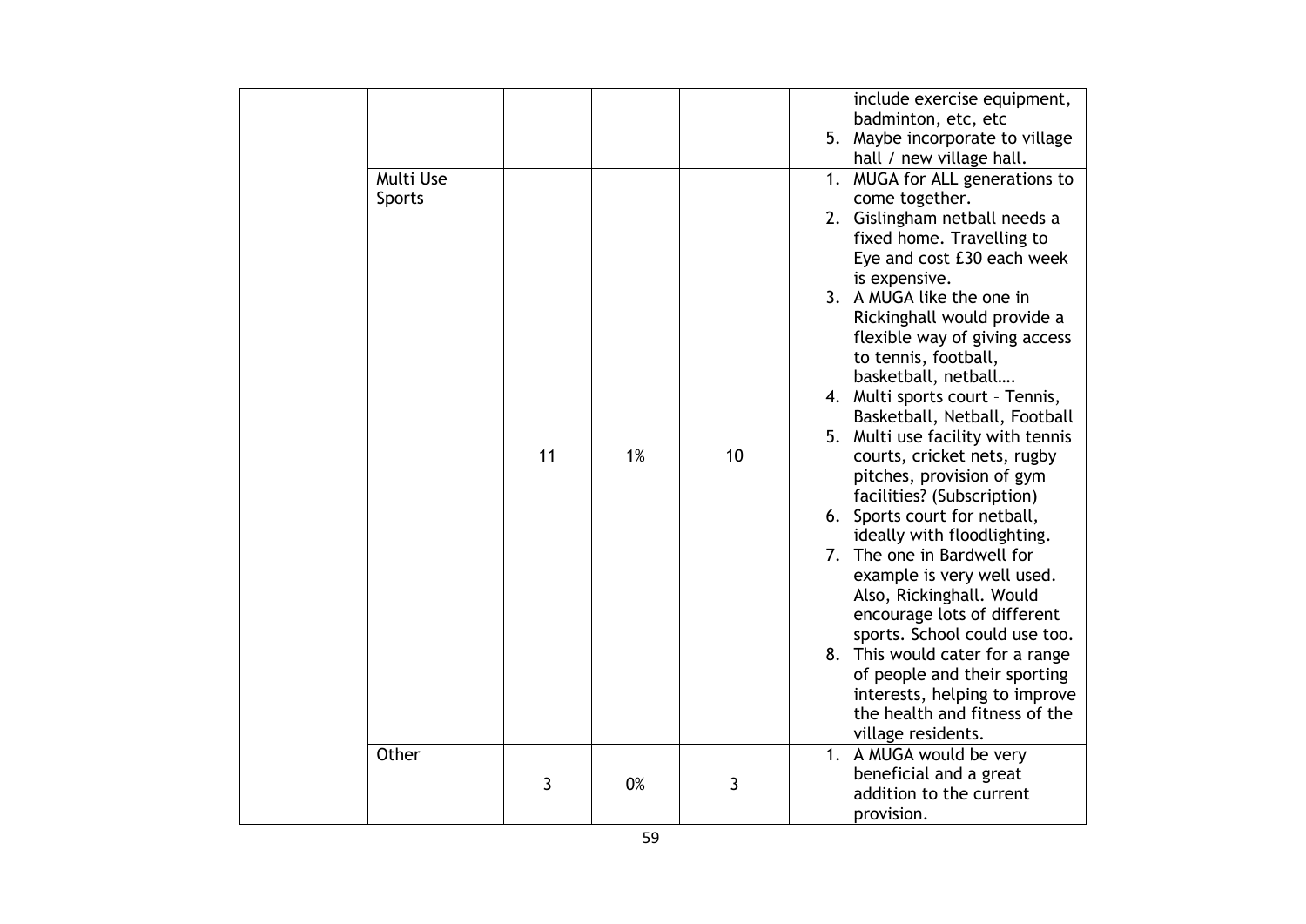| | | | | | |
|---|---|---|---|---|---|
| | | | | | include exercise equipment, badminton, etc, etc<br>5. Maybe incorporate to village hall / new village hall. |
| | Multi Use Sports | 11 | 1% | 10 | 1. MUGA for ALL generations to come together.<br>2. Gislingham netball needs a fixed home. Travelling to Eye and cost £30 each week is expensive.<br>3. A MUGA like the one in Rickinghall would provide a flexible way of giving access to tennis, football, basketball, netball….<br>4. Multi sports court – Tennis, Basketball, Netball, Football<br>5. Multi use facility with tennis courts, cricket nets, rugby pitches, provision of gym facilities? (Subscription)<br>6. Sports court for netball, ideally with floodlighting.<br>7. The one in Bardwell for example is very well used. Also, Rickinghall. Would encourage lots of different sports. School could use too.<br>8. This would cater for a range of people and their sporting interests, helping to improve the health and fitness of the village residents. |
| | Other | 3 | 0% | 3 | 1. A MUGA would be very beneficial and a great addition to the current provision. |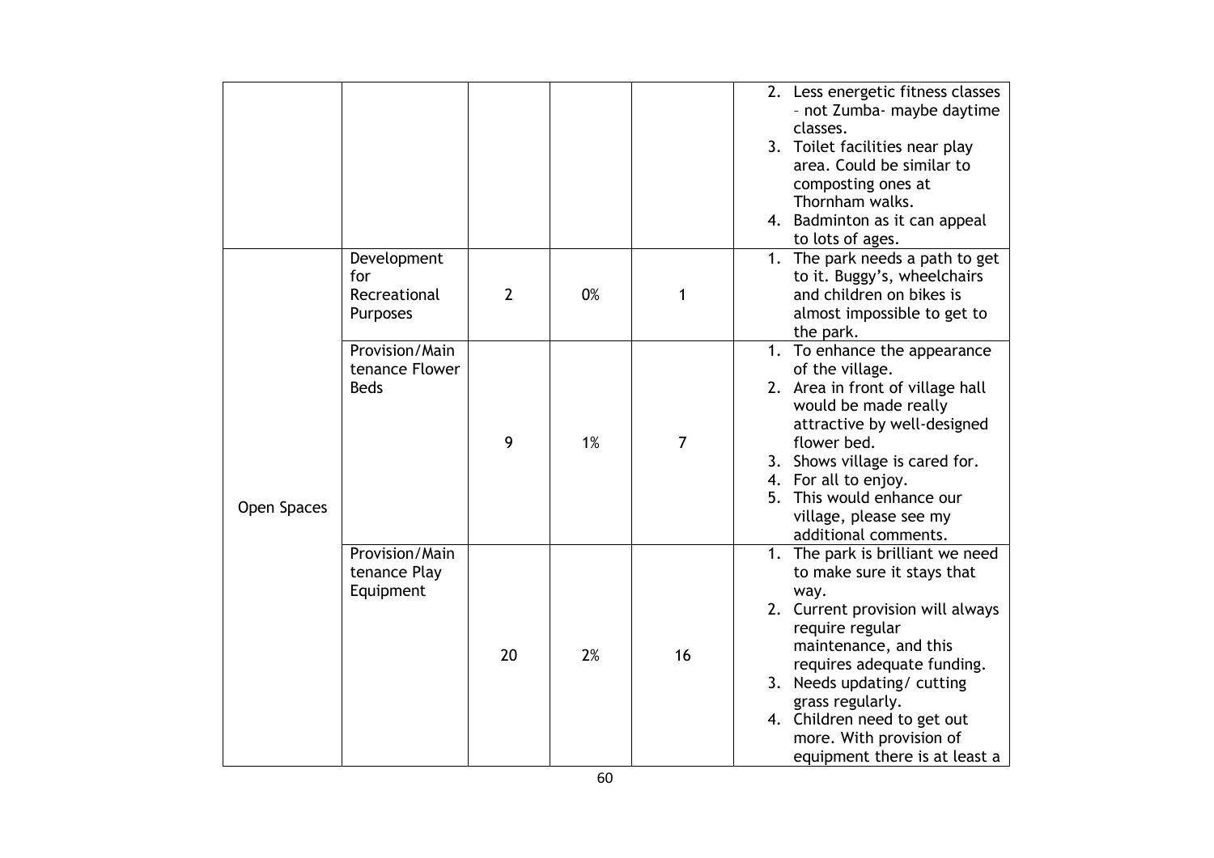| | | | | | |
|---|---|---|---|---|---|
| | | | | | 2. Less energetic fitness classes – not Zumba- maybe daytime classes.<br>3. Toilet facilities near play area. Could be similar to composting ones at Thornham walks.<br>4. Badminton as it can appeal to lots of ages. |
| Open Spaces | Development for Recreational Purposes | 2 | 0% | 1 | 1. The park needs a path to get to it. Buggy's, wheelchairs and children on bikes is almost impossible to get to the park. |
| | Provision/Maintenance Flower Beds | 9 | 1% | 7 | 1. To enhance the appearance of the village.<br>2. Area in front of village hall would be made really attractive by well-designed flower bed.<br>3. Shows village is cared for.<br>4. For all to enjoy.<br>5. This would enhance our village, please see my additional comments. |
| | Provision/Maintenance Play Equipment | 20 | 2% | 16 | 1. The park is brilliant we need to make sure it stays that way.<br>2. Current provision will always require regular maintenance, and this requires adequate funding.<br>3. Needs updating/ cutting grass regularly.<br>4. Children need to get out more. With provision of equipment there is at least a |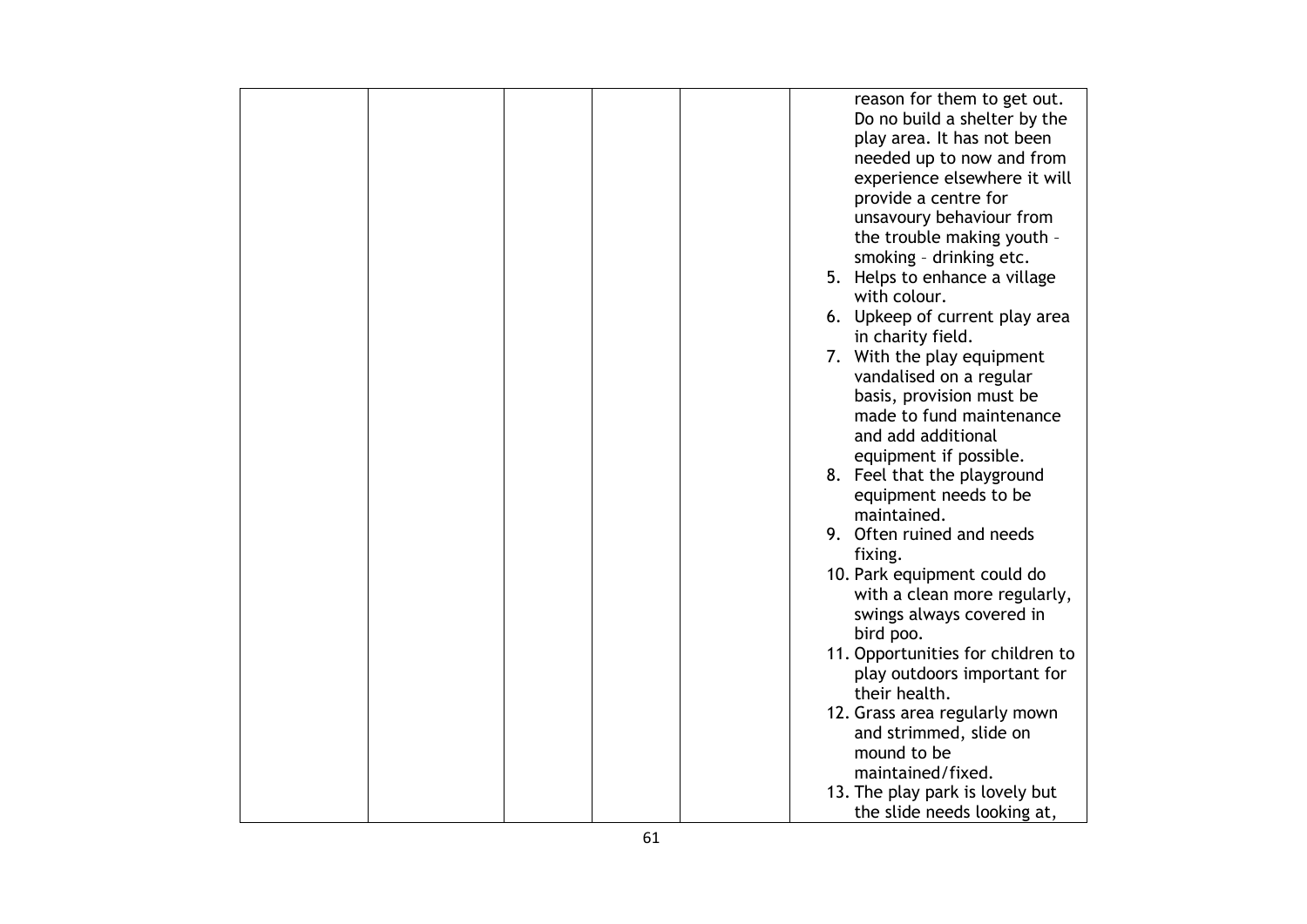| | | | | | |
|---|---|---|---|---|---|
| | | | | | reason for them to get out. Do no build a shelter by the play area. It has not been needed up to now and from experience elsewhere it will provide a centre for unsavoury behaviour from the trouble making youth – smoking – drinking etc.<br>5. Helps to enhance a village with colour.<br>6. Upkeep of current play area in charity field.<br>7. With the play equipment vandalised on a regular basis, provision must be made to fund maintenance and add additional equipment if possible.<br>8. Feel that the playground equipment needs to be maintained.<br>9. Often ruined and needs fixing.<br>10. Park equipment could do with a clean more regularly, swings always covered in bird poo.<br>11. Opportunities for children to play outdoors important for their health.<br>12. Grass area regularly mown and strimmed, slide on mound to be maintained/fixed.<br>13. The play park is lovely but the slide needs looking at, |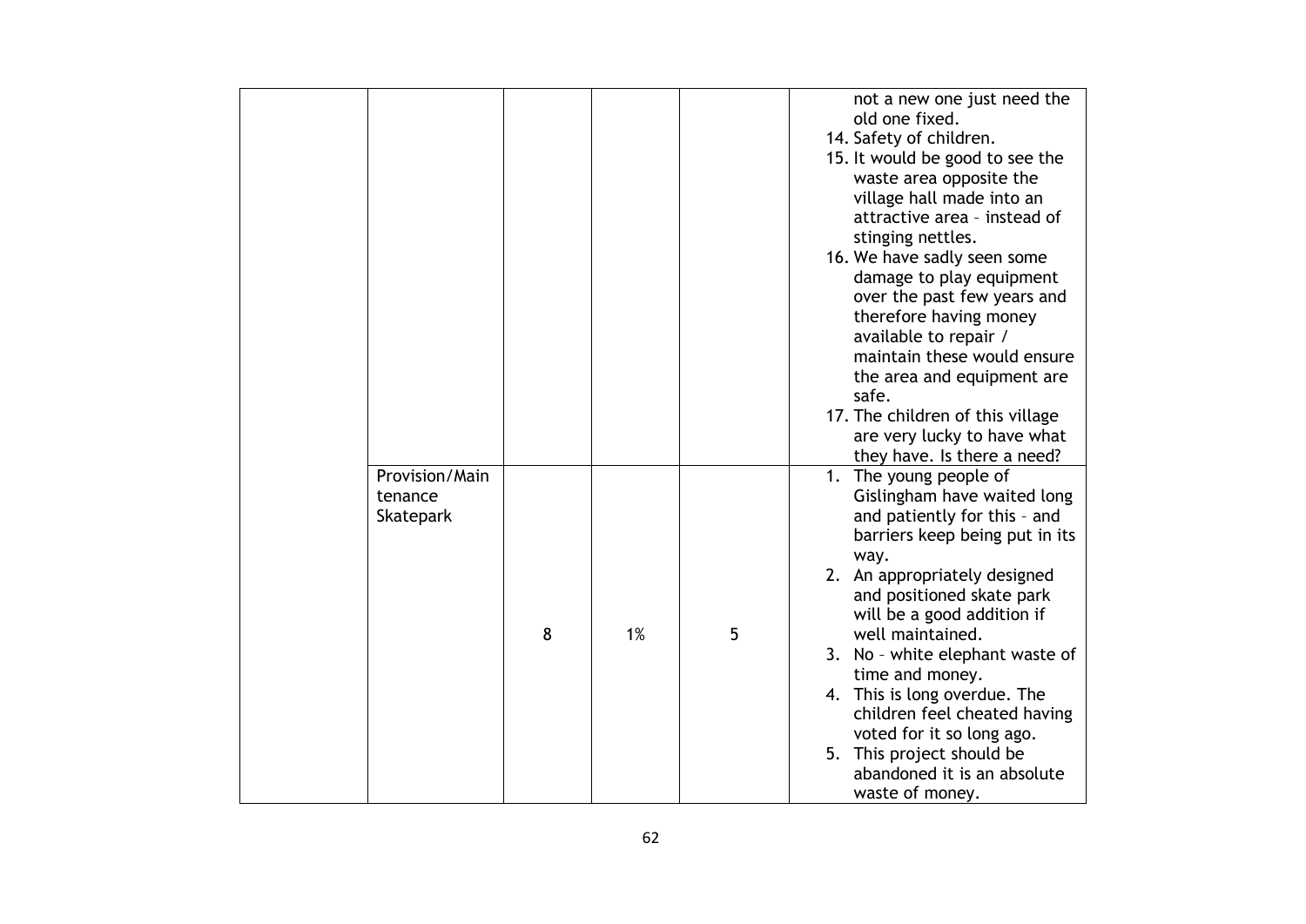| | | | | | |
|---|---|---|---|---|---|
| | | | | | not a new one just need the old one fixed.<br>14. Safety of children.<br>15. It would be good to see the waste area opposite the village hall made into an attractive area – instead of stinging nettles.<br>16. We have sadly seen some damage to play equipment over the past few years and therefore having money available to repair / maintain these would ensure the area and equipment are safe.<br>17. The children of this village are very lucky to have what they have. Is there a need? |
| | Provision/Maintenance Skatepark | 8 | 1% | 5 | 1. The young people of Gislingham have waited long and patiently for this – and barriers keep being put in its way.<br>2. An appropriately designed and positioned skate park will be a good addition if well maintained.<br>3. No – white elephant waste of time and money.<br>4. This is long overdue. The children feel cheated having voted for it so long ago.<br>5. This project should be abandoned it is an absolute waste of money. |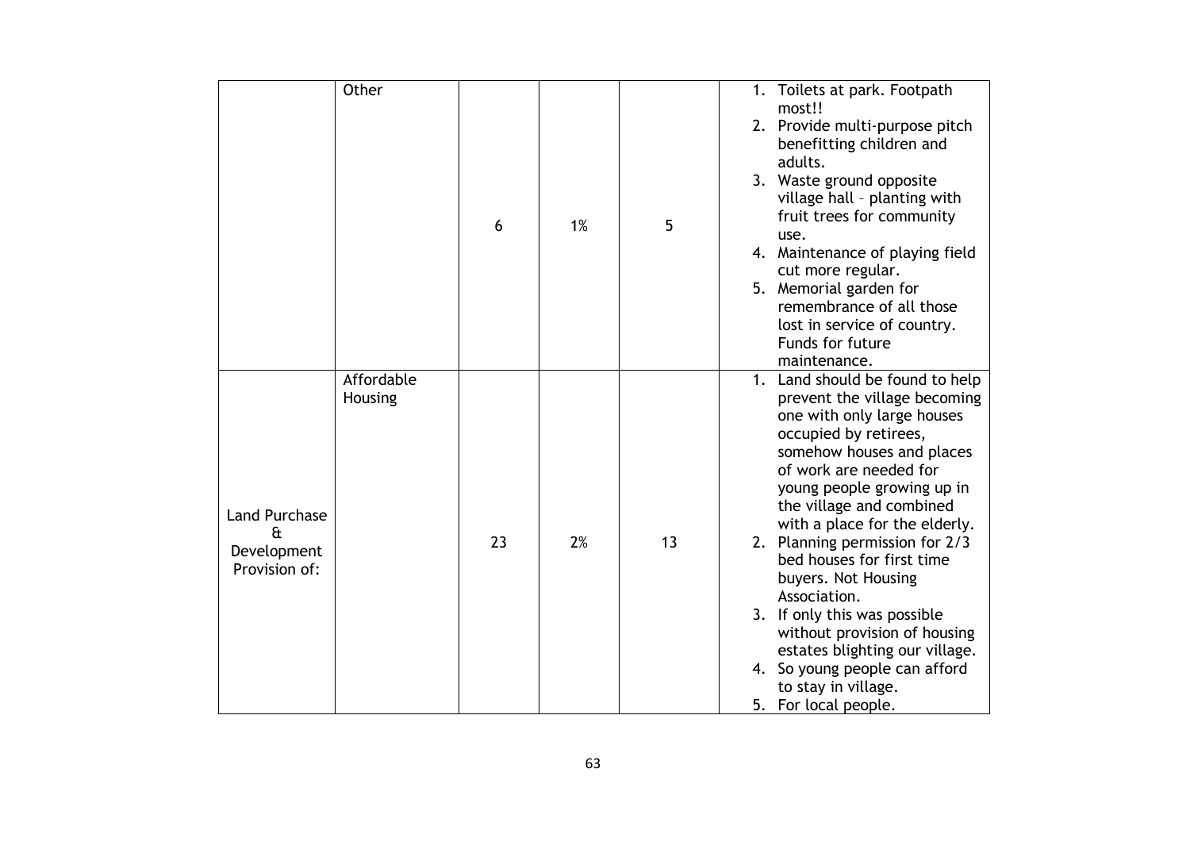| | | | | | |
|---|---|---|---|---|---|
| | Other | 6 | 1% | 5 | 1. Toilets at park. Footpath most!!<br>2. Provide multi-purpose pitch benefitting children and adults.<br>3. Waste ground opposite village hall – planting with fruit trees for community use.<br>4. Maintenance of playing field cut more regular.<br>5. Memorial garden for remembrance of all those lost in service of country. Funds for future maintenance. |
| Land Purchase & Development Provision of: | Affordable Housing | 23 | 2% | 13 | 1. Land should be found to help prevent the village becoming one with only large houses occupied by retirees, somehow houses and places of work are needed for young people growing up in the village and combined with a place for the elderly.<br>2. Planning permission for 2/3 bed houses for first time buyers. Not Housing Association.<br>3. If only this was possible without provision of housing estates blighting our village.<br>4. So young people can afford to stay in village.<br>5. For local people. |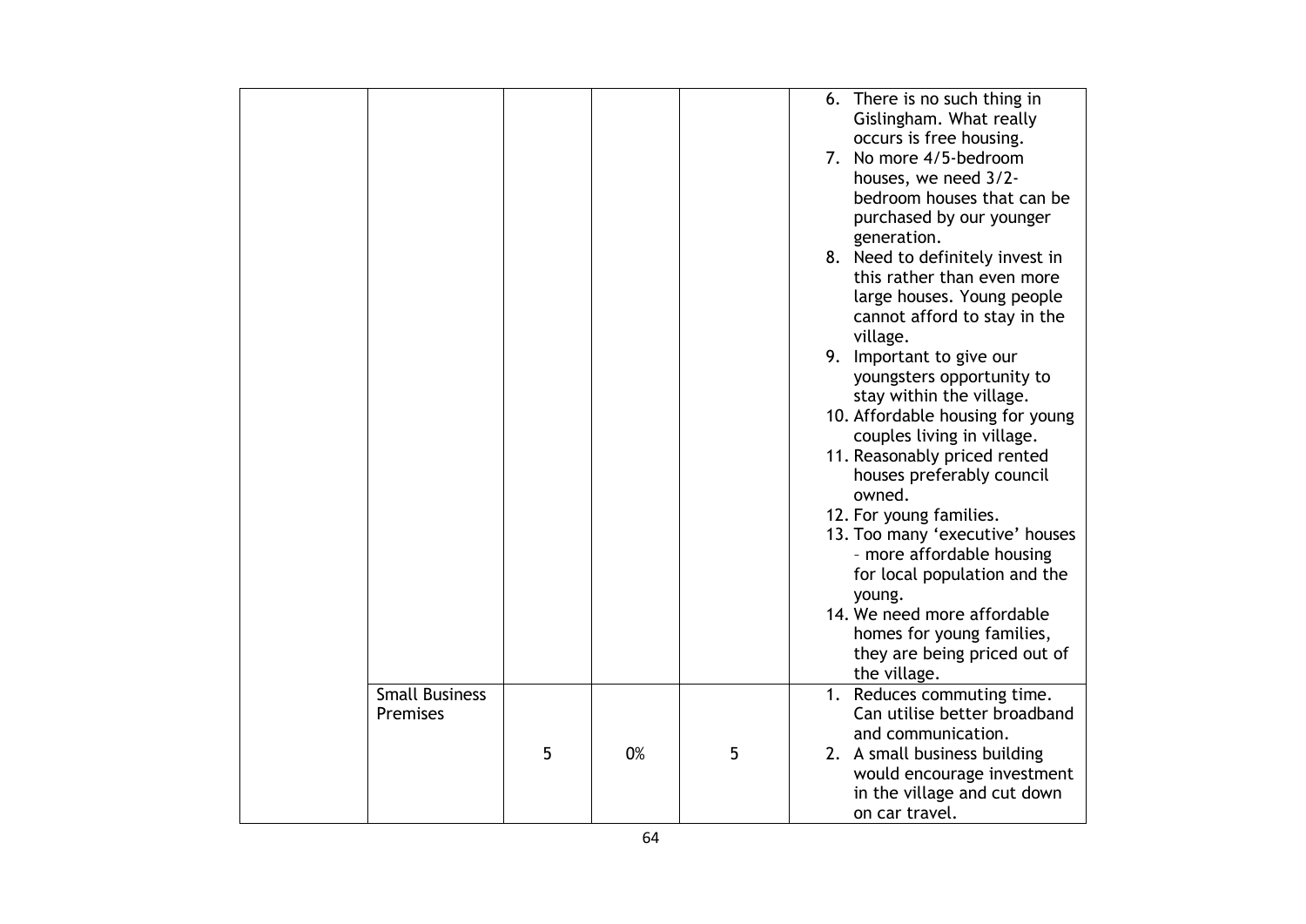| | | | | | |
|---|---|---|---|---|---|
| | | | | | 6. There is no such thing in Gislingham. What really occurs is free housing.<br>7. No more 4/5-bedroom houses, we need 3/2-bedroom houses that can be purchased by our younger generation.<br>8. Need to definitely invest in this rather than even more large houses. Young people cannot afford to stay in the village.<br>9. Important to give our youngsters opportunity to stay within the village.<br>10. Affordable housing for young couples living in village.<br>11. Reasonably priced rented houses preferably council owned.<br>12. For young families.<br>13. Too many 'executive' houses – more affordable housing for local population and the young.<br>14. We need more affordable homes for young families, they are being priced out of the village. |
| | Small Business Premises | 5 | 0% | 5 | 1. Reduces commuting time. Can utilise better broadband and communication.<br>2. A small business building would encourage investment in the village and cut down on car travel. |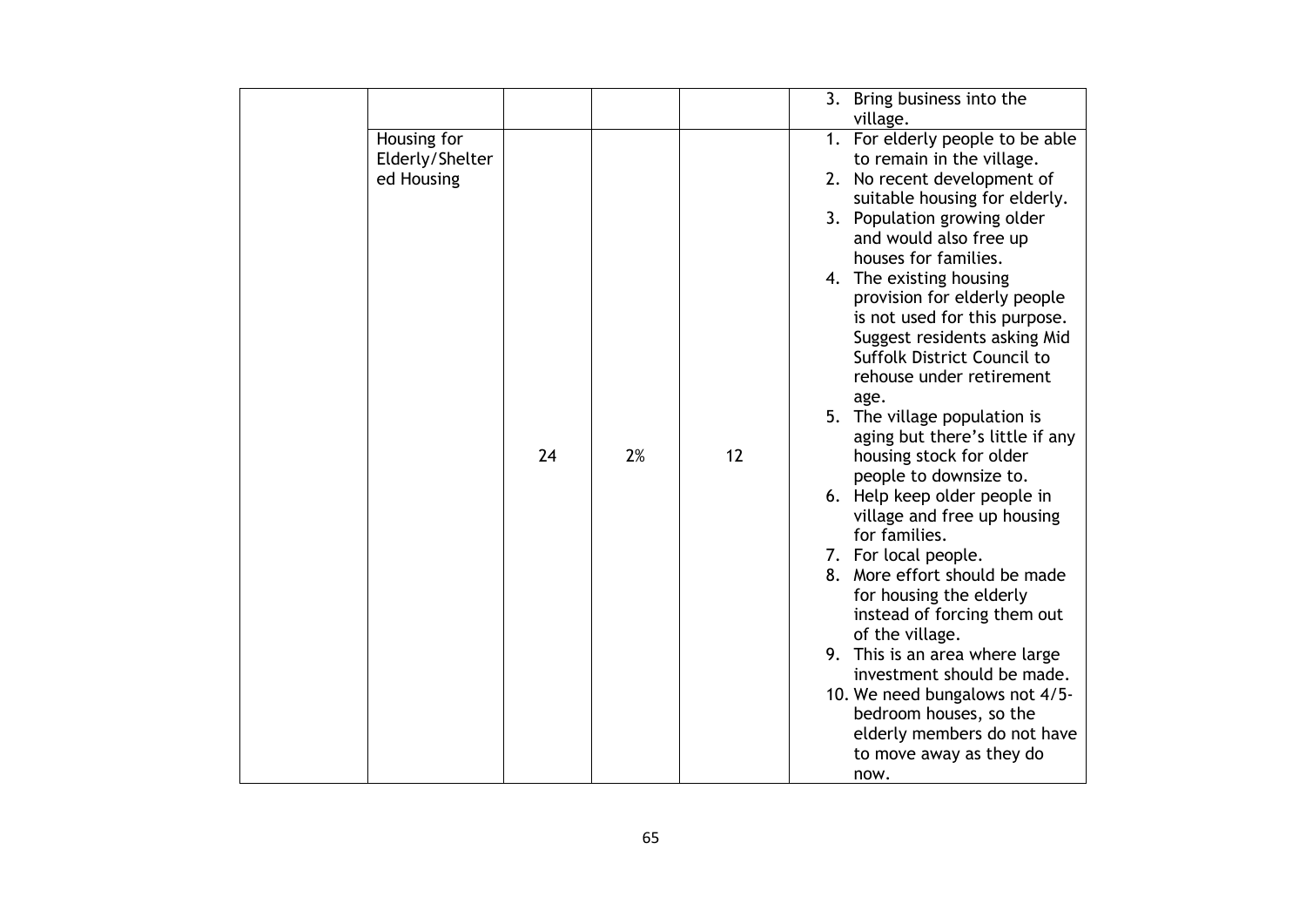| | | | | | |
|---|---|---|---|---|---|
| | | | | | 3. Bring business into the village. |
| | Housing for Elderly/Sheltered Housing | 24 | 2% | 12 | 1. For elderly people to be able to remain in the village.<br>2. No recent development of suitable housing for elderly.<br>3. Population growing older and would also free up houses for families.<br>4. The existing housing provision for elderly people is not used for this purpose. Suggest residents asking Mid Suffolk District Council to rehouse under retirement age.<br>5. The village population is aging but there's little if any housing stock for older people to downsize to.<br>6. Help keep older people in village and free up housing for families.<br>7. For local people.<br>8. More effort should be made for housing the elderly instead of forcing them out of the village.<br>9. This is an area where large investment should be made.<br>10. We need bungalows not 4/5-bedroom houses, so the elderly members do not have to move away as they do now. |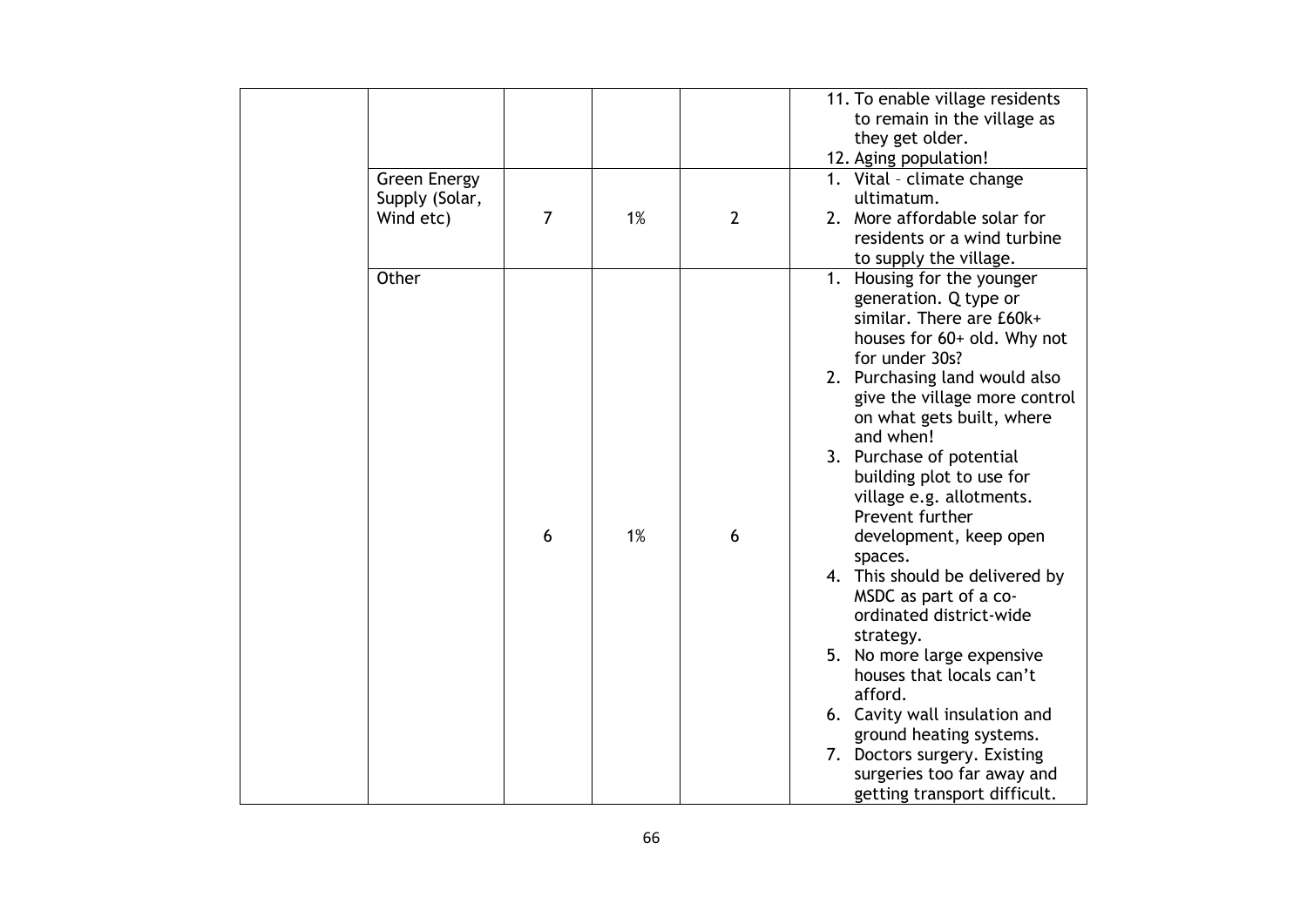|  |  |  |  |  |  |
|---|---|---|---|---|---|
|  |  |  |  |  | 11. To enable village residents to remain in the village as they get older.<br>12. Aging population! |
|  | Green Energy Supply (Solar, Wind etc) | 7 | 1% | 2 | 1. Vital – climate change ultimatum.<br>2. More affordable solar for residents or a wind turbine to supply the village. |
|  | Other | 6 | 1% | 6 | 1. Housing for the younger generation. Q type or similar. There are £60k+ houses for 60+ old. Why not for under 30s?<br>2. Purchasing land would also give the village more control on what gets built, where and when!<br>3. Purchase of potential building plot to use for village e.g. allotments. Prevent further development, keep open spaces.<br>4. This should be delivered by MSDC as part of a co-ordinated district-wide strategy.<br>5. No more large expensive houses that locals can't afford.<br>6. Cavity wall insulation and ground heating systems.<br>7. Doctors surgery. Existing surgeries too far away and getting transport difficult. |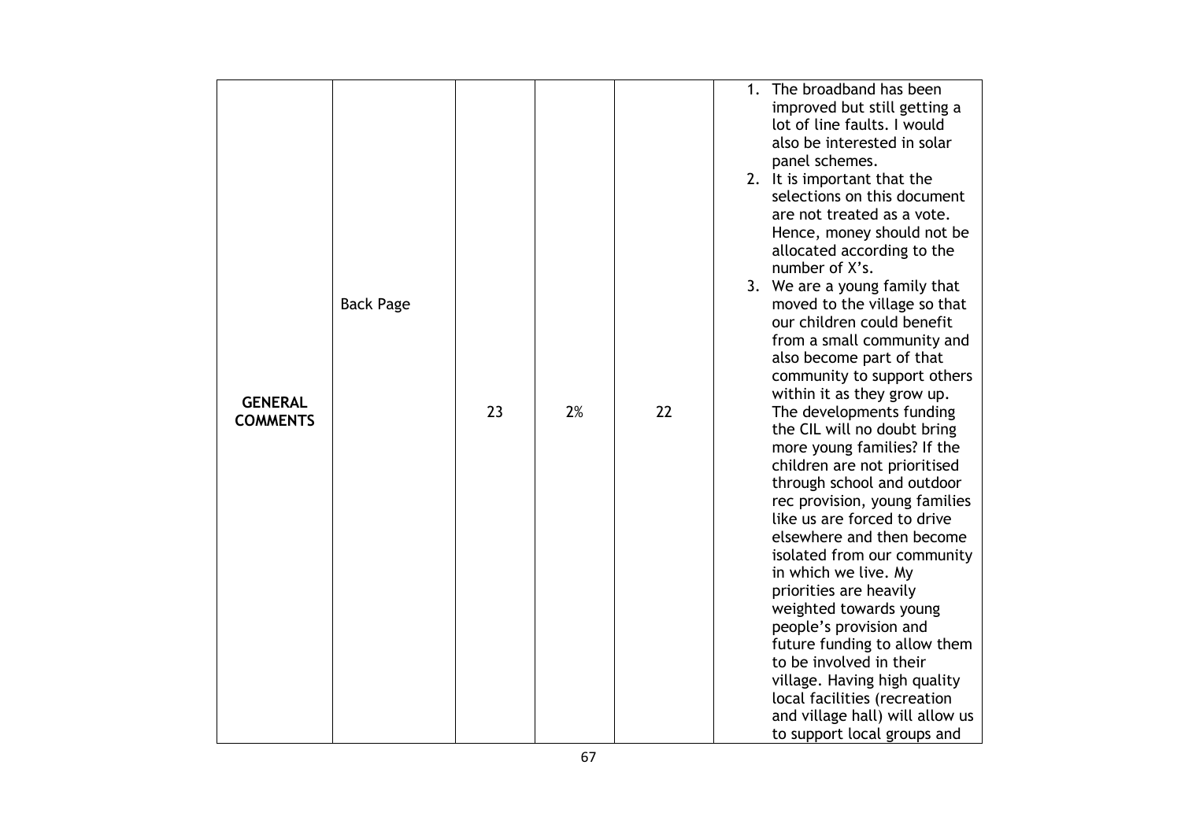| | | | | | |
|---|---|---|---|---|---|
| **GENERAL COMMENTS** | Back Page | 23 | 2% | 22 | 1. The broadband has been improved but still getting a lot of line faults. I would also be interested in solar panel schemes.<br>2. It is important that the selections on this document are not treated as a vote. Hence, money should not be allocated according to the number of X's.<br>3. We are a young family that moved to the village so that our children could benefit from a small community and also become part of that community to support others within it as they grow up. The developments funding the CIL will no doubt bring more young families? If the children are not prioritised through school and outdoor rec provision, young families like us are forced to drive elsewhere and then become isolated from our community in which we live. My priorities are heavily weighted towards young people's provision and future funding to allow them to be involved in their village. Having high quality local facilities (recreation and village hall) will allow us to support local groups and |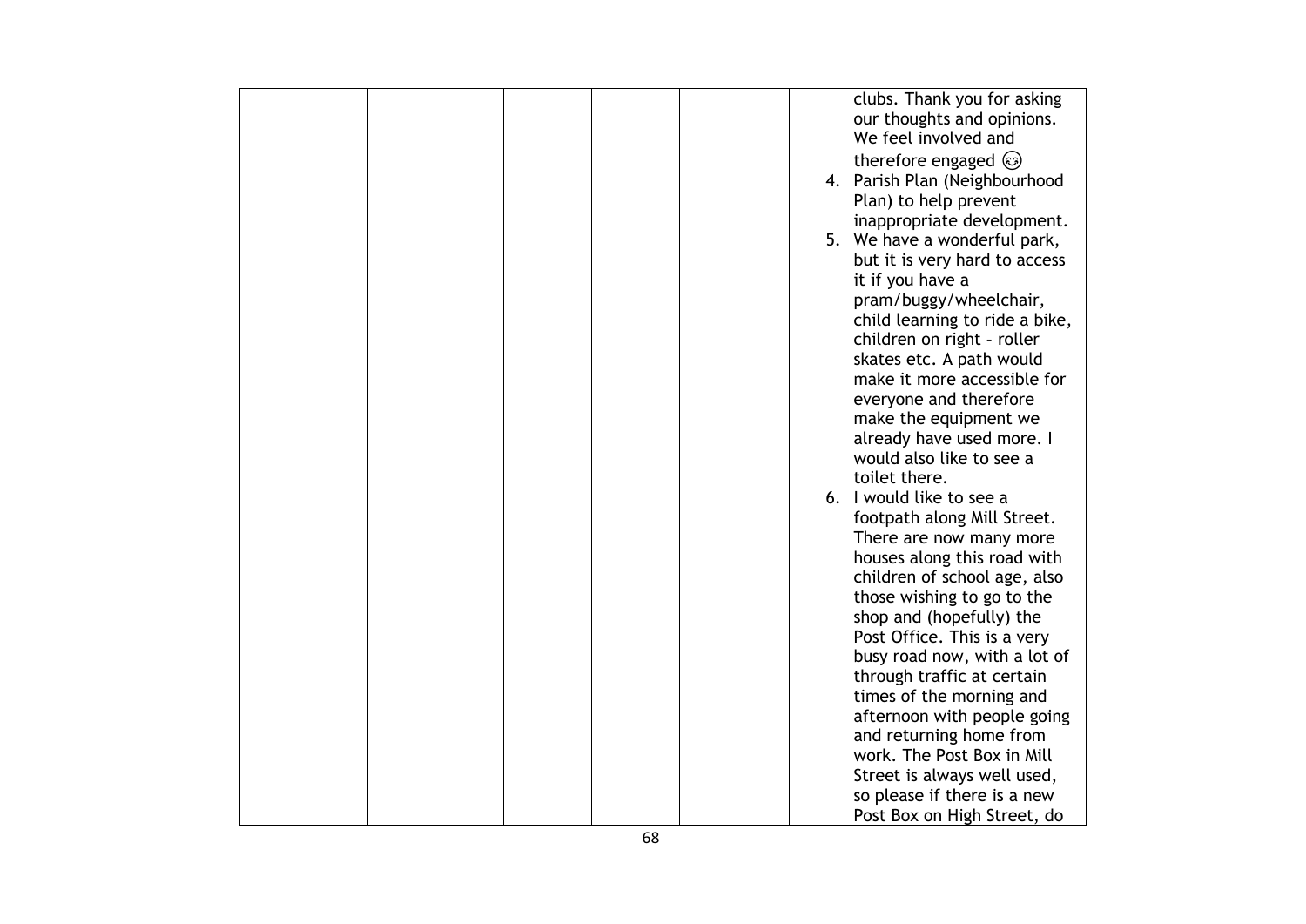|  |  |  |  |  |  |
| --- | --- | --- | --- | --- | --- |
|  |  |  |  |  | clubs. Thank you for asking our thoughts and opinions. We feel involved and therefore engaged 😉<br>4. Parish Plan (Neighbourhood Plan) to help prevent inappropriate development.<br>5. We have a wonderful park, but it is very hard to access it if you have a pram/buggy/wheelchair, child learning to ride a bike, children on right – roller skates etc. A path would make it more accessible for everyone and therefore make the equipment we already have used more. I would also like to see a toilet there.<br>6. I would like to see a footpath along Mill Street. There are now many more houses along this road with children of school age, also those wishing to go to the shop and (hopefully) the Post Office. This is a very busy road now, with a lot of through traffic at certain times of the morning and afternoon with people going and returning home from work. The Post Box in Mill Street is always well used, so please if there is a new Post Box on High Street, do |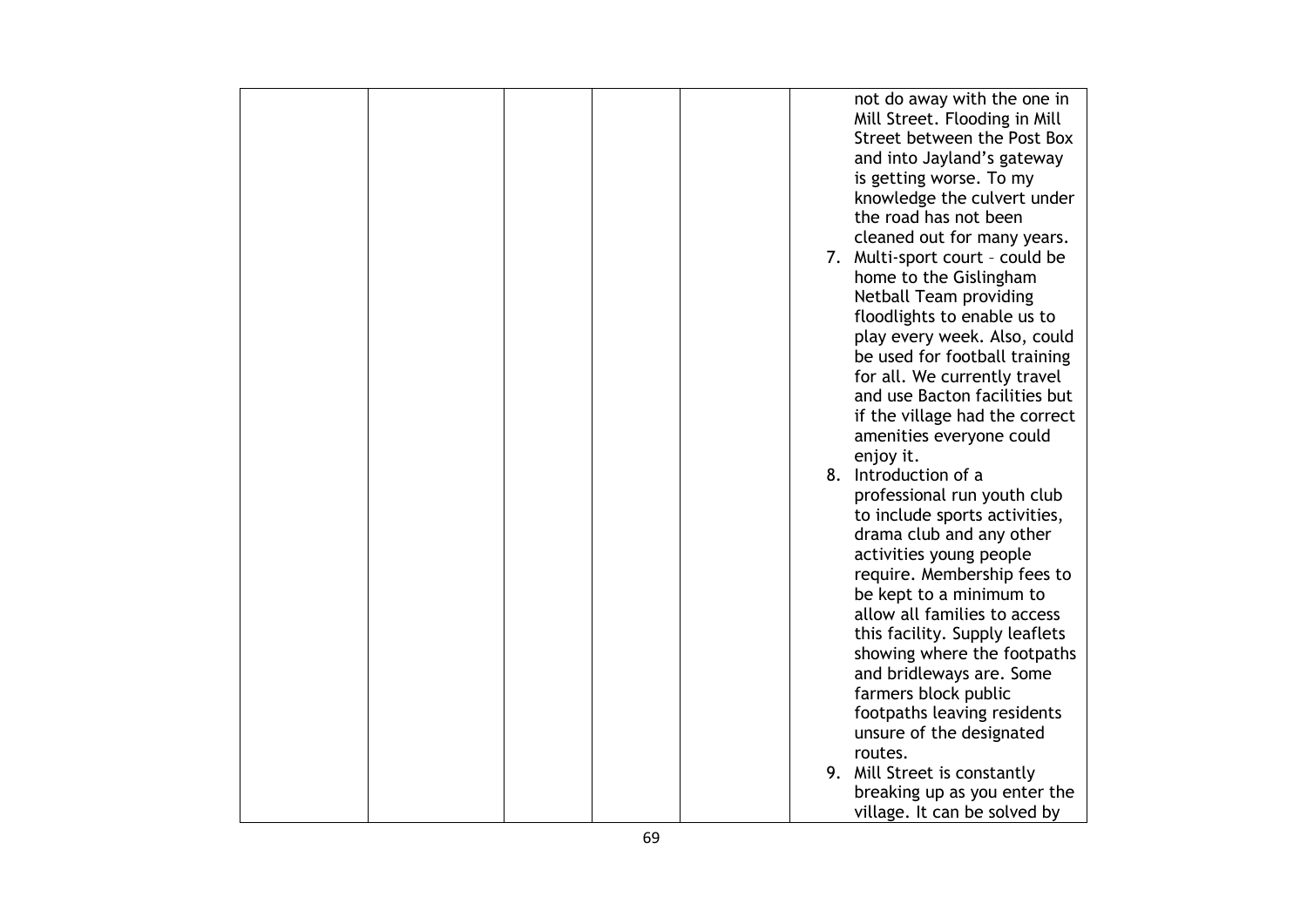|  |  |  |  |  | not do away with the one in Mill Street. Flooding in Mill Street between the Post Box and into Jayland's gateway is getting worse. To my knowledge the culvert under the road has not been cleaned out for many years.<br>7. Multi-sport court – could be home to the Gislingham Netball Team providing floodlights to enable us to play every week. Also, could be used for football training for all. We currently travel and use Bacton facilities but if the village had the correct amenities everyone could enjoy it.<br>8. Introduction of a professional run youth club to include sports activities, drama club and any other activities young people require. Membership fees to be kept to a minimum to allow all families to access this facility. Supply leaflets showing where the footpaths and bridleways are. Some farmers block public footpaths leaving residents unsure of the designated routes.<br>9. Mill Street is constantly breaking up as you enter the village. It can be solved by |
|---|---|---|---|---|---|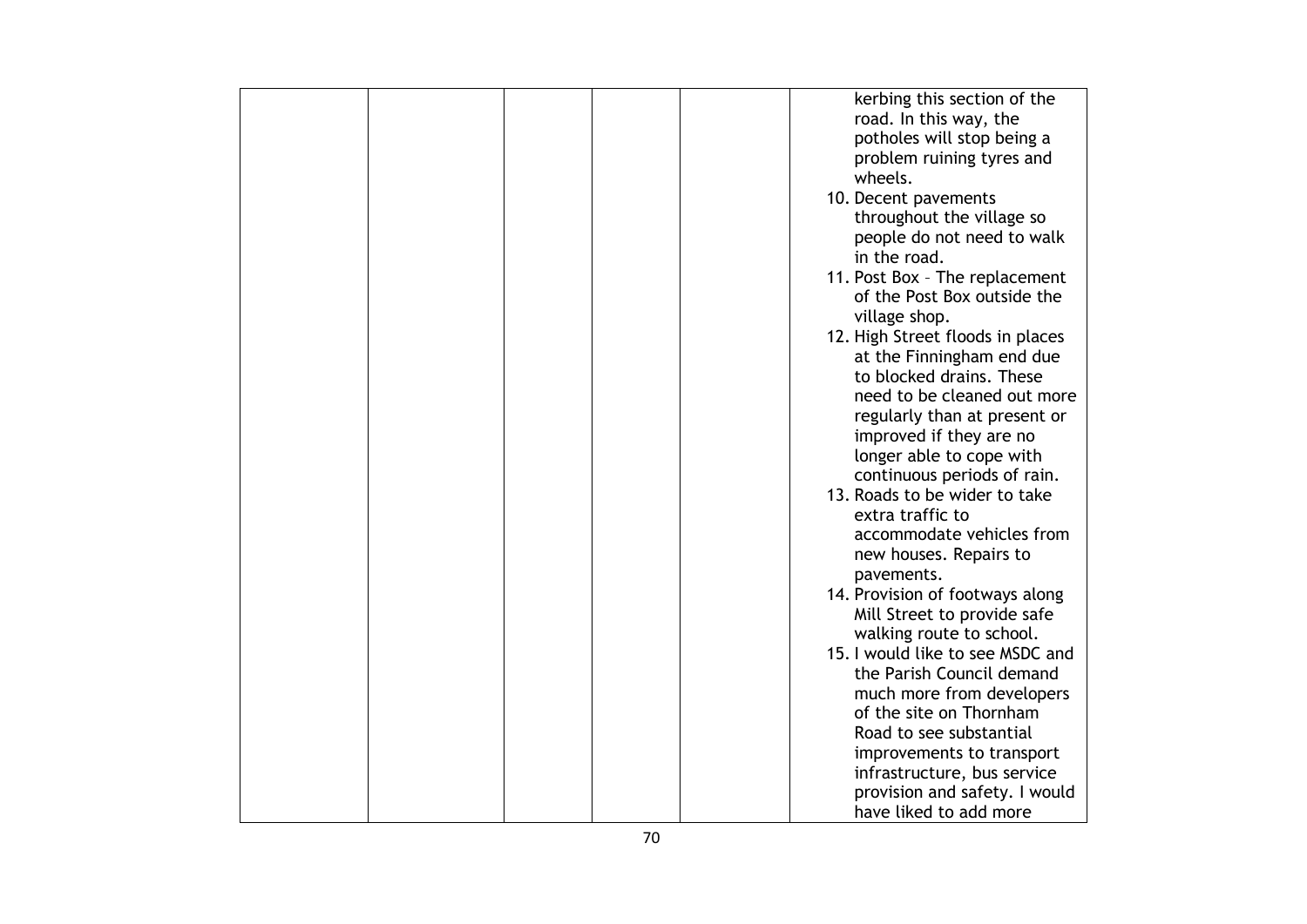| | | | | | |
|---|---|---|---|---|---|
| | | | | | kerbing this section of the road. In this way, the potholes will stop being a problem ruining tyres and wheels.<br>10. Decent pavements throughout the village so people do not need to walk in the road.<br>11. Post Box – The replacement of the Post Box outside the village shop.<br>12. High Street floods in places at the Finningham end due to blocked drains. These need to be cleaned out more regularly than at present or improved if they are no longer able to cope with continuous periods of rain.<br>13. Roads to be wider to take extra traffic to accommodate vehicles from new houses. Repairs to pavements.<br>14. Provision of footways along Mill Street to provide safe walking route to school.<br>15. I would like to see MSDC and the Parish Council demand much more from developers of the site on Thornham Road to see substantial improvements to transport infrastructure, bus service provision and safety. I would have liked to add more |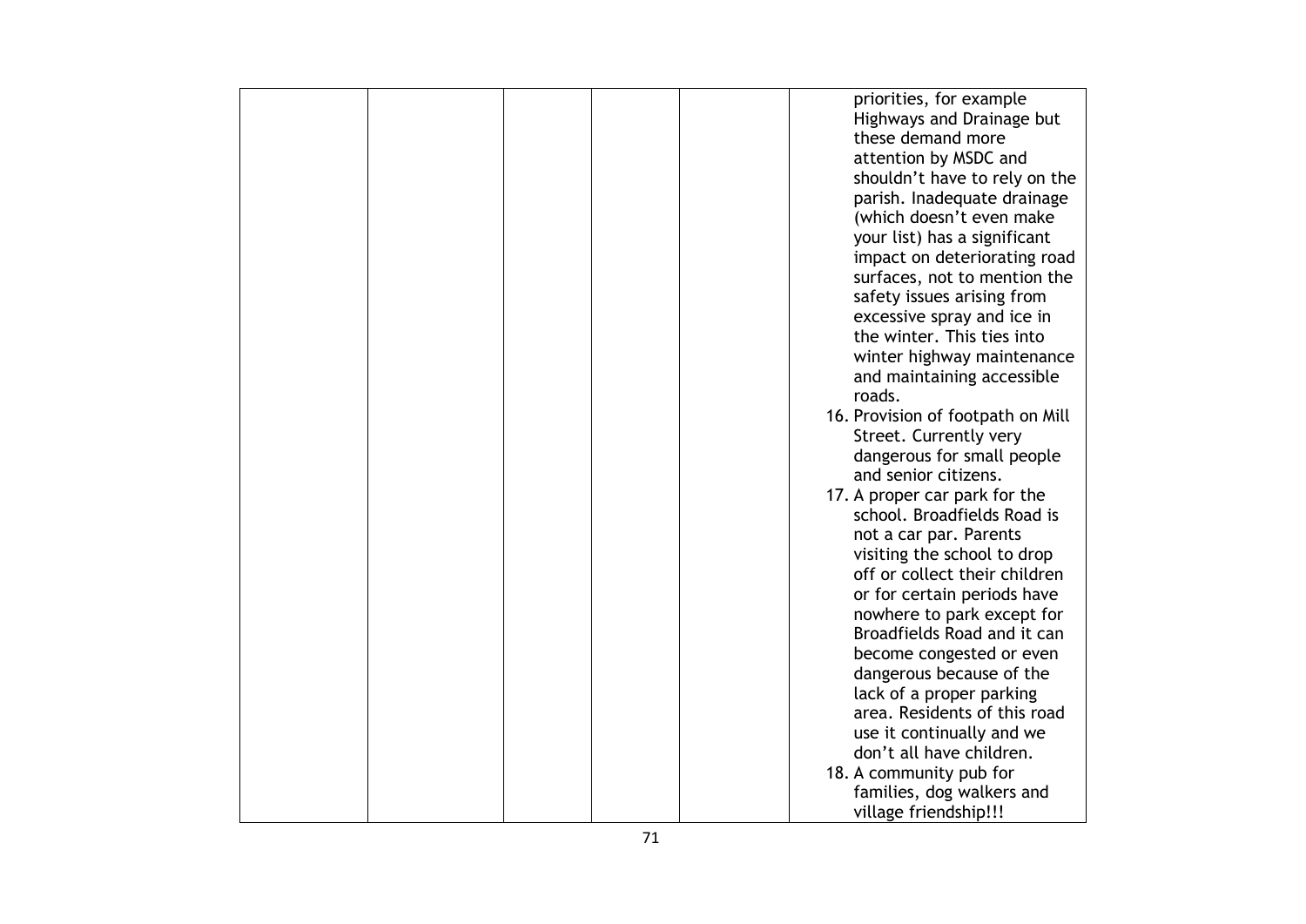|  |  |  |  |  | priorities, for example Highways and Drainage but these demand more attention by MSDC and shouldn't have to rely on the parish. Inadequate drainage (which doesn't even make your list) has a significant impact on deteriorating road surfaces, not to mention the safety issues arising from excessive spray and ice in the winter. This ties into winter highway maintenance and maintaining accessible roads.<br>16. Provision of footpath on Mill Street. Currently very dangerous for small people and senior citizens.<br>17. A proper car park for the school. Broadfields Road is not a car par. Parents visiting the school to drop off or collect their children or for certain periods have nowhere to park except for Broadfields Road and it can become congested or even dangerous because of the lack of a proper parking area. Residents of this road use it continually and we don't all have children.<br>18. A community pub for families, dog walkers and village friendship!!! |
|---|---|---|---|---|---|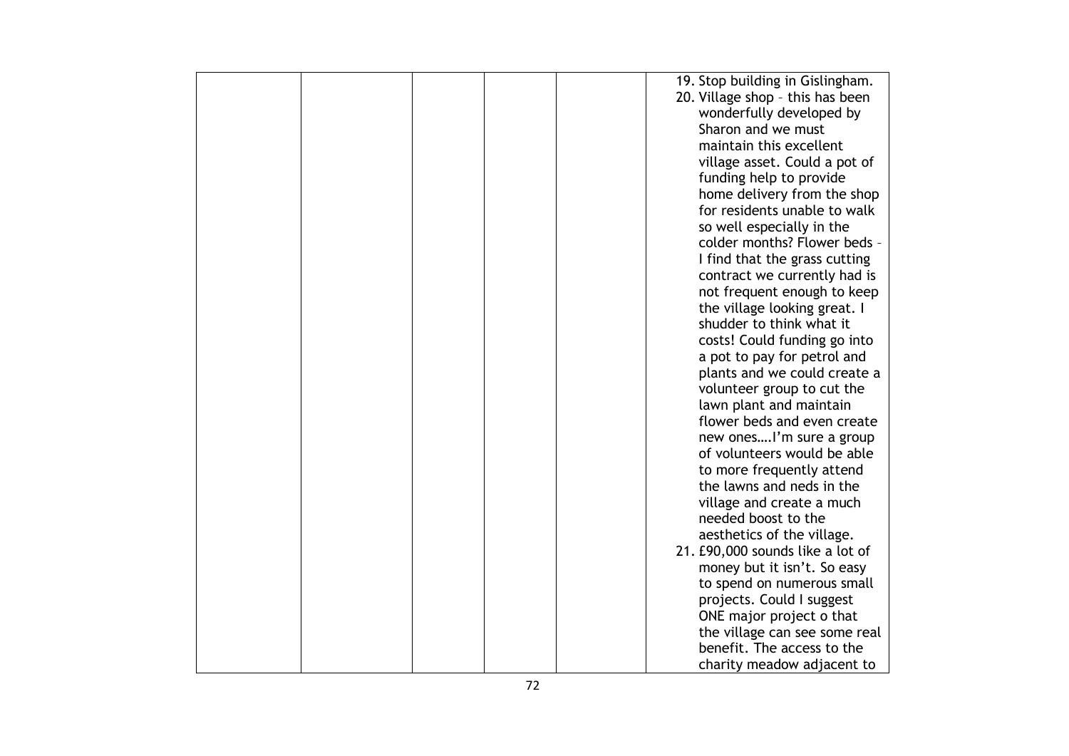|  |  |  |  |  |  |
|---|---|---|---|---|---|
|  |  |  |  |  | 19. Stop building in Gislingham.<br>20. Village shop – this has been wonderfully developed by Sharon and we must maintain this excellent village asset. Could a pot of funding help to provide home delivery from the shop for residents unable to walk so well especially in the colder months? Flower beds – I find that the grass cutting contract we currently had is not frequent enough to keep the village looking great. I shudder to think what it costs! Could funding go into a pot to pay for petrol and plants and we could create a volunteer group to cut the lawn plant and maintain flower beds and even create new ones….I'm sure a group of volunteers would be able to more frequently attend the lawns and neds in the village and create a much needed boost to the aesthetics of the village.<br>21. £90,000 sounds like a lot of money but it isn't. So easy to spend on numerous small projects. Could I suggest ONE major project o that the village can see some real benefit. The access to the charity meadow adjacent to |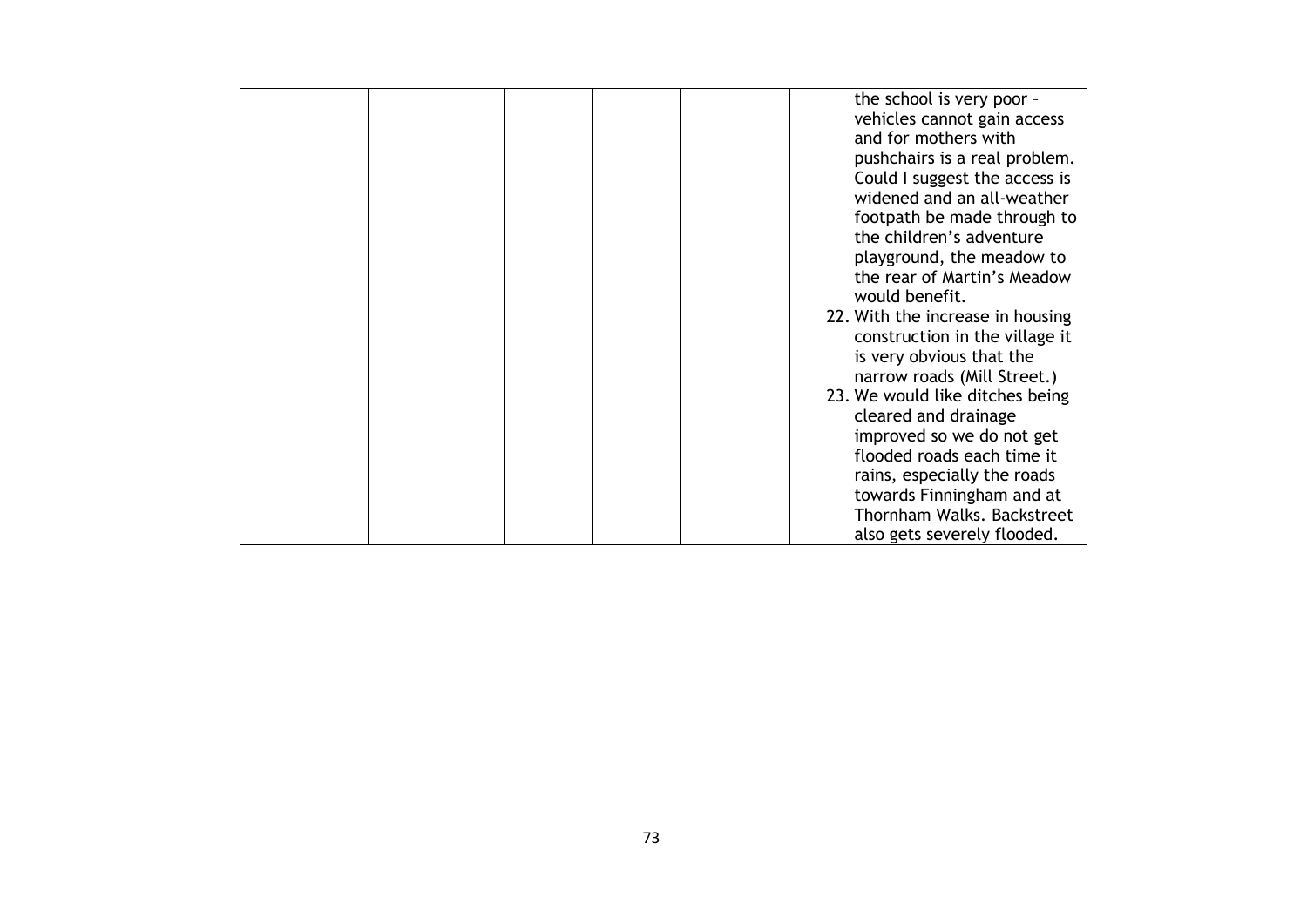| | | | | | |
|---|---|---|---|---|---|
| | | | | | the school is very poor – vehicles cannot gain access and for mothers with pushchairs is a real problem. Could I suggest the access is widened and an all-weather footpath be made through to the children's adventure playground, the meadow to the rear of Martin's Meadow would benefit.<br>22. With the increase in housing construction in the village it is very obvious that the narrow roads (Mill Street.)<br>23. We would like ditches being cleared and drainage improved so we do not get flooded roads each time it rains, especially the roads towards Finningham and at Thornham Walks. Backstreet also gets severely flooded. |